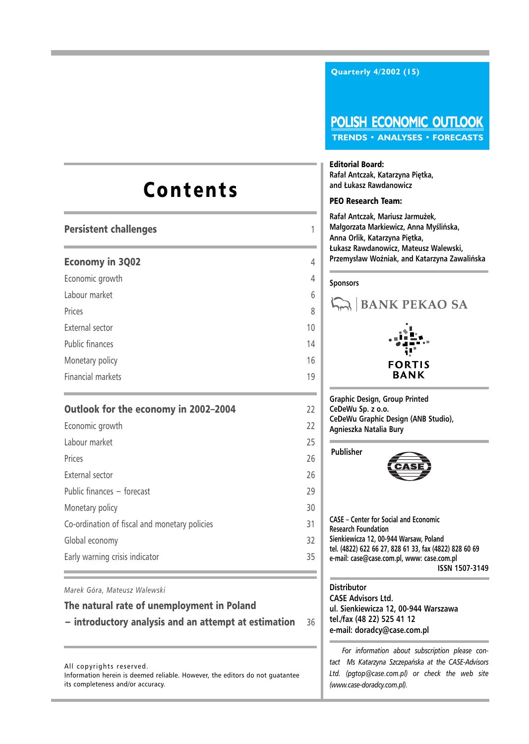Quarterly 4/2002 (15)

# POLISH ECONOMIC OUTLOOK

**TRENDS • ANALYSES • FORECASTS**

# Contents

| | |
|---|---|
| **Persistent challenges** | 1 |
| **Economy in 3Q02** | 4 |
| Economic growth | 4 |
| Labour market | 6 |
| Prices | 8 |
| External sector | 10 |
| Public finances | 14 |
| Monetary policy | 16 |
| Financial markets | 19 |
| **Outlook for the economy in 2002–2004** | 22 |
| Economic growth | 22 |
| Labour market | 25 |
| Prices | 26 |
| External sector | 26 |
| Public finances – forecast | 29 |
| Monetary policy | 30 |
| Co-ordination of fiscal and monetary policies | 31 |
| Global economy | 32 |
| Early warning crisis indicator | 35 |

*Marek Góra, Mateusz Walewski*

**The natural rate of unemployment in Poland – introductory analysis and an attempt at estimation** 36

All copyrights reserved.
Information herein is deemed reliable. However, the editors do not guatantee its completeness and/or accuracy.

**Editorial Board:**
Rafał Antczak, Katarzyna Piętka, and Łukasz Rawdanowicz

**PEO Research Team:**

Rafał Antczak, Mariusz Jarmużek, Małgorzata Markiewicz, Anna Myślińska, Anna Orlik, Katarzyna Piętka, Łukasz Rawdanowicz, Mateusz Walewski, Przemysław Woźniak, and Katarzyna Zawalińska

**Sponsors**

BANK PEKAO SA

FORTIS BANK

**Graphic Design, Group Printed**
CeDeWu Sp. z o.o.
CeDeWu Graphic Design (ANB Studio), Agnieszka Natalia Bury

**Publisher**

CASE – Center for Social and Economic Research Foundation
Sienkiewicza 12, 00-944 Warsaw, Poland
tel. (4822) 622 66 27, 828 61 33, fax (4822) 828 60 69
e-mail: case@case.com.pl, www: case.com.pl
ISSN 1507-3149

**Distributor**
CASE Advisors Ltd.
ul. Sienkiewicza 12, 00-944 Warszawa
tel./fax (48 22) 525 41 12
e-mail: doradcy@case.com.pl

*For information about subscription please contact Ms Katarzyna Szczepańska at the CASE-Advisors Ltd. (pgtop@case.com.pl) or check the web site (www.case-doradcy.com.pl).*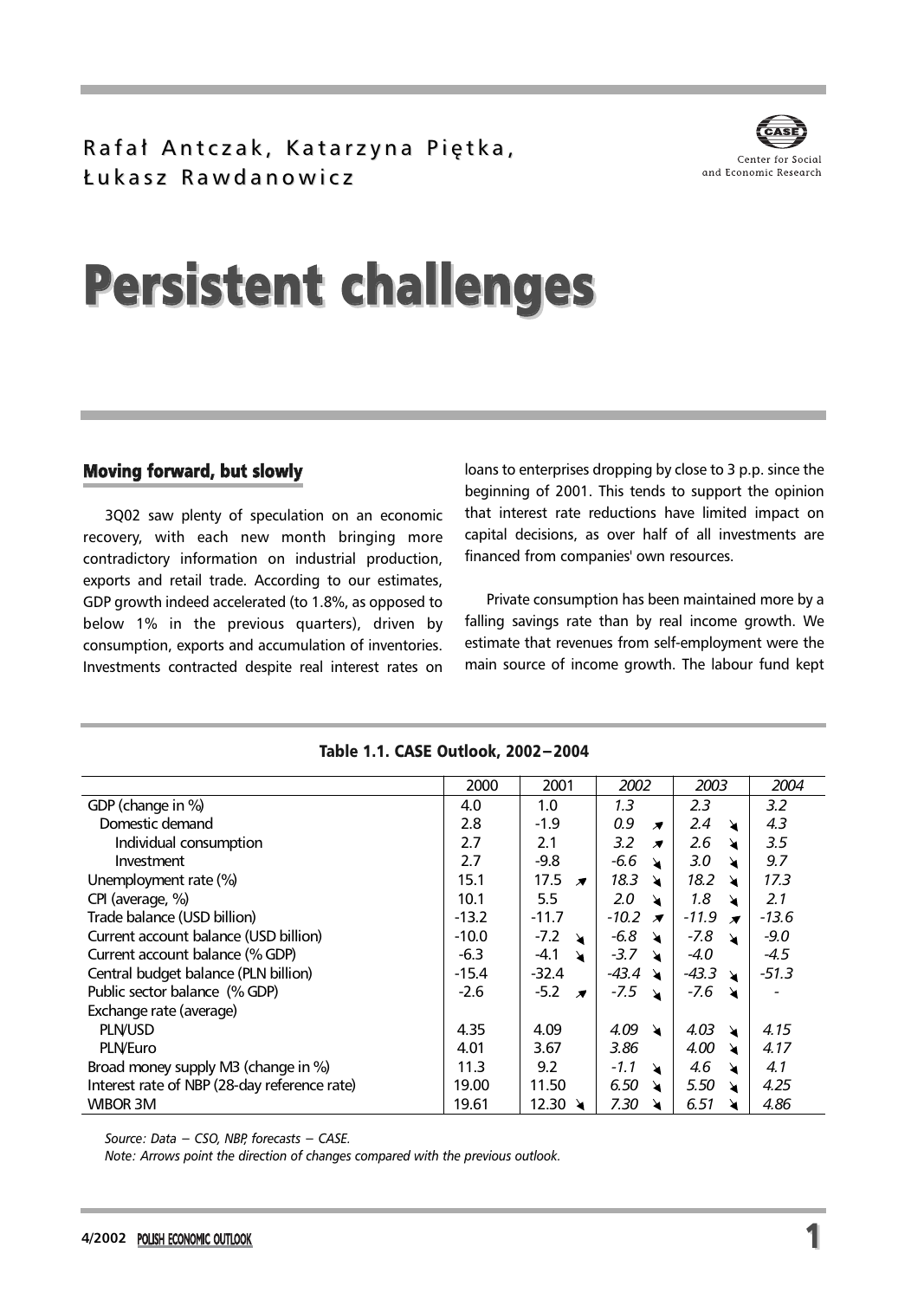Rafał Antczak, Katarzyna Piętka, Łukasz Rawdanowicz

# Persistent challenges

## Moving forward, but slowly

3Q02 saw plenty of speculation on an economic recovery, with each new month bringing more contradictory information on industrial production, exports and retail trade. According to our estimates, GDP growth indeed accelerated (to 1.8%, as opposed to below 1% in the previous quarters), driven by consumption, exports and accumulation of inventories. Investments contracted despite real interest rates on loans to enterprises dropping by close to 3 p.p. since the beginning of 2001. This tends to support the opinion that interest rate reductions have limited impact on capital decisions, as over half of all investments are financed from companies' own resources.

Private consumption has been maintained more by a falling savings rate than by real income growth. We estimate that revenues from self-employment were the main source of income growth. The labour fund kept

**Table 1.1. CASE Outlook, 2002–2004**

| | 2000 | 2001 | *2002* | *2003* | *2004* |
|---|---|---|---|---|---|
| GDP (change in %) | 4.0 | 1.0 | *1.3* | *2.3* | *3.2* |
| Domestic demand | 2.8 | -1.9 | *0.9* ↗ | *2.4* ↘ | *4.3* |
| Individual consumption | 2.7 | 2.1 | *3.2* ↗ | *2.6* ↘ | *3.5* |
| Investment | 2.7 | -9.8 | *-6.6* ↘ | *3.0* ↘ | *9.7* |
| Unemployment rate (%) | 15.1 | 17.5 ↗ | *18.3* ↘ | *18.2* ↘ | *17.3* |
| CPI (average, %) | 10.1 | 5.5 | *2.0* ↘ | *1.8* ↘ | *2.1* |
| Trade balance (USD billion) | -13.2 | -11.7 | *-10.2* ↗ | *-11.9* ↗ | *-13.6* |
| Current account balance (USD billion) | -10.0 | -7.2 ↘ | *-6.8* ↘ | *-7.8* ↘ | *-9.0* |
| Current account balance (% GDP) | -6.3 | -4.1 ↘ | *-3.7* ↘ | *-4.0* | *-4.5* |
| Central budget balance (PLN billion) | -15.4 | -32.4 | *-43.4* ↘ | *-43.3* ↘ | *-51.3* |
| Public sector balance (% GDP) | -2.6 | -5.2 ↗ | *-7.5* ↘ | *-7.6* ↘ | - |
| Exchange rate (average) | | | | | |
| PLN/USD | 4.35 | 4.09 | *4.09* ↘ | *4.03* ↘ | *4.15* |
| PLN/Euro | 4.01 | 3.67 | *3.86* | *4.00* ↘ | *4.17* |
| Broad money supply M3 (change in %) | 11.3 | 9.2 | *-1.1* ↘ | *4.6* ↘ | *4.1* |
| Interest rate of NBP (28-day reference rate) | 19.00 | 11.50 | *6.50* ↘ | *5.50* ↘ | *4.25* |
| WIBOR 3M | 19.61 | 12.30 ↘ | *7.30* ↘ | *6.51* ↘ | *4.86* |

*Source: Data – CSO, NBP, forecasts – CASE.*

*Note: Arrows point the direction of changes compared with the previous outlook.*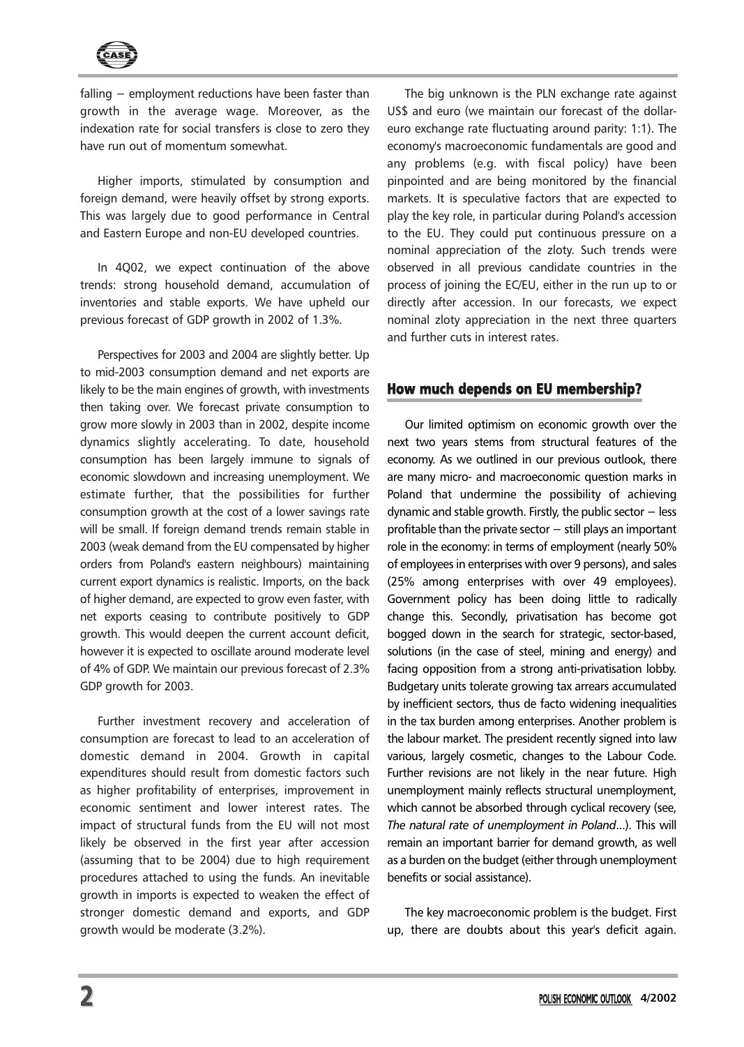falling – employment reductions have been faster than growth in the average wage. Moreover, as the indexation rate for social transfers is close to zero they have run out of momentum somewhat.

Higher imports, stimulated by consumption and foreign demand, were heavily offset by strong exports. This was largely due to good performance in Central and Eastern Europe and non-EU developed countries.

In 4Q02, we expect continuation of the above trends: strong household demand, accumulation of inventories and stable exports. We have upheld our previous forecast of GDP growth in 2002 of 1.3%.

Perspectives for 2003 and 2004 are slightly better. Up to mid-2003 consumption demand and net exports are likely to be the main engines of growth, with investments then taking over. We forecast private consumption to grow more slowly in 2003 than in 2002, despite income dynamics slightly accelerating. To date, household consumption has been largely immune to signals of economic slowdown and increasing unemployment. We estimate further, that the possibilities for further consumption growth at the cost of a lower savings rate will be small. If foreign demand trends remain stable in 2003 (weak demand from the EU compensated by higher orders from Poland's eastern neighbours) maintaining current export dynamics is realistic. Imports, on the back of higher demand, are expected to grow even faster, with net exports ceasing to contribute positively to GDP growth. This would deepen the current account deficit, however it is expected to oscillate around moderate level of 4% of GDP. We maintain our previous forecast of 2.3% GDP growth for 2003.

Further investment recovery and acceleration of consumption are forecast to lead to an acceleration of domestic demand in 2004. Growth in capital expenditures should result from domestic factors such as higher profitability of enterprises, improvement in economic sentiment and lower interest rates. The impact of structural funds from the EU will not most likely be observed in the first year after accession (assuming that to be 2004) due to high requirement procedures attached to using the funds. An inevitable growth in imports is expected to weaken the effect of stronger domestic demand and exports, and GDP growth would be moderate (3.2%).

The big unknown is the PLN exchange rate against US$ and euro (we maintain our forecast of the dollar-euro exchange rate fluctuating around parity: 1:1). The economy's macroeconomic fundamentals are good and any problems (e.g. with fiscal policy) have been pinpointed and are being monitored by the financial markets. It is speculative factors that are expected to play the key role, in particular during Poland's accession to the EU. They could put continuous pressure on a nominal appreciation of the zloty. Such trends were observed in all previous candidate countries in the process of joining the EC/EU, either in the run up to or directly after accession. In our forecasts, we expect nominal zloty appreciation in the next three quarters and further cuts in interest rates.

## How much depends on EU membership?

Our limited optimism on economic growth over the next two years stems from structural features of the economy. As we outlined in our previous outlook, there are many micro- and macroeconomic question marks in Poland that undermine the possibility of achieving dynamic and stable growth. Firstly, the public sector – less profitable than the private sector – still plays an important role in the economy: in terms of employment (nearly 50% of employees in enterprises with over 9 persons), and sales (25% among enterprises with over 49 employees). Government policy has been doing little to radically change this. Secondly, privatisation has become got bogged down in the search for strategic, sector-based, solutions (in the case of steel, mining and energy) and facing opposition from a strong anti-privatisation lobby. Budgetary units tolerate growing tax arrears accumulated by inefficient sectors, thus de facto widening inequalities in the tax burden among enterprises. Another problem is the labour market. The president recently signed into law various, largely cosmetic, changes to the Labour Code. Further revisions are not likely in the near future. High unemployment mainly reflects structural unemployment, which cannot be absorbed through cyclical recovery (see, *The natural rate of unemployment in Poland*...). This will remain an important barrier for demand growth, as well as a burden on the budget (either through unemployment benefits or social assistance).

The key macroeconomic problem is the budget. First up, there are doubts about this year's deficit again.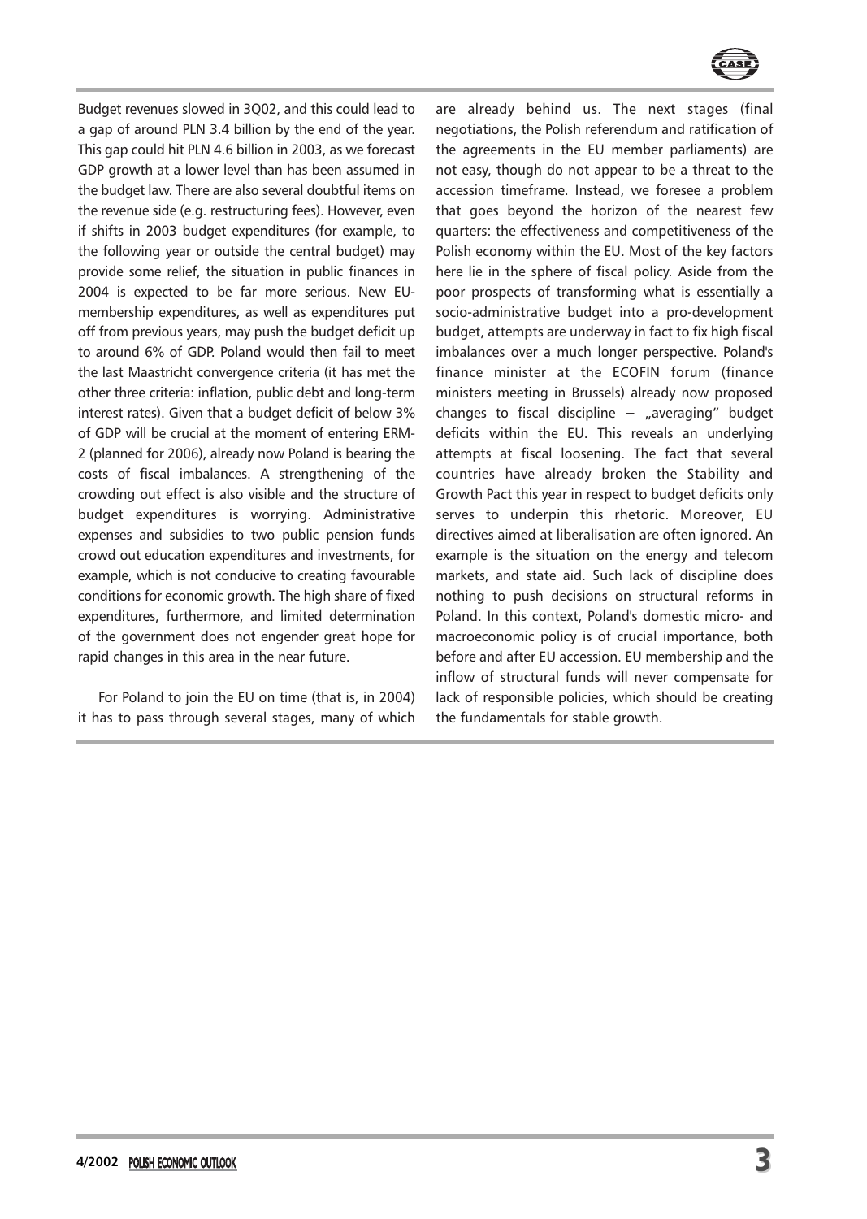Budget revenues slowed in 3Q02, and this could lead to a gap of around PLN 3.4 billion by the end of the year. This gap could hit PLN 4.6 billion in 2003, as we forecast GDP growth at a lower level than has been assumed in the budget law. There are also several doubtful items on the revenue side (e.g. restructuring fees). However, even if shifts in 2003 budget expenditures (for example, to the following year or outside the central budget) may provide some relief, the situation in public finances in 2004 is expected to be far more serious. New EU-membership expenditures, as well as expenditures put off from previous years, may push the budget deficit up to around 6% of GDP. Poland would then fail to meet the last Maastricht convergence criteria (it has met the other three criteria: inflation, public debt and long-term interest rates). Given that a budget deficit of below 3% of GDP will be crucial at the moment of entering ERM-2 (planned for 2006), already now Poland is bearing the costs of fiscal imbalances. A strengthening of the crowding out effect is also visible and the structure of budget expenditures is worrying. Administrative expenses and subsidies to two public pension funds crowd out education expenditures and investments, for example, which is not conducive to creating favourable conditions for economic growth. The high share of fixed expenditures, furthermore, and limited determination of the government does not engender great hope for rapid changes in this area in the near future.

For Poland to join the EU on time (that is, in 2004) it has to pass through several stages, many of which are already behind us. The next stages (final negotiations, the Polish referendum and ratification of the agreements in the EU member parliaments) are not easy, though do not appear to be a threat to the accession timeframe. Instead, we foresee a problem that goes beyond the horizon of the nearest few quarters: the effectiveness and competitiveness of the Polish economy within the EU. Most of the key factors here lie in the sphere of fiscal policy. Aside from the poor prospects of transforming what is essentially a socio-administrative budget into a pro-development budget, attempts are underway in fact to fix high fiscal imbalances over a much longer perspective. Poland's finance minister at the ECOFIN forum (finance ministers meeting in Brussels) already now proposed changes to fiscal discipline – „averaging" budget deficits within the EU. This reveals an underlying attempts at fiscal loosening. The fact that several countries have already broken the Stability and Growth Pact this year in respect to budget deficits only serves to underpin this rhetoric. Moreover, EU directives aimed at liberalisation are often ignored. An example is the situation on the energy and telecom markets, and state aid. Such lack of discipline does nothing to push decisions on structural reforms in Poland. In this context, Poland's domestic micro- and macroeconomic policy is of crucial importance, both before and after EU accession. EU membership and the inflow of structural funds will never compensate for lack of responsible policies, which should be creating the fundamentals for stable growth.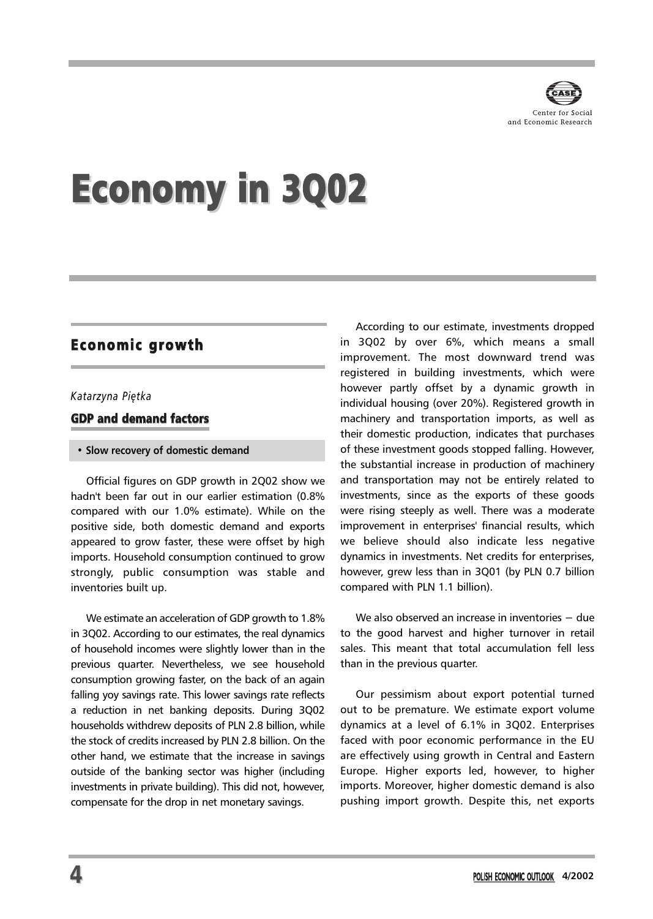# Economy in 3Q02

## Economic growth

*Katarzyna Piętka*

### GDP and demand factors

- **Slow recovery of domestic demand**

Official figures on GDP growth in 2Q02 show we hadn't been far out in our earlier estimation (0.8% compared with our 1.0% estimate). While on the positive side, both domestic demand and exports appeared to grow faster, these were offset by high imports. Household consumption continued to grow strongly, public consumption was stable and inventories built up.

We estimate an acceleration of GDP growth to 1.8% in 3Q02. According to our estimates, the real dynamics of household incomes were slightly lower than in the previous quarter. Nevertheless, we see household consumption growing faster, on the back of an again falling yoy savings rate. This lower savings rate reflects a reduction in net banking deposits. During 3Q02 households withdrew deposits of PLN 2.8 billion, while the stock of credits increased by PLN 2.8 billion. On the other hand, we estimate that the increase in savings outside of the banking sector was higher (including investments in private building). This did not, however, compensate for the drop in net monetary savings.

According to our estimate, investments dropped in 3Q02 by over 6%, which means a small improvement. The most downward trend was registered in building investments, which were however partly offset by a dynamic growth in individual housing (over 20%). Registered growth in machinery and transportation imports, as well as their domestic production, indicates that purchases of these investment goods stopped falling. However, the substantial increase in production of machinery and transportation may not be entirely related to investments, since as the exports of these goods were rising steeply as well. There was a moderate improvement in enterprises' financial results, which we believe should also indicate less negative dynamics in investments. Net credits for enterprises, however, grew less than in 3Q01 (by PLN 0.7 billion compared with PLN 1.1 billion).

We also observed an increase in inventories – due to the good harvest and higher turnover in retail sales. This meant that total accumulation fell less than in the previous quarter.

Our pessimism about export potential turned out to be premature. We estimate export volume dynamics at a level of 6.1% in 3Q02. Enterprises faced with poor economic performance in the EU are effectively using growth in Central and Eastern Europe. Higher exports led, however, to higher imports. Moreover, higher domestic demand is also pushing import growth. Despite this, net exports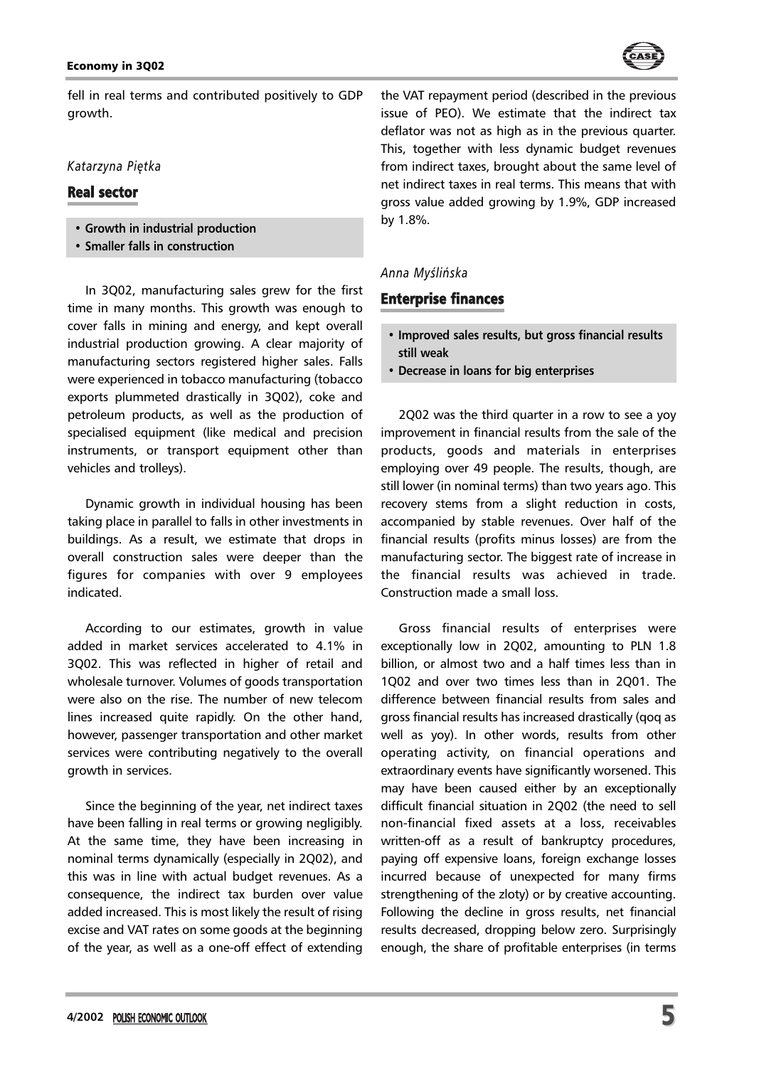fell in real terms and contributed positively to GDP growth.

*Katarzyna Piętka*

## Real sector

- **Growth in industrial production**
- **Smaller falls in construction**

In 3Q02, manufacturing sales grew for the first time in many months. This growth was enough to cover falls in mining and energy, and kept overall industrial production growing. A clear majority of manufacturing sectors registered higher sales. Falls were experienced in tobacco manufacturing (tobacco exports plummeted drastically in 3Q02), coke and petroleum products, as well as the production of specialised equipment (like medical and precision instruments, or transport equipment other than vehicles and trolleys).

Dynamic growth in individual housing has been taking place in parallel to falls in other investments in buildings. As a result, we estimate that drops in overall construction sales were deeper than the figures for companies with over 9 employees indicated.

According to our estimates, growth in value added in market services accelerated to 4.1% in 3Q02. This was reflected in higher of retail and wholesale turnover. Volumes of goods transportation were also on the rise. The number of new telecom lines increased quite rapidly. On the other hand, however, passenger transportation and other market services were contributing negatively to the overall growth in services.

Since the beginning of the year, net indirect taxes have been falling in real terms or growing negligibly. At the same time, they have been increasing in nominal terms dynamically (especially in 2Q02), and this was in line with actual budget revenues. As a consequence, the indirect tax burden over value added increased. This is most likely the result of rising excise and VAT rates on some goods at the beginning of the year, as well as a one-off effect of extending the VAT repayment period (described in the previous issue of PEO). We estimate that the indirect tax deflator was not as high as in the previous quarter. This, together with less dynamic budget revenues from indirect taxes, brought about the same level of net indirect taxes in real terms. This means that with gross value added growing by 1.9%, GDP increased by 1.8%.

*Anna Myślińska*

## Enterprise finances

- **Improved sales results, but gross financial results still weak**
- **Decrease in loans for big enterprises**

2Q02 was the third quarter in a row to see a yoy improvement in financial results from the sale of the products, goods and materials in enterprises employing over 49 people. The results, though, are still lower (in nominal terms) than two years ago. This recovery stems from a slight reduction in costs, accompanied by stable revenues. Over half of the financial results (profits minus losses) are from the manufacturing sector. The biggest rate of increase in the financial results was achieved in trade. Construction made a small loss.

Gross financial results of enterprises were exceptionally low in 2Q02, amounting to PLN 1.8 billion, or almost two and a half times less than in 1Q02 and over two times less than in 2Q01. The difference between financial results from sales and gross financial results has increased drastically (qoq as well as yoy). In other words, results from other operating activity, on financial operations and extraordinary events have significantly worsened. This may have been caused either by an exceptionally difficult financial situation in 2Q02 (the need to sell non-financial fixed assets at a loss, receivables written-off as a result of bankruptcy procedures, paying off expensive loans, foreign exchange losses incurred because of unexpected for many firms strengthening of the zloty) or by creative accounting. Following the decline in gross results, net financial results decreased, dropping below zero. Surprisingly enough, the share of profitable enterprises (in terms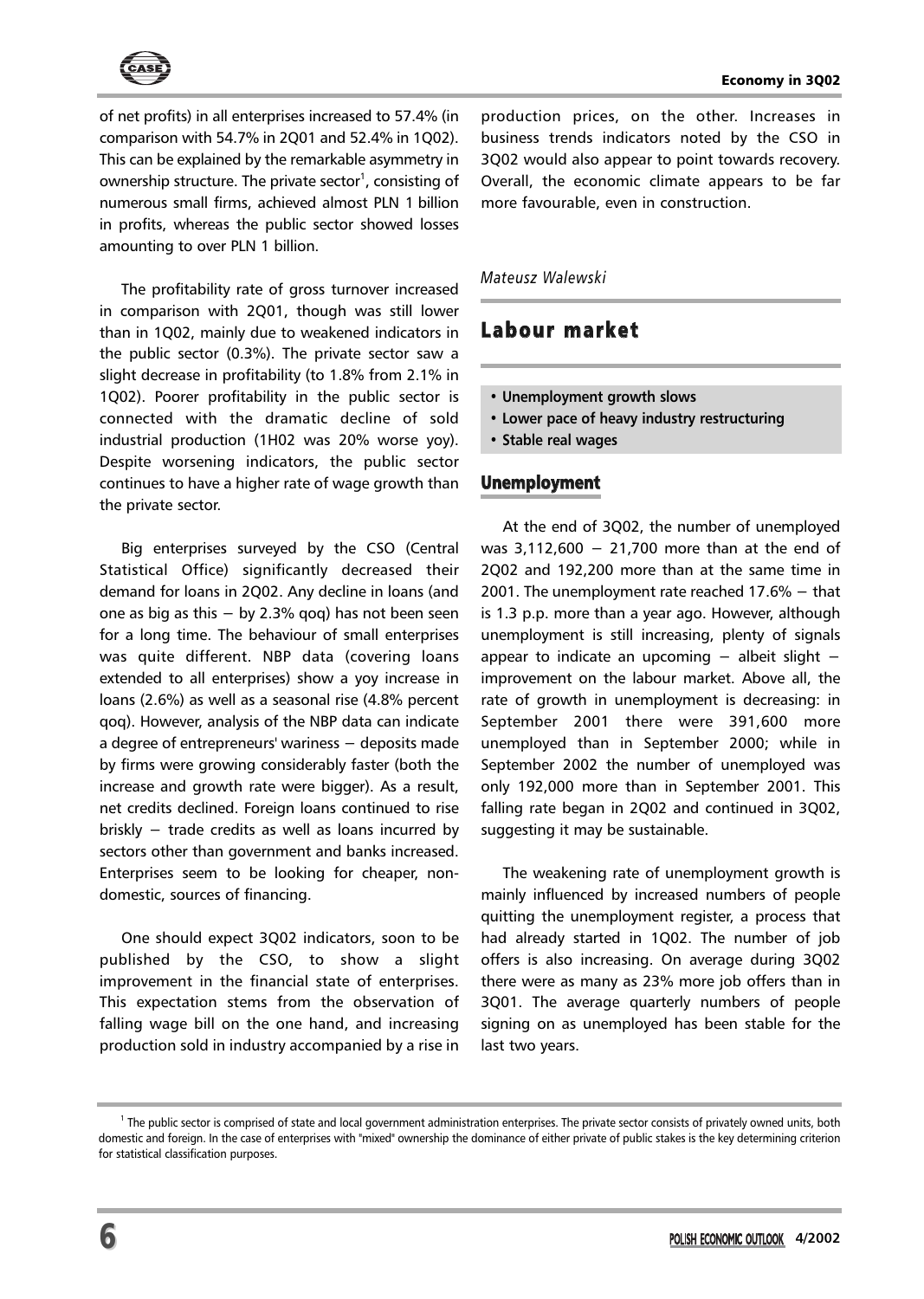of net profits) in all enterprises increased to 57.4% (in comparison with 54.7% in 2Q01 and 52.4% in 1Q02). This can be explained by the remarkable asymmetry in ownership structure. The private sector[1], consisting of numerous small firms, achieved almost PLN 1 billion in profits, whereas the public sector showed losses amounting to over PLN 1 billion.

The profitability rate of gross turnover increased in comparison with 2Q01, though was still lower than in 1Q02, mainly due to weakened indicators in the public sector (0.3%). The private sector saw a slight decrease in profitability (to 1.8% from 2.1% in 1Q02). Poorer profitability in the public sector is connected with the dramatic decline of sold industrial production (1H02 was 20% worse yoy). Despite worsening indicators, the public sector continues to have a higher rate of wage growth than the private sector.

Big enterprises surveyed by the CSO (Central Statistical Office) significantly decreased their demand for loans in 2Q02. Any decline in loans (and one as big as this – by 2.3% qoq) has not been seen for a long time. The behaviour of small enterprises was quite different. NBP data (covering loans extended to all enterprises) show a yoy increase in loans (2.6%) as well as a seasonal rise (4.8% percent qoq). However, analysis of the NBP data can indicate a degree of entrepreneurs' wariness – deposits made by firms were growing considerably faster (both the increase and growth rate were bigger). As a result, net credits declined. Foreign loans continued to rise briskly – trade credits as well as loans incurred by sectors other than government and banks increased. Enterprises seem to be looking for cheaper, non-domestic, sources of financing.

One should expect 3Q02 indicators, soon to be published by the CSO, to show a slight improvement in the financial state of enterprises. This expectation stems from the observation of falling wage bill on the one hand, and increasing production sold in industry accompanied by a rise in production prices, on the other. Increases in business trends indicators noted by the CSO in 3Q02 would also appear to point towards recovery. Overall, the economic climate appears to be far more favourable, even in construction.

*Mateusz Walewski*

## Labour market

- **Unemployment growth slows**
- **Lower pace of heavy industry restructuring**
- **Stable real wages**

### Unemployment

At the end of 3Q02, the number of unemployed was 3,112,600 – 21,700 more than at the end of 2Q02 and 192,200 more than at the same time in 2001. The unemployment rate reached 17.6% – that is 1.3 p.p. more than a year ago. However, although unemployment is still increasing, plenty of signals appear to indicate an upcoming – albeit slight – improvement on the labour market. Above all, the rate of growth in unemployment is decreasing: in September 2001 there were 391,600 more unemployed than in September 2000; while in September 2002 the number of unemployed was only 192,000 more than in September 2001. This falling rate began in 2Q02 and continued in 3Q02, suggesting it may be sustainable.

The weakening rate of unemployment growth is mainly influenced by increased numbers of people quitting the unemployment register, a process that had already started in 1Q02. The number of job offers is also increasing. On average during 3Q02 there were as many as 23% more job offers than in 3Q01. The average quarterly numbers of people signing on as unemployed has been stable for the last two years.

[1] The public sector is comprised of state and local government administration enterprises. The private sector consists of privately owned units, both domestic and foreign. In the case of enterprises with "mixed" ownership the dominance of either private of public stakes is the key determining criterion for statistical classification purposes.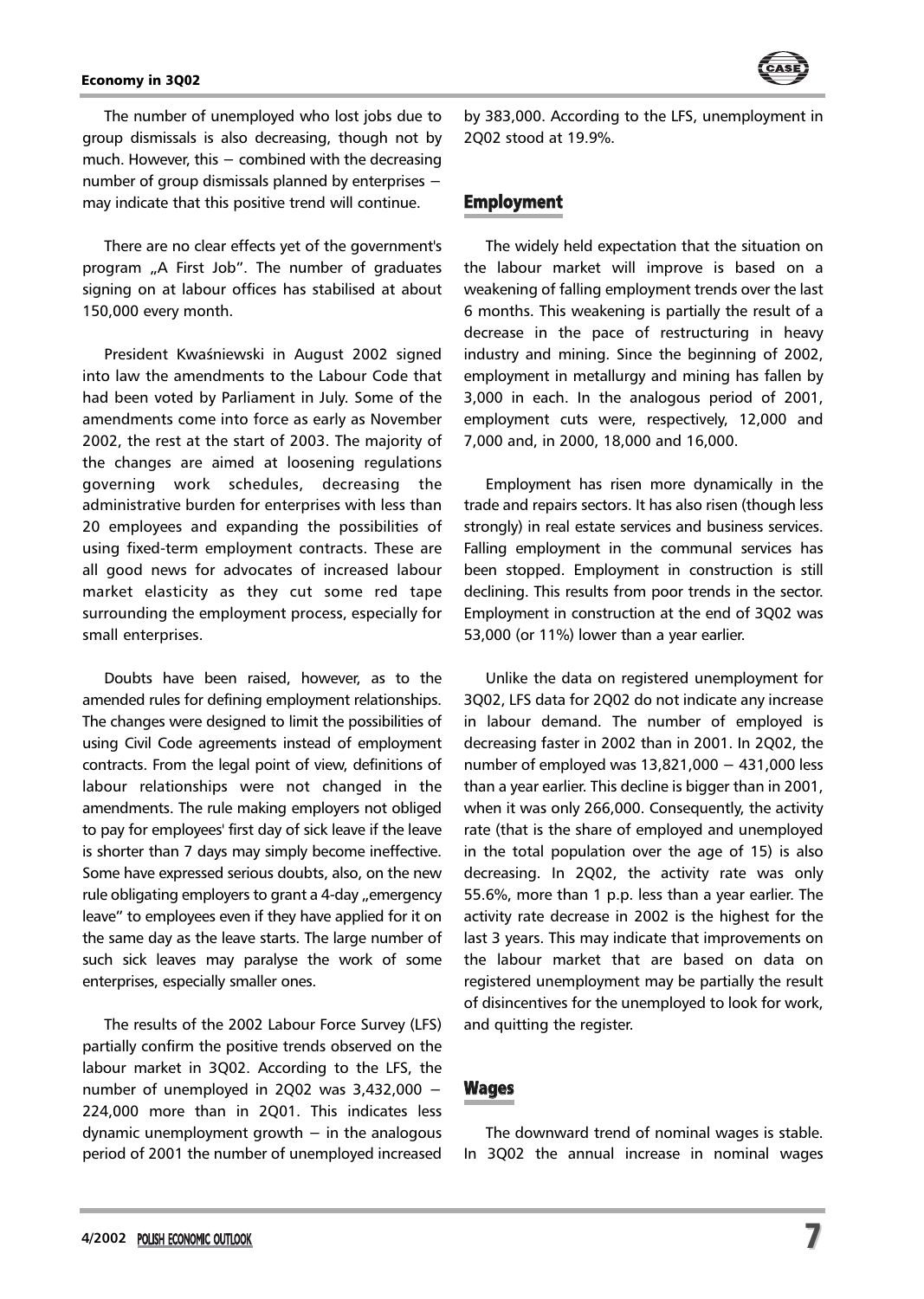The number of unemployed who lost jobs due to group dismissals is also decreasing, though not by much. However, this – combined with the decreasing number of group dismissals planned by enterprises – may indicate that this positive trend will continue.

There are no clear effects yet of the government's program „A First Job". The number of graduates signing on at labour offices has stabilised at about 150,000 every month.

President Kwaśniewski in August 2002 signed into law the amendments to the Labour Code that had been voted by Parliament in July. Some of the amendments come into force as early as November 2002, the rest at the start of 2003. The majority of the changes are aimed at loosening regulations governing work schedules, decreasing the administrative burden for enterprises with less than 20 employees and expanding the possibilities of using fixed-term employment contracts. These are all good news for advocates of increased labour market elasticity as they cut some red tape surrounding the employment process, especially for small enterprises.

Doubts have been raised, however, as to the amended rules for defining employment relationships. The changes were designed to limit the possibilities of using Civil Code agreements instead of employment contracts. From the legal point of view, definitions of labour relationships were not changed in the amendments. The rule making employers not obliged to pay for employees' first day of sick leave if the leave is shorter than 7 days may simply become ineffective. Some have expressed serious doubts, also, on the new rule obligating employers to grant a 4-day „emergency leave" to employees even if they have applied for it on the same day as the leave starts. The large number of such sick leaves may paralyse the work of some enterprises, especially smaller ones.

The results of the 2002 Labour Force Survey (LFS) partially confirm the positive trends observed on the labour market in 3Q02. According to the LFS, the number of unemployed in 2Q02 was 3,432,000 – 224,000 more than in 2Q01. This indicates less dynamic unemployment growth – in the analogous period of 2001 the number of unemployed increased by 383,000. According to the LFS, unemployment in 2Q02 stood at 19.9%.

## Employment

The widely held expectation that the situation on the labour market will improve is based on a weakening of falling employment trends over the last 6 months. This weakening is partially the result of a decrease in the pace of restructuring in heavy industry and mining. Since the beginning of 2002, employment in metallurgy and mining has fallen by 3,000 in each. In the analogous period of 2001, employment cuts were, respectively, 12,000 and 7,000 and, in 2000, 18,000 and 16,000.

Employment has risen more dynamically in the trade and repairs sectors. It has also risen (though less strongly) in real estate services and business services. Falling employment in the communal services has been stopped. Employment in construction is still declining. This results from poor trends in the sector. Employment in construction at the end of 3Q02 was 53,000 (or 11%) lower than a year earlier.

Unlike the data on registered unemployment for 3Q02, LFS data for 2Q02 do not indicate any increase in labour demand. The number of employed is decreasing faster in 2002 than in 2001. In 2Q02, the number of employed was 13,821,000 – 431,000 less than a year earlier. This decline is bigger than in 2001, when it was only 266,000. Consequently, the activity rate (that is the share of employed and unemployed in the total population over the age of 15) is also decreasing. In 2Q02, the activity rate was only 55.6%, more than 1 p.p. less than a year earlier. The activity rate decrease in 2002 is the highest for the last 3 years. This may indicate that improvements on the labour market that are based on data on registered unemployment may be partially the result of disincentives for the unemployed to look for work, and quitting the register.

## Wages

The downward trend of nominal wages is stable. In 3Q02 the annual increase in nominal wages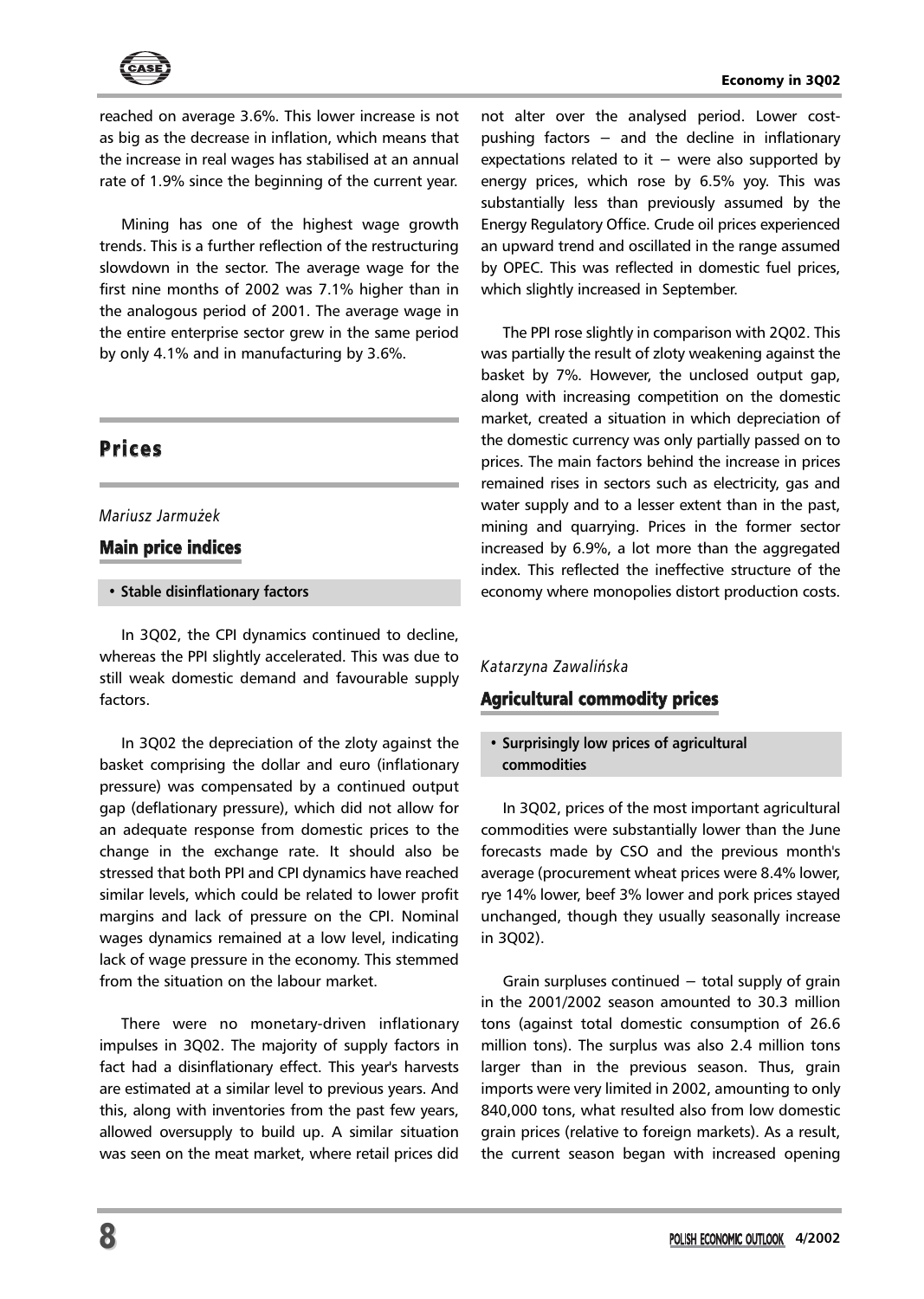reached on average 3.6%. This lower increase is not as big as the decrease in inflation, which means that the increase in real wages has stabilised at an annual rate of 1.9% since the beginning of the current year.

Mining has one of the highest wage growth trends. This is a further reflection of the restructuring slowdown in the sector. The average wage for the first nine months of 2002 was 7.1% higher than in the analogous period of 2001. The average wage in the entire enterprise sector grew in the same period by only 4.1% and in manufacturing by 3.6%.

# Prices

*Mariusz Jarmużek*

## Main price indices

**• Stable disinflationary factors**

In 3Q02, the CPI dynamics continued to decline, whereas the PPI slightly accelerated. This was due to still weak domestic demand and favourable supply factors.

In 3Q02 the depreciation of the zloty against the basket comprising the dollar and euro (inflationary pressure) was compensated by a continued output gap (deflationary pressure), which did not allow for an adequate response from domestic prices to the change in the exchange rate. It should also be stressed that both PPI and CPI dynamics have reached similar levels, which could be related to lower profit margins and lack of pressure on the CPI. Nominal wages dynamics remained at a low level, indicating lack of wage pressure in the economy. This stemmed from the situation on the labour market.

There were no monetary-driven inflationary impulses in 3Q02. The majority of supply factors in fact had a disinflationary effect. This year's harvests are estimated at a similar level to previous years. And this, along with inventories from the past few years, allowed oversupply to build up. A similar situation was seen on the meat market, where retail prices did not alter over the analysed period. Lower cost-pushing factors – and the decline in inflationary expectations related to it – were also supported by energy prices, which rose by 6.5% yoy. This was substantially less than previously assumed by the Energy Regulatory Office. Crude oil prices experienced an upward trend and oscillated in the range assumed by OPEC. This was reflected in domestic fuel prices, which slightly increased in September.

The PPI rose slightly in comparison with 2Q02. This was partially the result of zloty weakening against the basket by 7%. However, the unclosed output gap, along with increasing competition on the domestic market, created a situation in which depreciation of the domestic currency was only partially passed on to prices. The main factors behind the increase in prices remained rises in sectors such as electricity, gas and water supply and to a lesser extent than in the past, mining and quarrying. Prices in the former sector increased by 6.9%, a lot more than the aggregated index. This reflected the ineffective structure of the economy where monopolies distort production costs.

*Katarzyna Zawalińska*

## Agricultural commodity prices

**• Surprisingly low prices of agricultural commodities**

In 3Q02, prices of the most important agricultural commodities were substantially lower than the June forecasts made by CSO and the previous month's average (procurement wheat prices were 8.4% lower, rye 14% lower, beef 3% lower and pork prices stayed unchanged, though they usually seasonally increase in 3Q02).

Grain surpluses continued – total supply of grain in the 2001/2002 season amounted to 30.3 million tons (against total domestic consumption of 26.6 million tons). The surplus was also 2.4 million tons larger than in the previous season. Thus, grain imports were very limited in 2002, amounting to only 840,000 tons, what resulted also from low domestic grain prices (relative to foreign markets). As a result, the current season began with increased opening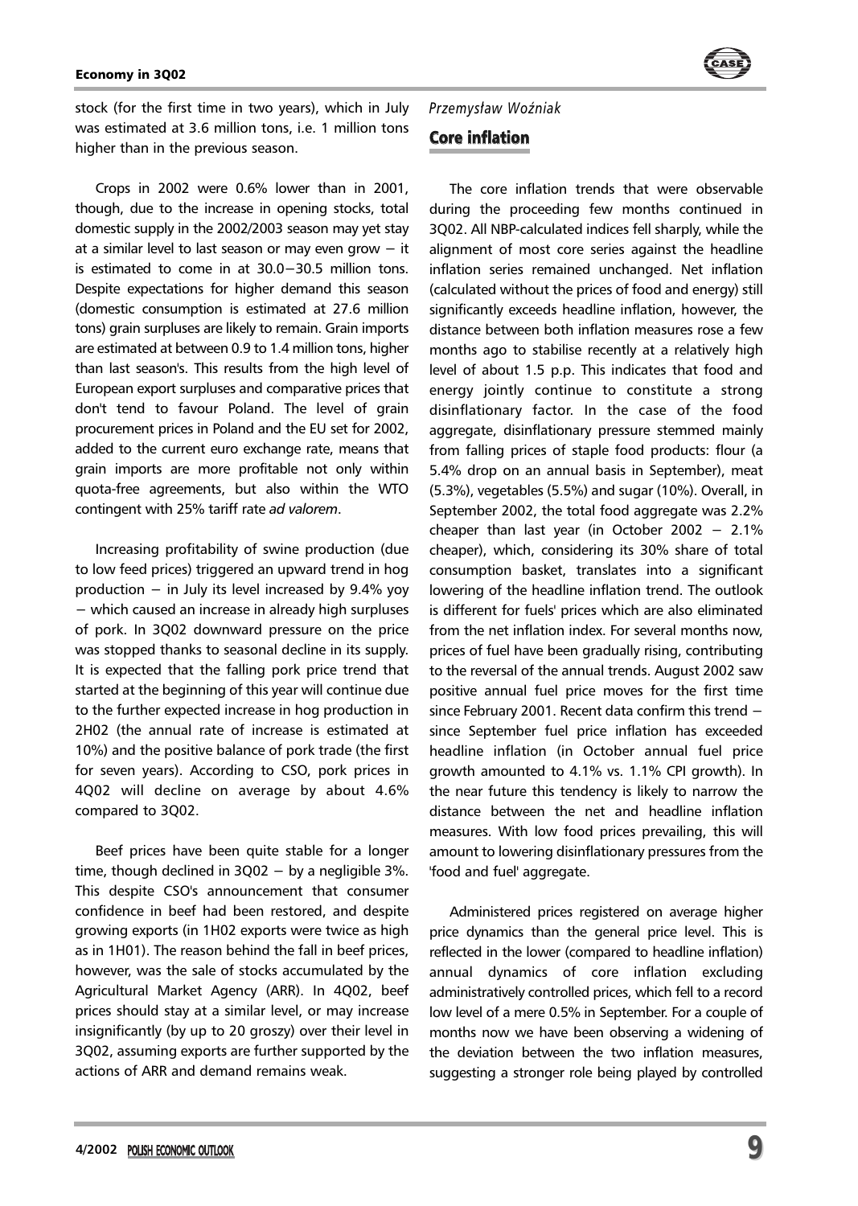stock (for the first time in two years), which in July was estimated at 3.6 million tons, i.e. 1 million tons higher than in the previous season.

Crops in 2002 were 0.6% lower than in 2001, though, due to the increase in opening stocks, total domestic supply in the 2002/2003 season may yet stay at a similar level to last season or may even grow – it is estimated to come in at 30.0–30.5 million tons. Despite expectations for higher demand this season (domestic consumption is estimated at 27.6 million tons) grain surpluses are likely to remain. Grain imports are estimated at between 0.9 to 1.4 million tons, higher than last season's. This results from the high level of European export surpluses and comparative prices that don't tend to favour Poland. The level of grain procurement prices in Poland and the EU set for 2002, added to the current euro exchange rate, means that grain imports are more profitable not only within quota-free agreements, but also within the WTO contingent with 25% tariff rate *ad valorem*.

Increasing profitability of swine production (due to low feed prices) triggered an upward trend in hog production – in July its level increased by 9.4% yoy – which caused an increase in already high surpluses of pork. In 3Q02 downward pressure on the price was stopped thanks to seasonal decline in its supply. It is expected that the falling pork price trend that started at the beginning of this year will continue due to the further expected increase in hog production in 2H02 (the annual rate of increase is estimated at 10%) and the positive balance of pork trade (the first for seven years). According to CSO, pork prices in 4Q02 will decline on average by about 4.6% compared to 3Q02.

Beef prices have been quite stable for a longer time, though declined in 3Q02 – by a negligible 3%. This despite CSO's announcement that consumer confidence in beef had been restored, and despite growing exports (in 1H02 exports were twice as high as in 1H01). The reason behind the fall in beef prices, however, was the sale of stocks accumulated by the Agricultural Market Agency (ARR). In 4Q02, beef prices should stay at a similar level, or may increase insignificantly (by up to 20 groszy) over their level in 3Q02, assuming exports are further supported by the actions of ARR and demand remains weak.

*Przemysław Woźniak*

## Core inflation

The core inflation trends that were observable during the proceeding few months continued in 3Q02. All NBP-calculated indices fell sharply, while the alignment of most core series against the headline inflation series remained unchanged. Net inflation (calculated without the prices of food and energy) still significantly exceeds headline inflation, however, the distance between both inflation measures rose a few months ago to stabilise recently at a relatively high level of about 1.5 p.p. This indicates that food and energy jointly continue to constitute a strong disinflationary factor. In the case of the food aggregate, disinflationary pressure stemmed mainly from falling prices of staple food products: flour (a 5.4% drop on an annual basis in September), meat (5.3%), vegetables (5.5%) and sugar (10%). Overall, in September 2002, the total food aggregate was 2.2% cheaper than last year (in October 2002 – 2.1% cheaper), which, considering its 30% share of total consumption basket, translates into a significant lowering of the headline inflation trend. The outlook is different for fuels' prices which are also eliminated from the net inflation index. For several months now, prices of fuel have been gradually rising, contributing to the reversal of the annual trends. August 2002 saw positive annual fuel price moves for the first time since February 2001. Recent data confirm this trend – since September fuel price inflation has exceeded headline inflation (in October annual fuel price growth amounted to 4.1% vs. 1.1% CPI growth). In the near future this tendency is likely to narrow the distance between the net and headline inflation measures. With low food prices prevailing, this will amount to lowering disinflationary pressures from the 'food and fuel' aggregate.

Administered prices registered on average higher price dynamics than the general price level. This is reflected in the lower (compared to headline inflation) annual dynamics of core inflation excluding administratively controlled prices, which fell to a record low level of a mere 0.5% in September. For a couple of months now we have been observing a widening of the deviation between the two inflation measures, suggesting a stronger role being played by controlled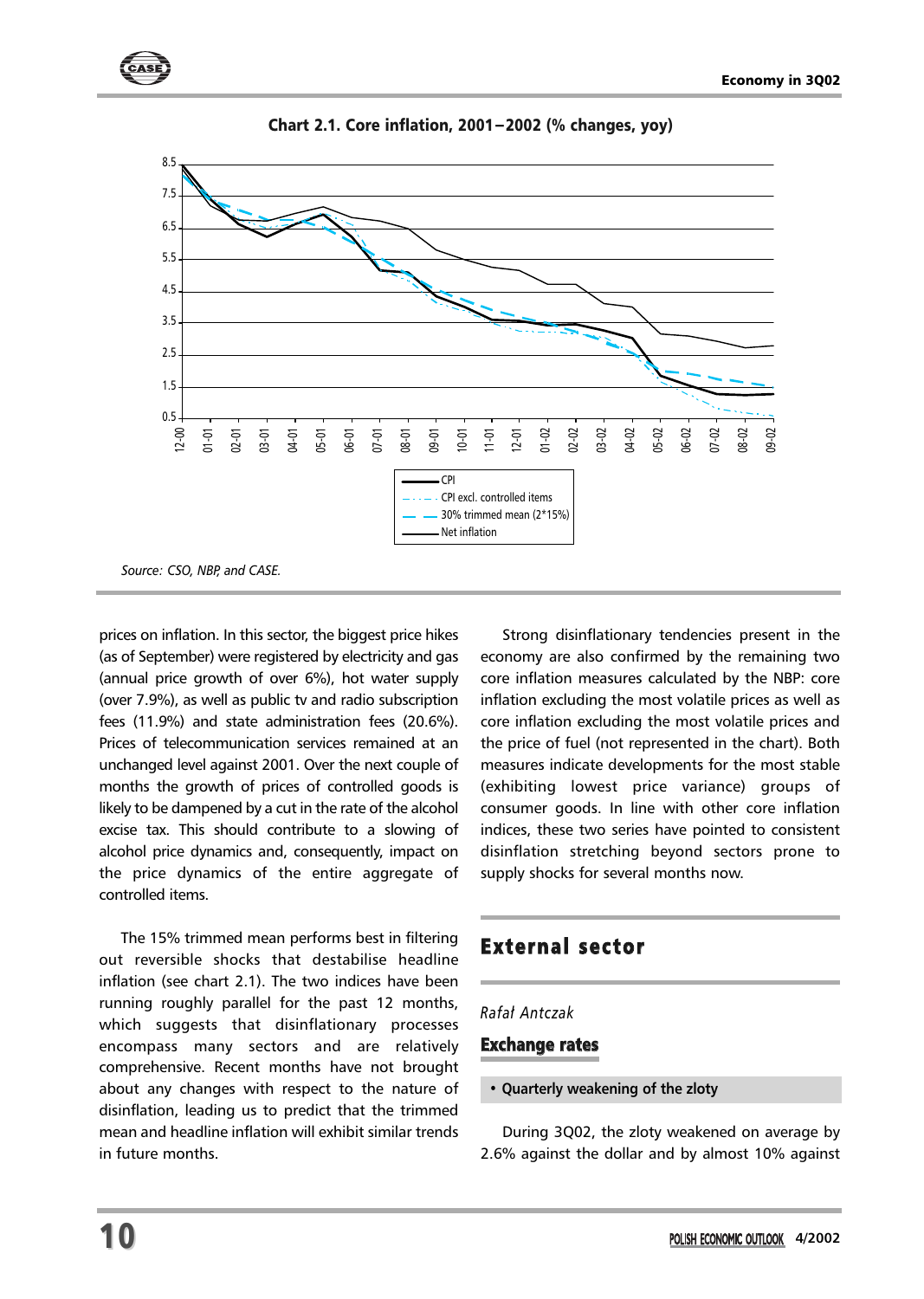**Chart 2.1. Core inflation, 2001–2002 (% changes, yoy)**

Source: CSO, NBP, and CASE.

prices on inflation. In this sector, the biggest price hikes (as of September) were registered by electricity and gas (annual price growth of over 6%), hot water supply (over 7.9%), as well as public tv and radio subscription fees (11.9%) and state administration fees (20.6%). Prices of telecommunication services remained at an unchanged level against 2001. Over the next couple of months the growth of prices of controlled goods is likely to be dampened by a cut in the rate of the alcohol excise tax. This should contribute to a slowing of alcohol price dynamics and, consequently, impact on the price dynamics of the entire aggregate of controlled items.

The 15% trimmed mean performs best in filtering out reversible shocks that destabilise headline inflation (see chart 2.1). The two indices have been running roughly parallel for the past 12 months, which suggests that disinflationary processes encompass many sectors and are relatively comprehensive. Recent months have not brought about any changes with respect to the nature of disinflation, leading us to predict that the trimmed mean and headline inflation will exhibit similar trends in future months.

Strong disinflationary tendencies present in the economy are also confirmed by the remaining two core inflation measures calculated by the NBP: core inflation excluding the most volatile prices as well as core inflation excluding the most volatile prices and the price of fuel (not represented in the chart). Both measures indicate developments for the most stable (exhibiting lowest price variance) groups of consumer goods. In line with other core inflation indices, these two series have pointed to consistent disinflation stretching beyond sectors prone to supply shocks for several months now.

## External sector

*Rafał Antczak*

### Exchange rates

- **Quarterly weakening of the zloty**

During 3Q02, the zloty weakened on average by 2.6% against the dollar and by almost 10% against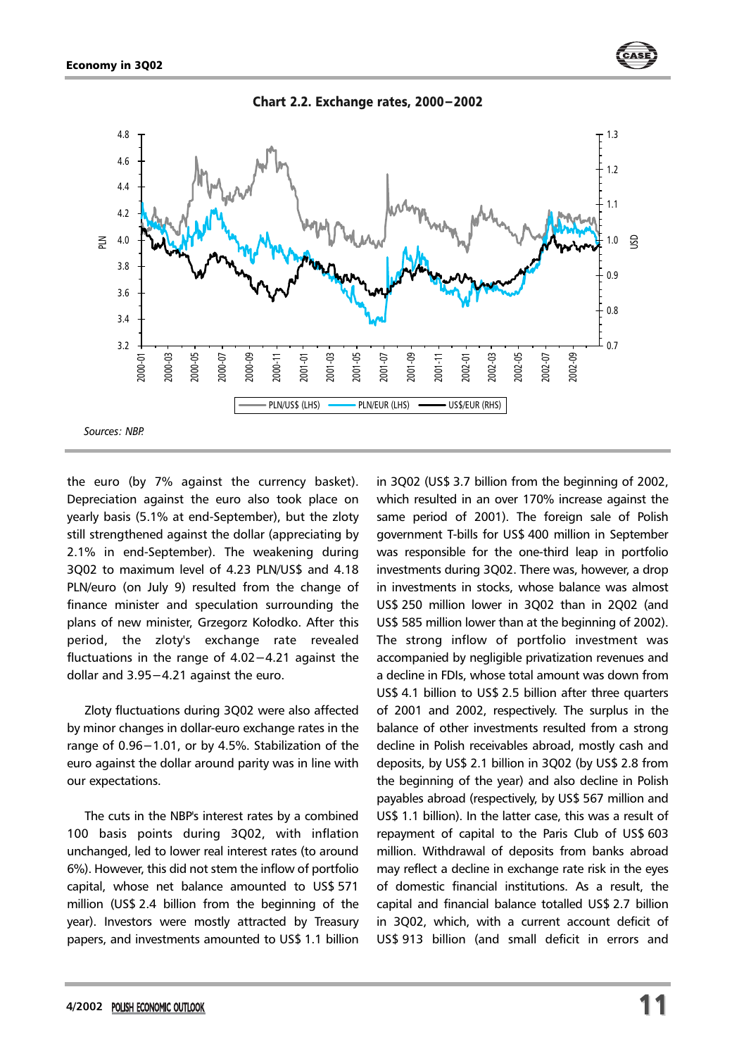**Chart 2.2. Exchange rates, 2000–2002**

*Sources: NBP.*

the euro (by 7% against the currency basket). Depreciation against the euro also took place on yearly basis (5.1% at end-September), but the zloty still strengthened against the dollar (appreciating by 2.1% in end-September). The weakening during 3Q02 to maximum level of 4.23 PLN/US$ and 4.18 PLN/euro (on July 9) resulted from the change of finance minister and speculation surrounding the plans of new minister, Grzegorz Kołodko. After this period, the zloty's exchange rate revealed fluctuations in the range of 4.02–4.21 against the dollar and 3.95–4.21 against the euro.

Zloty fluctuations during 3Q02 were also affected by minor changes in dollar-euro exchange rates in the range of 0.96–1.01, or by 4.5%. Stabilization of the euro against the dollar around parity was in line with our expectations.

The cuts in the NBP's interest rates by a combined 100 basis points during 3Q02, with inflation unchanged, led to lower real interest rates (to around 6%). However, this did not stem the inflow of portfolio capital, whose net balance amounted to US$ 571 million (US$ 2.4 billion from the beginning of the year). Investors were mostly attracted by Treasury papers, and investments amounted to US$ 1.1 billion in 3Q02 (US$ 3.7 billion from the beginning of 2002, which resulted in an over 170% increase against the same period of 2001). The foreign sale of Polish government T-bills for US$ 400 million in September was responsible for the one-third leap in portfolio investments during 3Q02. There was, however, a drop in investments in stocks, whose balance was almost US$ 250 million lower in 3Q02 than in 2Q02 (and US$ 585 million lower than at the beginning of 2002). The strong inflow of portfolio investment was accompanied by negligible privatization revenues and a decline in FDIs, whose total amount was down from US$ 4.1 billion to US$ 2.5 billion after three quarters of 2001 and 2002, respectively. The surplus in the balance of other investments resulted from a strong decline in Polish receivables abroad, mostly cash and deposits, by US$ 2.1 billion in 3Q02 (by US$ 2.8 from the beginning of the year) and also decline in Polish payables abroad (respectively, by US$ 567 million and US$ 1.1 billion). In the latter case, this was a result of repayment of capital to the Paris Club of US$ 603 million. Withdrawal of deposits from banks abroad may reflect a decline in exchange rate risk in the eyes of domestic financial institutions. As a result, the capital and financial balance totalled US$ 2.7 billion in 3Q02, which, with a current account deficit of US$ 913 billion (and small deficit in errors and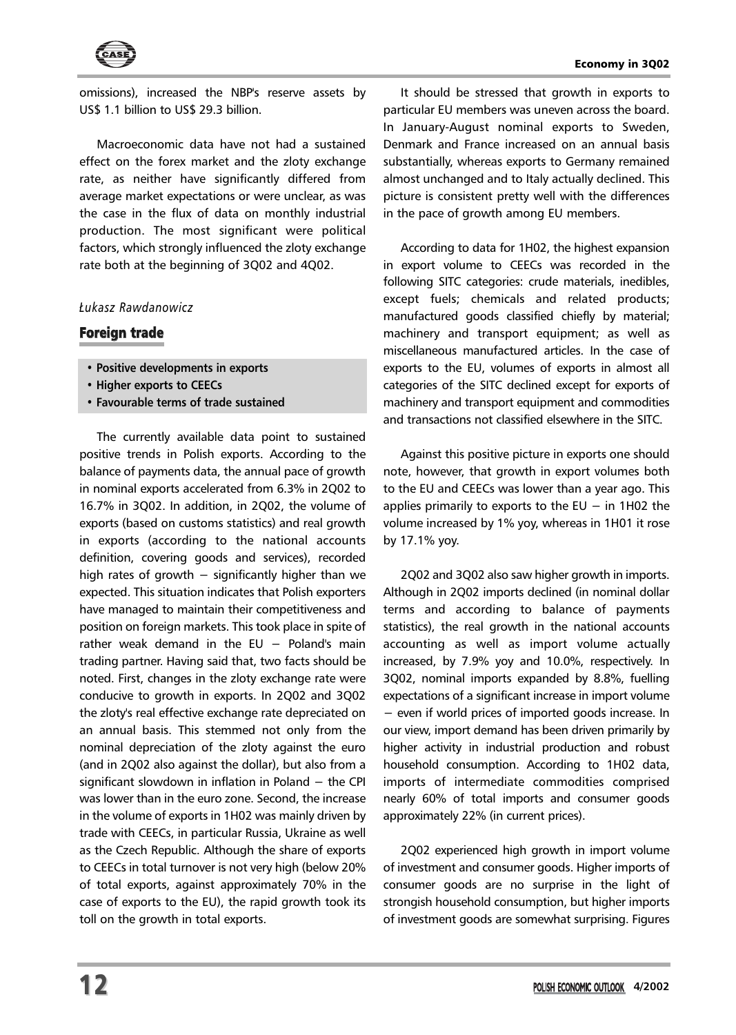omissions), increased the NBP's reserve assets by US$ 1.1 billion to US$ 29.3 billion.

Macroeconomic data have not had a sustained effect on the forex market and the zloty exchange rate, as neither have significantly differed from average market expectations or were unclear, as was the case in the flux of data on monthly industrial production. The most significant were political factors, which strongly influenced the zloty exchange rate both at the beginning of 3Q02 and 4Q02.

*Łukasz Rawdanowicz*

## Foreign trade

- **Positive developments in exports**
- **Higher exports to CEECs**
- **Favourable terms of trade sustained**

The currently available data point to sustained positive trends in Polish exports. According to the balance of payments data, the annual pace of growth in nominal exports accelerated from 6.3% in 2Q02 to 16.7% in 3Q02. In addition, in 2Q02, the volume of exports (based on customs statistics) and real growth in exports (according to the national accounts definition, covering goods and services), recorded high rates of growth – significantly higher than we expected. This situation indicates that Polish exporters have managed to maintain their competitiveness and position on foreign markets. This took place in spite of rather weak demand in the EU – Poland's main trading partner. Having said that, two facts should be noted. First, changes in the zloty exchange rate were conducive to growth in exports. In 2Q02 and 3Q02 the zloty's real effective exchange rate depreciated on an annual basis. This stemmed not only from the nominal depreciation of the zloty against the euro (and in 2Q02 also against the dollar), but also from a significant slowdown in inflation in Poland – the CPI was lower than in the euro zone. Second, the increase in the volume of exports in 1H02 was mainly driven by trade with CEECs, in particular Russia, Ukraine as well as the Czech Republic. Although the share of exports to CEECs in total turnover is not very high (below 20% of total exports, against approximately 70% in the case of exports to the EU), the rapid growth took its toll on the growth in total exports.

It should be stressed that growth in exports to particular EU members was uneven across the board. In January-August nominal exports to Sweden, Denmark and France increased on an annual basis substantially, whereas exports to Germany remained almost unchanged and to Italy actually declined. This picture is consistent pretty well with the differences in the pace of growth among EU members.

According to data for 1H02, the highest expansion in export volume to CEECs was recorded in the following SITC categories: crude materials, inedibles, except fuels; chemicals and related products; manufactured goods classified chiefly by material; machinery and transport equipment; as well as miscellaneous manufactured articles. In the case of exports to the EU, volumes of exports in almost all categories of the SITC declined except for exports of machinery and transport equipment and commodities and transactions not classified elsewhere in the SITC.

Against this positive picture in exports one should note, however, that growth in export volumes both to the EU and CEECs was lower than a year ago. This applies primarily to exports to the EU – in 1H02 the volume increased by 1% yoy, whereas in 1H01 it rose by 17.1% yoy.

2Q02 and 3Q02 also saw higher growth in imports. Although in 2Q02 imports declined (in nominal dollar terms and according to balance of payments statistics), the real growth in the national accounts accounting as well as import volume actually increased, by 7.9% yoy and 10.0%, respectively. In 3Q02, nominal imports expanded by 8.8%, fuelling expectations of a significant increase in import volume – even if world prices of imported goods increase. In our view, import demand has been driven primarily by higher activity in industrial production and robust household consumption. According to 1H02 data, imports of intermediate commodities comprised nearly 60% of total imports and consumer goods approximately 22% (in current prices).

2Q02 experienced high growth in import volume of investment and consumer goods. Higher imports of consumer goods are no surprise in the light of strongish household consumption, but higher imports of investment goods are somewhat surprising. Figures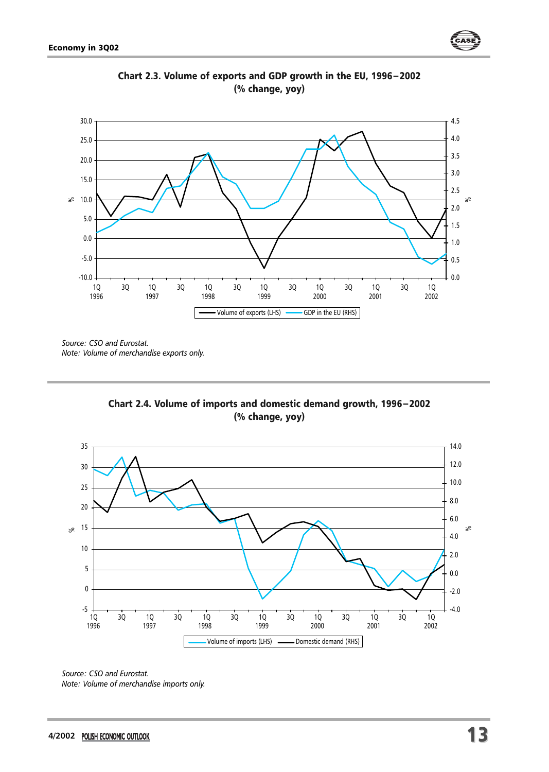**Chart 2.3. Volume of exports and GDP growth in the EU, 1996–2002 (% change, yoy)**

Source: CSO and Eurostat.
Note: Volume of merchandise exports only.

**Chart 2.4. Volume of imports and domestic demand growth, 1996–2002 (% change, yoy)**

Source: CSO and Eurostat.
Note: Volume of merchandise imports only.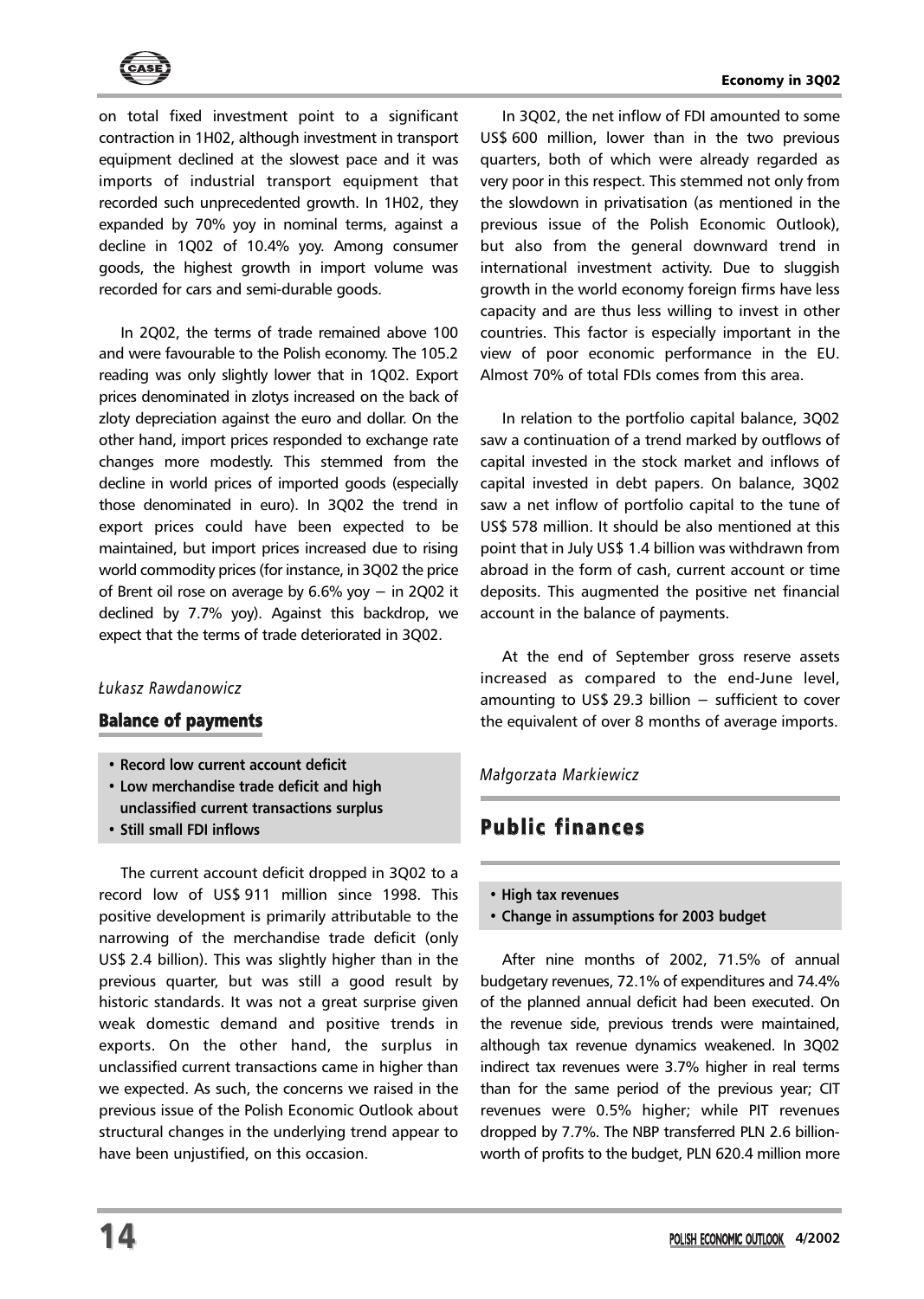on total fixed investment point to a significant contraction in 1H02, although investment in transport equipment declined at the slowest pace and it was imports of industrial transport equipment that recorded such unprecedented growth. In 1H02, they expanded by 70% yoy in nominal terms, against a decline in 1Q02 of 10.4% yoy. Among consumer goods, the highest growth in import volume was recorded for cars and semi-durable goods.

In 2Q02, the terms of trade remained above 100 and were favourable to the Polish economy. The 105.2 reading was only slightly lower that in 1Q02. Export prices denominated in zlotys increased on the back of zloty depreciation against the euro and dollar. On the other hand, import prices responded to exchange rate changes more modestly. This stemmed from the decline in world prices of imported goods (especially those denominated in euro). In 3Q02 the trend in export prices could have been expected to be maintained, but import prices increased due to rising world commodity prices (for instance, in 3Q02 the price of Brent oil rose on average by 6.6% yoy – in 2Q02 it declined by 7.7% yoy). Against this backdrop, we expect that the terms of trade deteriorated in 3Q02.

*Łukasz Rawdanowicz*

## Balance of payments

- **Record low current account deficit**
- **Low merchandise trade deficit and high unclassified current transactions surplus**
- **Still small FDI inflows**

The current account deficit dropped in 3Q02 to a record low of US$ 911 million since 1998. This positive development is primarily attributable to the narrowing of the merchandise trade deficit (only US$ 2.4 billion). This was slightly higher than in the previous quarter, but was still a good result by historic standards. It was not a great surprise given weak domestic demand and positive trends in exports. On the other hand, the surplus in unclassified current transactions came in higher than we expected. As such, the concerns we raised in the previous issue of the Polish Economic Outlook about structural changes in the underlying trend appear to have been unjustified, on this occasion.

In 3Q02, the net inflow of FDI amounted to some US$ 600 million, lower than in the two previous quarters, both of which were already regarded as very poor in this respect. This stemmed not only from the slowdown in privatisation (as mentioned in the previous issue of the Polish Economic Outlook), but also from the general downward trend in international investment activity. Due to sluggish growth in the world economy foreign firms have less capacity and are thus less willing to invest in other countries. This factor is especially important in the view of poor economic performance in the EU. Almost 70% of total FDIs comes from this area.

In relation to the portfolio capital balance, 3Q02 saw a continuation of a trend marked by outflows of capital invested in the stock market and inflows of capital invested in debt papers. On balance, 3Q02 saw a net inflow of portfolio capital to the tune of US$ 578 million. It should be also mentioned at this point that in July US$ 1.4 billion was withdrawn from abroad in the form of cash, current account or time deposits. This augmented the positive net financial account in the balance of payments.

At the end of September gross reserve assets increased as compared to the end-June level, amounting to US$ 29.3 billion – sufficient to cover the equivalent of over 8 months of average imports.

*Małgorzata Markiewicz*

# Public finances

- **High tax revenues**
- **Change in assumptions for 2003 budget**

After nine months of 2002, 71.5% of annual budgetary revenues, 72.1% of expenditures and 74.4% of the planned annual deficit had been executed. On the revenue side, previous trends were maintained, although tax revenue dynamics weakened. In 3Q02 indirect tax revenues were 3.7% higher in real terms than for the same period of the previous year; CIT revenues were 0.5% higher; while PIT revenues dropped by 7.7%. The NBP transferred PLN 2.6 billion-worth of profits to the budget, PLN 620.4 million more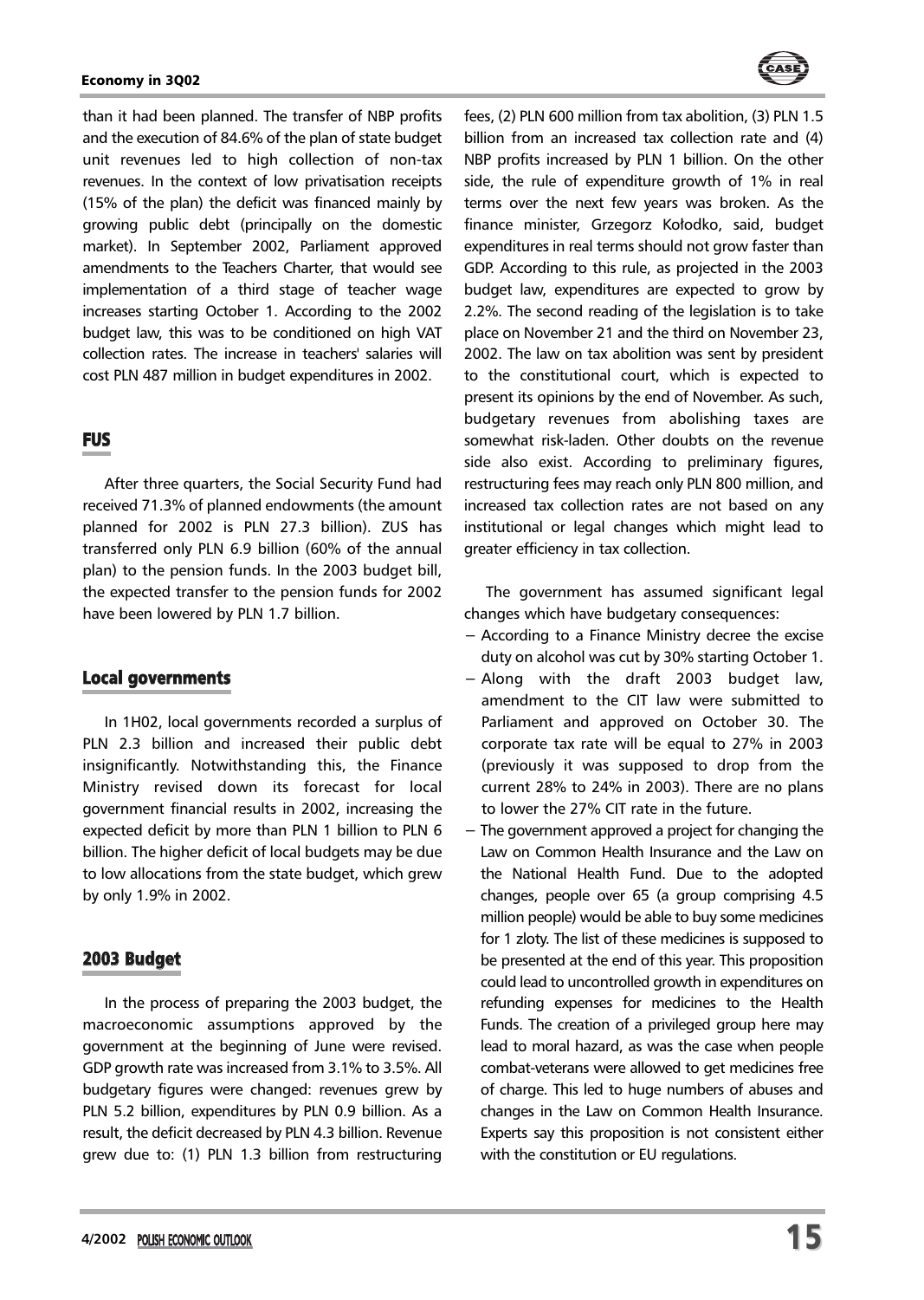than it had been planned. The transfer of NBP profits and the execution of 84.6% of the plan of state budget unit revenues led to high collection of non-tax revenues. In the context of low privatisation receipts (15% of the plan) the deficit was financed mainly by growing public debt (principally on the domestic market). In September 2002, Parliament approved amendments to the Teachers Charter, that would see implementation of a third stage of teacher wage increases starting October 1. According to the 2002 budget law, this was to be conditioned on high VAT collection rates. The increase in teachers' salaries will cost PLN 487 million in budget expenditures in 2002.

## FUS

After three quarters, the Social Security Fund had received 71.3% of planned endowments (the amount planned for 2002 is PLN 27.3 billion). ZUS has transferred only PLN 6.9 billion (60% of the annual plan) to the pension funds. In the 2003 budget bill, the expected transfer to the pension funds for 2002 have been lowered by PLN 1.7 billion.

## Local governments

In 1H02, local governments recorded a surplus of PLN 2.3 billion and increased their public debt insignificantly. Notwithstanding this, the Finance Ministry revised down its forecast for local government financial results in 2002, increasing the expected deficit by more than PLN 1 billion to PLN 6 billion. The higher deficit of local budgets may be due to low allocations from the state budget, which grew by only 1.9% in 2002.

## 2003 Budget

In the process of preparing the 2003 budget, the macroeconomic assumptions approved by the government at the beginning of June were revised. GDP growth rate was increased from 3.1% to 3.5%. All budgetary figures were changed: revenues grew by PLN 5.2 billion, expenditures by PLN 0.9 billion. As a result, the deficit decreased by PLN 4.3 billion. Revenue grew due to: (1) PLN 1.3 billion from restructuring fees, (2) PLN 600 million from tax abolition, (3) PLN 1.5 billion from an increased tax collection rate and (4) NBP profits increased by PLN 1 billion. On the other side, the rule of expenditure growth of 1% in real terms over the next few years was broken. As the finance minister, Grzegorz Kołodko, said, budget expenditures in real terms should not grow faster than GDP. According to this rule, as projected in the 2003 budget law, expenditures are expected to grow by 2.2%. The second reading of the legislation is to take place on November 21 and the third on November 23, 2002. The law on tax abolition was sent by president to the constitutional court, which is expected to present its opinions by the end of November. As such, budgetary revenues from abolishing taxes are somewhat risk-laden. Other doubts on the revenue side also exist. According to preliminary figures, restructuring fees may reach only PLN 800 million, and increased tax collection rates are not based on any institutional or legal changes which might lead to greater efficiency in tax collection.

The government has assumed significant legal changes which have budgetary consequences:

- According to a Finance Ministry decree the excise duty on alcohol was cut by 30% starting October 1.
- Along with the draft 2003 budget law, amendment to the CIT law were submitted to Parliament and approved on October 30. The corporate tax rate will be equal to 27% in 2003 (previously it was supposed to drop from the current 28% to 24% in 2003). There are no plans to lower the 27% CIT rate in the future.
- The government approved a project for changing the Law on Common Health Insurance and the Law on the National Health Fund. Due to the adopted changes, people over 65 (a group comprising 4.5 million people) would be able to buy some medicines for 1 zloty. The list of these medicines is supposed to be presented at the end of this year. This proposition could lead to uncontrolled growth in expenditures on refunding expenses for medicines to the Health Funds. The creation of a privileged group here may lead to moral hazard, as was the case when people combat-veterans were allowed to get medicines free of charge. This led to huge numbers of abuses and changes in the Law on Common Health Insurance. Experts say this proposition is not consistent either with the constitution or EU regulations.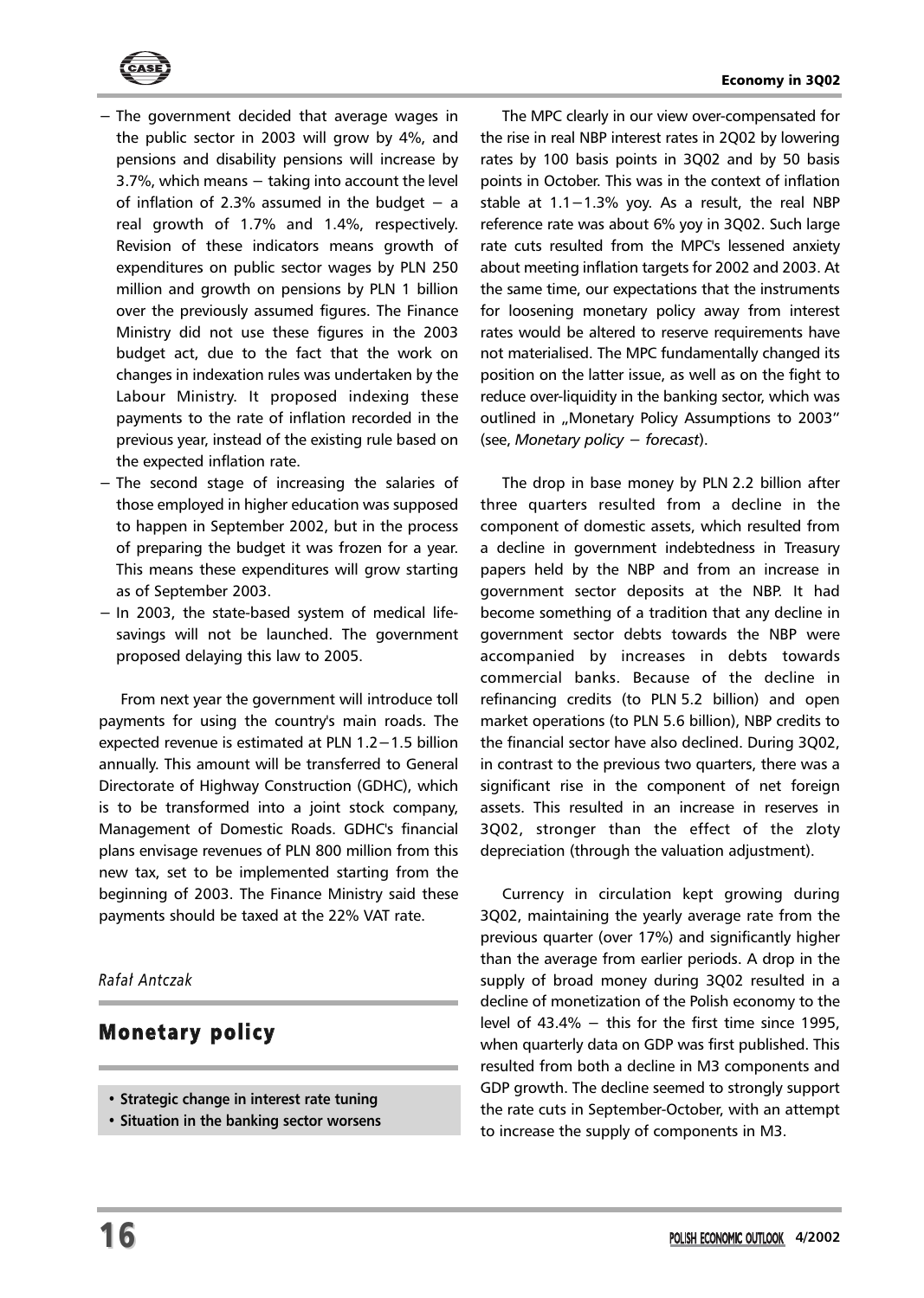- The government decided that average wages in the public sector in 2003 will grow by 4%, and pensions and disability pensions will increase by 3.7%, which means – taking into account the level of inflation of 2.3% assumed in the budget – a real growth of 1.7% and 1.4%, respectively. Revision of these indicators means growth of expenditures on public sector wages by PLN 250 million and growth on pensions by PLN 1 billion over the previously assumed figures. The Finance Ministry did not use these figures in the 2003 budget act, due to the fact that the work on changes in indexation rules was undertaken by the Labour Ministry. It proposed indexing these payments to the rate of inflation recorded in the previous year, instead of the existing rule based on the expected inflation rate.
- The second stage of increasing the salaries of those employed in higher education was supposed to happen in September 2002, but in the process of preparing the budget it was frozen for a year. This means these expenditures will grow starting as of September 2003.
- In 2003, the state-based system of medical life-savings will not be launched. The government proposed delaying this law to 2005.

From next year the government will introduce toll payments for using the country's main roads. The expected revenue is estimated at PLN 1.2–1.5 billion annually. This amount will be transferred to General Directorate of Highway Construction (GDHC), which is to be transformed into a joint stock company, Management of Domestic Roads. GDHC's financial plans envisage revenues of PLN 800 million from this new tax, set to be implemented starting from the beginning of 2003. The Finance Ministry said these payments should be taxed at the 22% VAT rate.

*Rafał Antczak*

## Monetary policy

- **Strategic change in interest rate tuning**
- **Situation in the banking sector worsens**

The MPC clearly in our view over-compensated for the rise in real NBP interest rates in 2Q02 by lowering rates by 100 basis points in 3Q02 and by 50 basis points in October. This was in the context of inflation stable at 1.1–1.3% yoy. As a result, the real NBP reference rate was about 6% yoy in 3Q02. Such large rate cuts resulted from the MPC's lessened anxiety about meeting inflation targets for 2002 and 2003. At the same time, our expectations that the instruments for loosening monetary policy away from interest rates would be altered to reserve requirements have not materialised. The MPC fundamentally changed its position on the latter issue, as well as on the fight to reduce over-liquidity in the banking sector, which was outlined in „Monetary Policy Assumptions to 2003" (see, *Monetary policy – forecast*).

The drop in base money by PLN 2.2 billion after three quarters resulted from a decline in the component of domestic assets, which resulted from a decline in government indebtedness in Treasury papers held by the NBP and from an increase in government sector deposits at the NBP. It had become something of a tradition that any decline in government sector debts towards the NBP were accompanied by increases in debts towards commercial banks. Because of the decline in refinancing credits (to PLN 5.2 billion) and open market operations (to PLN 5.6 billion), NBP credits to the financial sector have also declined. During 3Q02, in contrast to the previous two quarters, there was a significant rise in the component of net foreign assets. This resulted in an increase in reserves in 3Q02, stronger than the effect of the zloty depreciation (through the valuation adjustment).

Currency in circulation kept growing during 3Q02, maintaining the yearly average rate from the previous quarter (over 17%) and significantly higher than the average from earlier periods. A drop in the supply of broad money during 3Q02 resulted in a decline of monetization of the Polish economy to the level of 43.4% – this for the first time since 1995, when quarterly data on GDP was first published. This resulted from both a decline in M3 components and GDP growth. The decline seemed to strongly support the rate cuts in September-October, with an attempt to increase the supply of components in M3.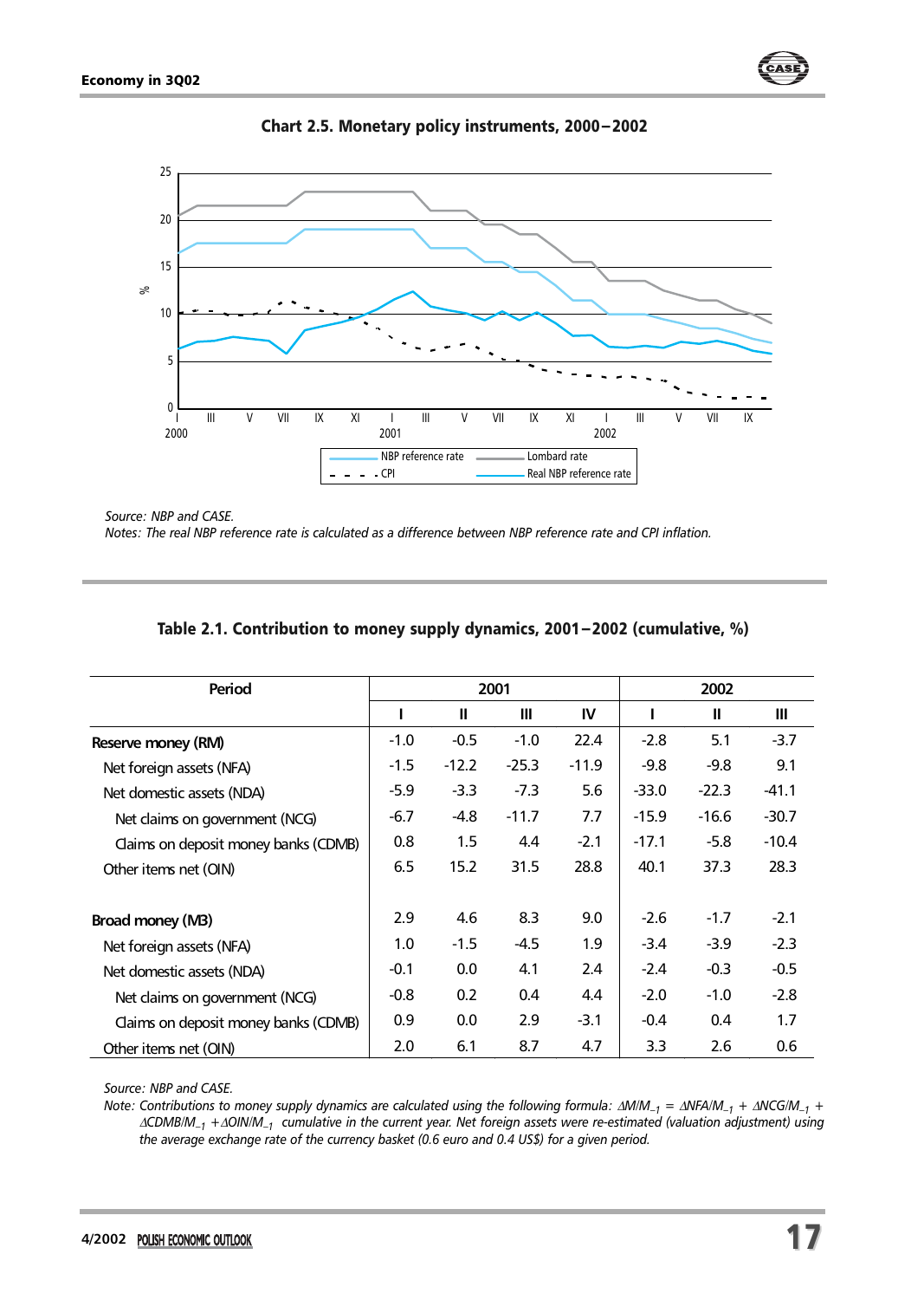**Chart 2.5. Monetary policy instruments, 2000–2002**

Source: NBP and CASE.
Notes: The real NBP reference rate is calculated as a difference between NBP reference rate and CPI inflation.

**Table 2.1. Contribution to money supply dynamics, 2001–2002 (cumulative, %)**

| Period | 2001 | | | | 2002 | | |
|---|---|---|---|---|---|---|---|
| | I | II | III | IV | I | II | III |
| Reserve money (RM) | -1.0 | -0.5 | -1.0 | 22.4 | -2.8 | 5.1 | -3.7 |
| Net foreign assets (NFA) | -1.5 | -12.2 | -25.3 | -11.9 | -9.8 | -9.8 | 9.1 |
| Net domestic assets (NDA) | -5.9 | -3.3 | -7.3 | 5.6 | -33.0 | -22.3 | -41.1 |
| Net claims on government (NCG) | -6.7 | -4.8 | -11.7 | 7.7 | -15.9 | -16.6 | -30.7 |
| Claims on deposit money banks (CDMB) | 0.8 | 1.5 | 4.4 | -2.1 | -17.1 | -5.8 | -10.4 |
| Other items net (OIN) | 6.5 | 15.2 | 31.5 | 28.8 | 40.1 | 37.3 | 28.3 |
| | | | | | | | |
| Broad money (M3) | 2.9 | 4.6 | 8.3 | 9.0 | -2.6 | -1.7 | -2.1 |
| Net foreign assets (NFA) | 1.0 | -1.5 | -4.5 | 1.9 | -3.4 | -3.9 | -2.3 |
| Net domestic assets (NDA) | -0.1 | 0.0 | 4.1 | 2.4 | -2.4 | -0.3 | -0.5 |
| Net claims on government (NCG) | -0.8 | 0.2 | 0.4 | 4.4 | -2.0 | -1.0 | -2.8 |
| Claims on deposit money banks (CDMB) | 0.9 | 0.0 | 2.9 | -3.1 | -0.4 | 0.4 | 1.7 |
| Other items net (OIN) | 2.0 | 6.1 | 8.7 | 4.7 | 3.3 | 2.6 | 0.6 |

*Source: NBP and CASE.*
*Note: Contributions to money supply dynamics are calculated using the following formula: $\Delta M/M_{-1} = \Delta NFA/M_{-1} + \Delta NCG/M_{-1} + \Delta CDMB/M_{-1} + \Delta OIN/M_{-1}$ cumulative in the current year. Net foreign assets were re-estimated (valuation adjustment) using the average exchange rate of the currency basket (0.6 euro and 0.4 US$) for a given period.*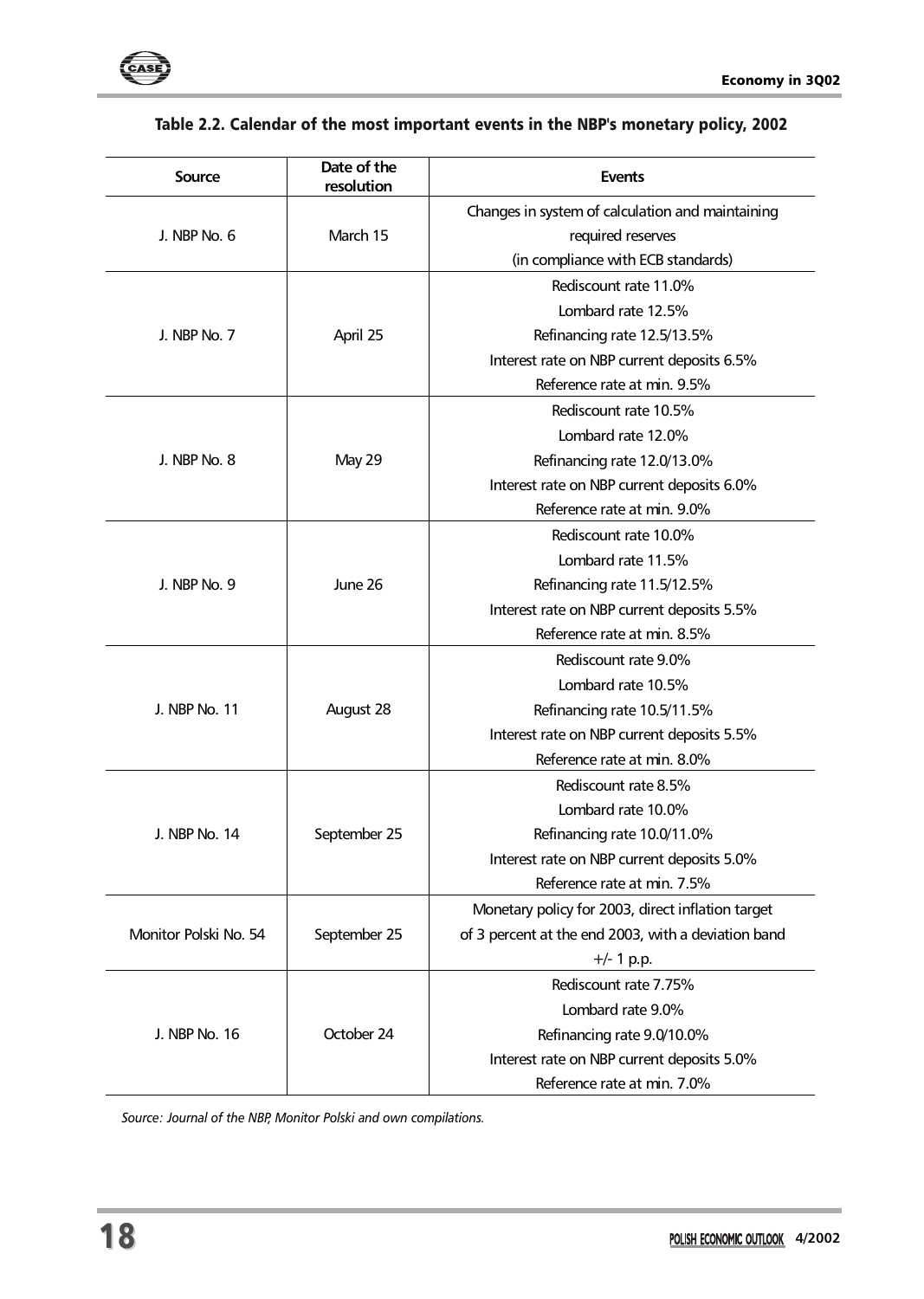**Table 2.2. Calendar of the most important events in the NBP's monetary policy, 2002**

| Source | Date of the resolution | Events |
|---|---|---|
| J. NBP No. 6 | March 15 | Changes in system of calculation and maintaining required reserves (in compliance with ECB standards) |
| J. NBP No. 7 | April 25 | Rediscount rate 11.0%<br>Lombard rate 12.5%<br>Refinancing rate 12.5/13.5%<br>Interest rate on NBP current deposits 6.5%<br>Reference rate at min. 9.5% |
| J. NBP No. 8 | May 29 | Rediscount rate 10.5%<br>Lombard rate 12.0%<br>Refinancing rate 12.0/13.0%<br>Interest rate on NBP current deposits 6.0%<br>Reference rate at min. 9.0% |
| J. NBP No. 9 | June 26 | Rediscount rate 10.0%<br>Lombard rate 11.5%<br>Refinancing rate 11.5/12.5%<br>Interest rate on NBP current deposits 5.5%<br>Reference rate at min. 8.5% |
| J. NBP No. 11 | August 28 | Rediscount rate 9.0%<br>Lombard rate 10.5%<br>Refinancing rate 10.5/11.5%<br>Interest rate on NBP current deposits 5.5%<br>Reference rate at min. 8.0% |
| J. NBP No. 14 | September 25 | Rediscount rate 8.5%<br>Lombard rate 10.0%<br>Refinancing rate 10.0/11.0%<br>Interest rate on NBP current deposits 5.0%<br>Reference rate at min. 7.5% |
| Monitor Polski No. 54 | September 25 | Monetary policy for 2003, direct inflation target of 3 percent at the end 2003, with a deviation band +/- 1 p.p. |
| J. NBP No. 16 | October 24 | Rediscount rate 7.75%<br>Lombard rate 9.0%<br>Refinancing rate 9.0/10.0%<br>Interest rate on NBP current deposits 5.0%<br>Reference rate at min. 7.0% |

*Source: Journal of the NBP, Monitor Polski and own compilations.*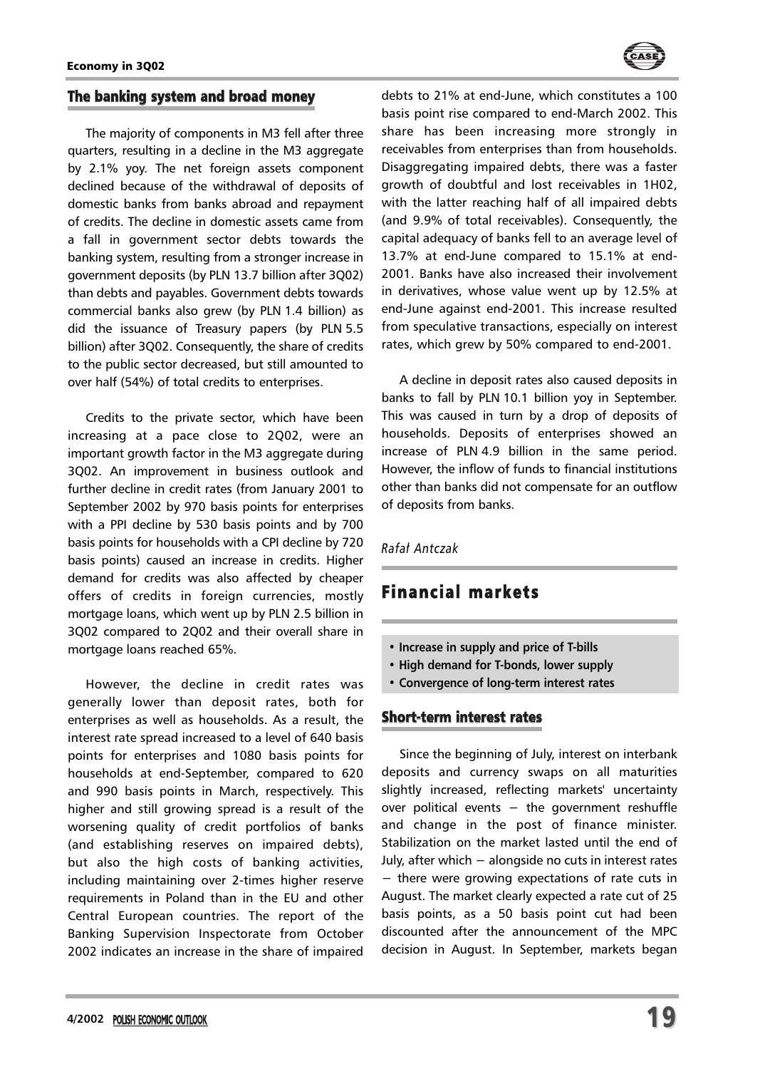## The banking system and broad money

The majority of components in M3 fell after three quarters, resulting in a decline in the M3 aggregate by 2.1% yoy. The net foreign assets component declined because of the withdrawal of deposits of domestic banks from banks abroad and repayment of credits. The decline in domestic assets came from a fall in government sector debts towards the banking system, resulting from a stronger increase in government deposits (by PLN 13.7 billion after 3Q02) than debts and payables. Government debts towards commercial banks also grew (by PLN 1.4 billion) as did the issuance of Treasury papers (by PLN 5.5 billion) after 3Q02. Consequently, the share of credits to the public sector decreased, but still amounted to over half (54%) of total credits to enterprises.

Credits to the private sector, which have been increasing at a pace close to 2Q02, were an important growth factor in the M3 aggregate during 3Q02. An improvement in business outlook and further decline in credit rates (from January 2001 to September 2002 by 970 basis points for enterprises with a PPI decline by 530 basis points and by 700 basis points for households with a CPI decline by 720 basis points) caused an increase in credits. Higher demand for credits was also affected by cheaper offers of credits in foreign currencies, mostly mortgage loans, which went up by PLN 2.5 billion in 3Q02 compared to 2Q02 and their overall share in mortgage loans reached 65%.

However, the decline in credit rates was generally lower than deposit rates, both for enterprises as well as households. As a result, the interest rate spread increased to a level of 640 basis points for enterprises and 1080 basis points for households at end-September, compared to 620 and 990 basis points in March, respectively. This higher and still growing spread is a result of the worsening quality of credit portfolios of banks (and establishing reserves on impaired debts), but also the high costs of banking activities, including maintaining over 2-times higher reserve requirements in Poland than in the EU and other Central European countries. The report of the Banking Supervision Inspectorate from October 2002 indicates an increase in the share of impaired debts to 21% at end-June, which constitutes a 100 basis point rise compared to end-March 2002. This share has been increasing more strongly in receivables from enterprises than from households. Disaggregating impaired debts, there was a faster growth of doubtful and lost receivables in 1H02, with the latter reaching half of all impaired debts (and 9.9% of total receivables). Consequently, the capital adequacy of banks fell to an average level of 13.7% at end-June compared to 15.1% at end-2001. Banks have also increased their involvement in derivatives, whose value went up by 12.5% at end-June against end-2001. This increase resulted from speculative transactions, especially on interest rates, which grew by 50% compared to end-2001.

A decline in deposit rates also caused deposits in banks to fall by PLN 10.1 billion yoy in September. This was caused in turn by a drop of deposits of households. Deposits of enterprises showed an increase of PLN 4.9 billion in the same period. However, the inflow of funds to financial institutions other than banks did not compensate for an outflow of deposits from banks.

*Rafał Antczak*

# Financial markets

- **Increase in supply and price of T-bills**
- **High demand for T-bonds, lower supply**
- **Convergence of long-term interest rates**

## Short-term interest rates

Since the beginning of July, interest on interbank deposits and currency swaps on all maturities slightly increased, reflecting markets' uncertainty over political events – the government reshuffle and change in the post of finance minister. Stabilization on the market lasted until the end of July, after which – alongside no cuts in interest rates – there were growing expectations of rate cuts in August. The market clearly expected a rate cut of 25 basis points, as a 50 basis point cut had been discounted after the announcement of the MPC decision in August. In September, markets began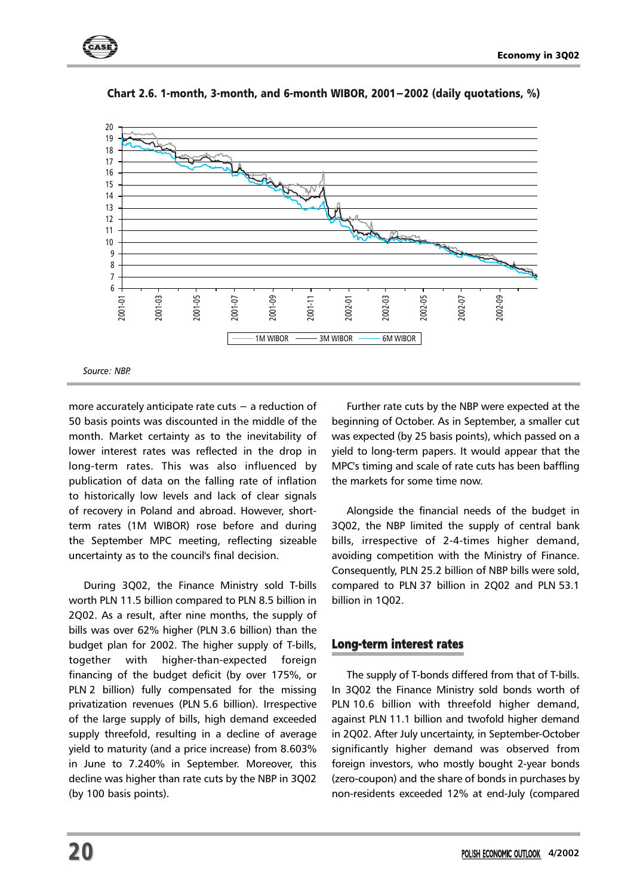**Chart 2.6. 1-month, 3-month, and 6-month WIBOR, 2001–2002 (daily quotations, %)**

*Source: NBP.*

more accurately anticipate rate cuts – a reduction of 50 basis points was discounted in the middle of the month. Market certainty as to the inevitability of lower interest rates was reflected in the drop in long-term rates. This was also influenced by publication of data on the falling rate of inflation to historically low levels and lack of clear signals of recovery in Poland and abroad. However, short-term rates (1M WIBOR) rose before and during the September MPC meeting, reflecting sizeable uncertainty as to the council's final decision.

During 3Q02, the Finance Ministry sold T-bills worth PLN 11.5 billion compared to PLN 8.5 billion in 2Q02. As a result, after nine months, the supply of bills was over 62% higher (PLN 3.6 billion) than the budget plan for 2002. The higher supply of T-bills, together with higher-than-expected foreign financing of the budget deficit (by over 175%, or PLN 2 billion) fully compensated for the missing privatization revenues (PLN 5.6 billion). Irrespective of the large supply of bills, high demand exceeded supply threefold, resulting in a decline of average yield to maturity (and a price increase) from 8.603% in June to 7.240% in September. Moreover, this decline was higher than rate cuts by the NBP in 3Q02 (by 100 basis points).

Further rate cuts by the NBP were expected at the beginning of October. As in September, a smaller cut was expected (by 25 basis points), which passed on a yield to long-term papers. It would appear that the MPC's timing and scale of rate cuts has been baffling the markets for some time now.

Alongside the financial needs of the budget in 3Q02, the NBP limited the supply of central bank bills, irrespective of 2-4-times higher demand, avoiding competition with the Ministry of Finance. Consequently, PLN 25.2 billion of NBP bills were sold, compared to PLN 37 billion in 2Q02 and PLN 53.1 billion in 1Q02.

## Long-term interest rates

The supply of T-bonds differed from that of T-bills. In 3Q02 the Finance Ministry sold bonds worth of PLN 10.6 billion with threefold higher demand, against PLN 11.1 billion and twofold higher demand in 2Q02. After July uncertainty, in September-October significantly higher demand was observed from foreign investors, who mostly bought 2-year bonds (zero-coupon) and the share of bonds in purchases by non-residents exceeded 12% at end-July (compared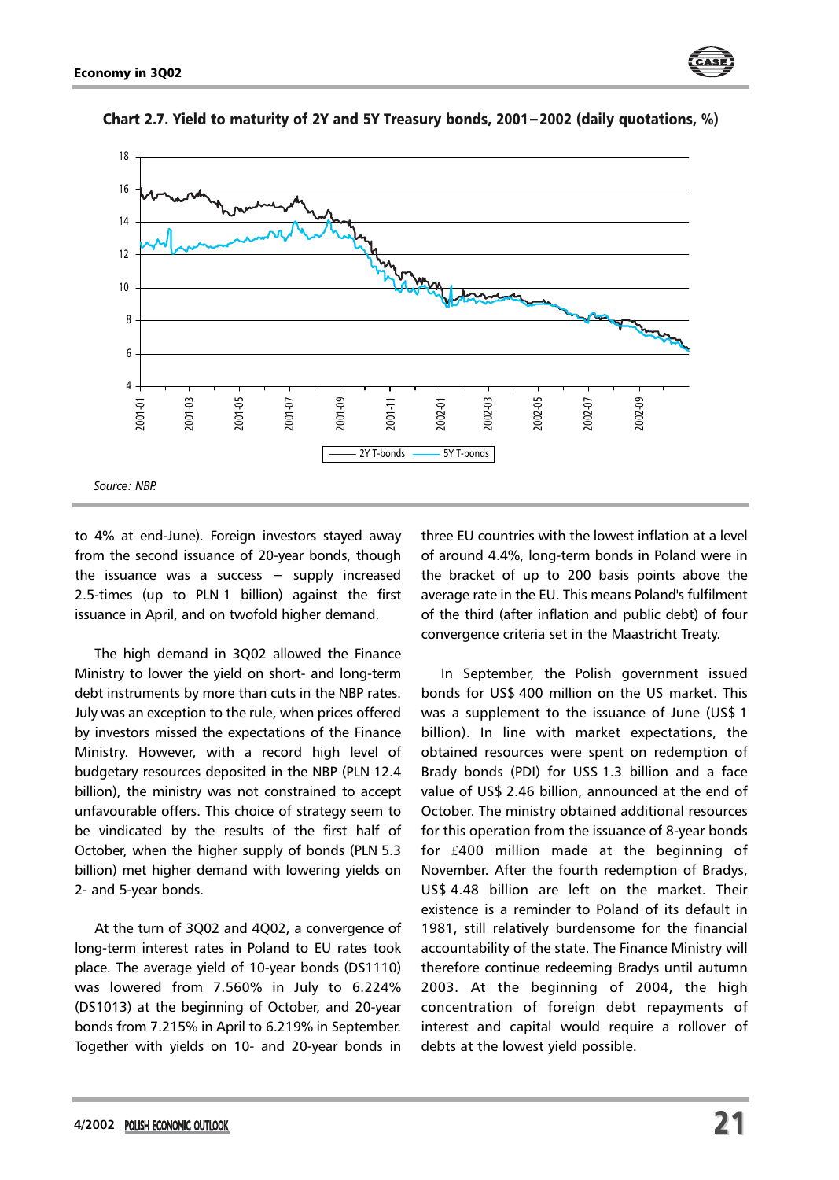**Chart 2.7. Yield to maturity of 2Y and 5Y Treasury bonds, 2001–2002 (daily quotations, %)**

Source: NBP.

to 4% at end-June). Foreign investors stayed away from the second issuance of 20-year bonds, though the issuance was a success – supply increased 2.5-times (up to PLN 1 billion) against the first issuance in April, and on twofold higher demand.

The high demand in 3Q02 allowed the Finance Ministry to lower the yield on short- and long-term debt instruments by more than cuts in the NBP rates. July was an exception to the rule, when prices offered by investors missed the expectations of the Finance Ministry. However, with a record high level of budgetary resources deposited in the NBP (PLN 12.4 billion), the ministry was not constrained to accept unfavourable offers. This choice of strategy seem to be vindicated by the results of the first half of October, when the higher supply of bonds (PLN 5.3 billion) met higher demand with lowering yields on 2- and 5-year bonds.

At the turn of 3Q02 and 4Q02, a convergence of long-term interest rates in Poland to EU rates took place. The average yield of 10-year bonds (DS1110) was lowered from 7.560% in July to 6.224% (DS1013) at the beginning of October, and 20-year bonds from 7.215% in April to 6.219% in September. Together with yields on 10- and 20-year bonds in three EU countries with the lowest inflation at a level of around 4.4%, long-term bonds in Poland were in the bracket of up to 200 basis points above the average rate in the EU. This means Poland's fulfilment of the third (after inflation and public debt) of four convergence criteria set in the Maastricht Treaty.

In September, the Polish government issued bonds for US$ 400 million on the US market. This was a supplement to the issuance of June (US$ 1 billion). In line with market expectations, the obtained resources were spent on redemption of Brady bonds (PDI) for US$ 1.3 billion and a face value of US$ 2.46 billion, announced at the end of October. The ministry obtained additional resources for this operation from the issuance of 8-year bonds for £400 million made at the beginning of November. After the fourth redemption of Bradys, US$ 4.48 billion are left on the market. Their existence is a reminder to Poland of its default in 1981, still relatively burdensome for the financial accountability of the state. The Finance Ministry will therefore continue redeeming Bradys until autumn 2003. At the beginning of 2004, the high concentration of foreign debt repayments of interest and capital would require a rollover of debts at the lowest yield possible.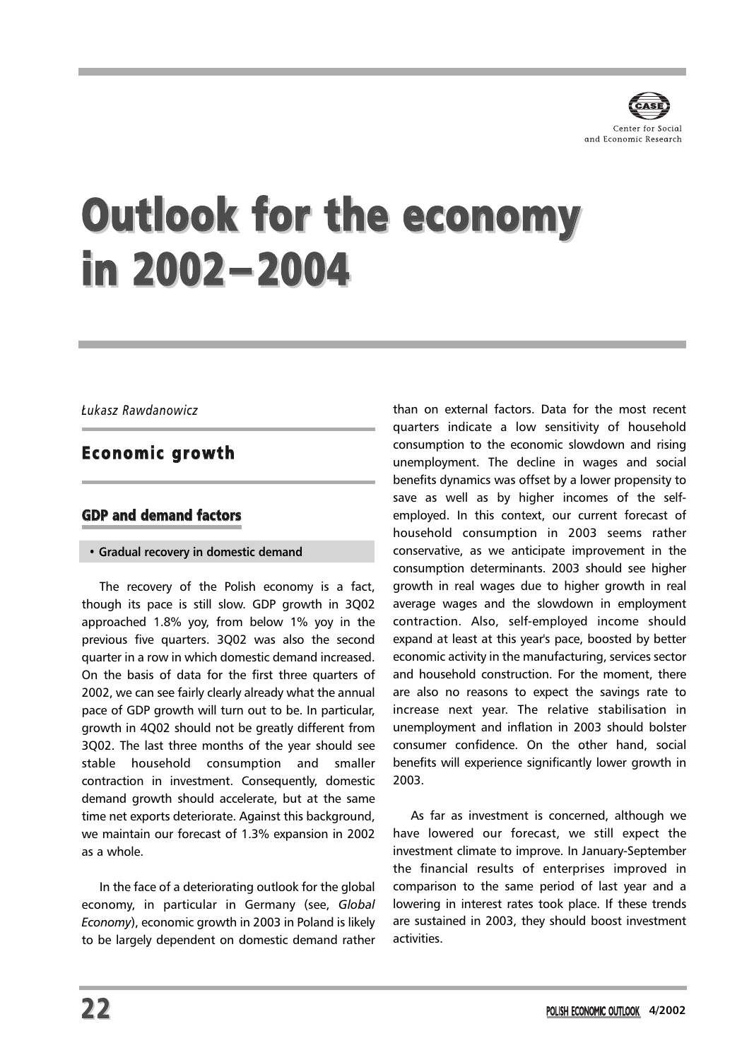# Outlook for the economy in 2002–2004

*Łukasz Rawdanowicz*

## Economic growth

### GDP and demand factors

**• Gradual recovery in domestic demand**

The recovery of the Polish economy is a fact, though its pace is still slow. GDP growth in 3Q02 approached 1.8% yoy, from below 1% yoy in the previous five quarters. 3Q02 was also the second quarter in a row in which domestic demand increased. On the basis of data for the first three quarters of 2002, we can see fairly clearly already what the annual pace of GDP growth will turn out to be. In particular, growth in 4Q02 should not be greatly different from 3Q02. The last three months of the year should see stable household consumption and smaller contraction in investment. Consequently, domestic demand growth should accelerate, but at the same time net exports deteriorate. Against this background, we maintain our forecast of 1.3% expansion in 2002 as a whole.

In the face of a deteriorating outlook for the global economy, in particular in Germany (see, *Global Economy*), economic growth in 2003 in Poland is likely to be largely dependent on domestic demand rather than on external factors. Data for the most recent quarters indicate a low sensitivity of household consumption to the economic slowdown and rising unemployment. The decline in wages and social benefits dynamics was offset by a lower propensity to save as well as by higher incomes of the self-employed. In this context, our current forecast of household consumption in 2003 seems rather conservative, as we anticipate improvement in the consumption determinants. 2003 should see higher growth in real wages due to higher growth in real average wages and the slowdown in employment contraction. Also, self-employed income should expand at least at this year's pace, boosted by better economic activity in the manufacturing, services sector and household construction. For the moment, there are also no reasons to expect the savings rate to increase next year. The relative stabilisation in unemployment and inflation in 2003 should bolster consumer confidence. On the other hand, social benefits will experience significantly lower growth in 2003.

As far as investment is concerned, although we have lowered our forecast, we still expect the investment climate to improve. In January-September the financial results of enterprises improved in comparison to the same period of last year and a lowering in interest rates took place. If these trends are sustained in 2003, they should boost investment activities.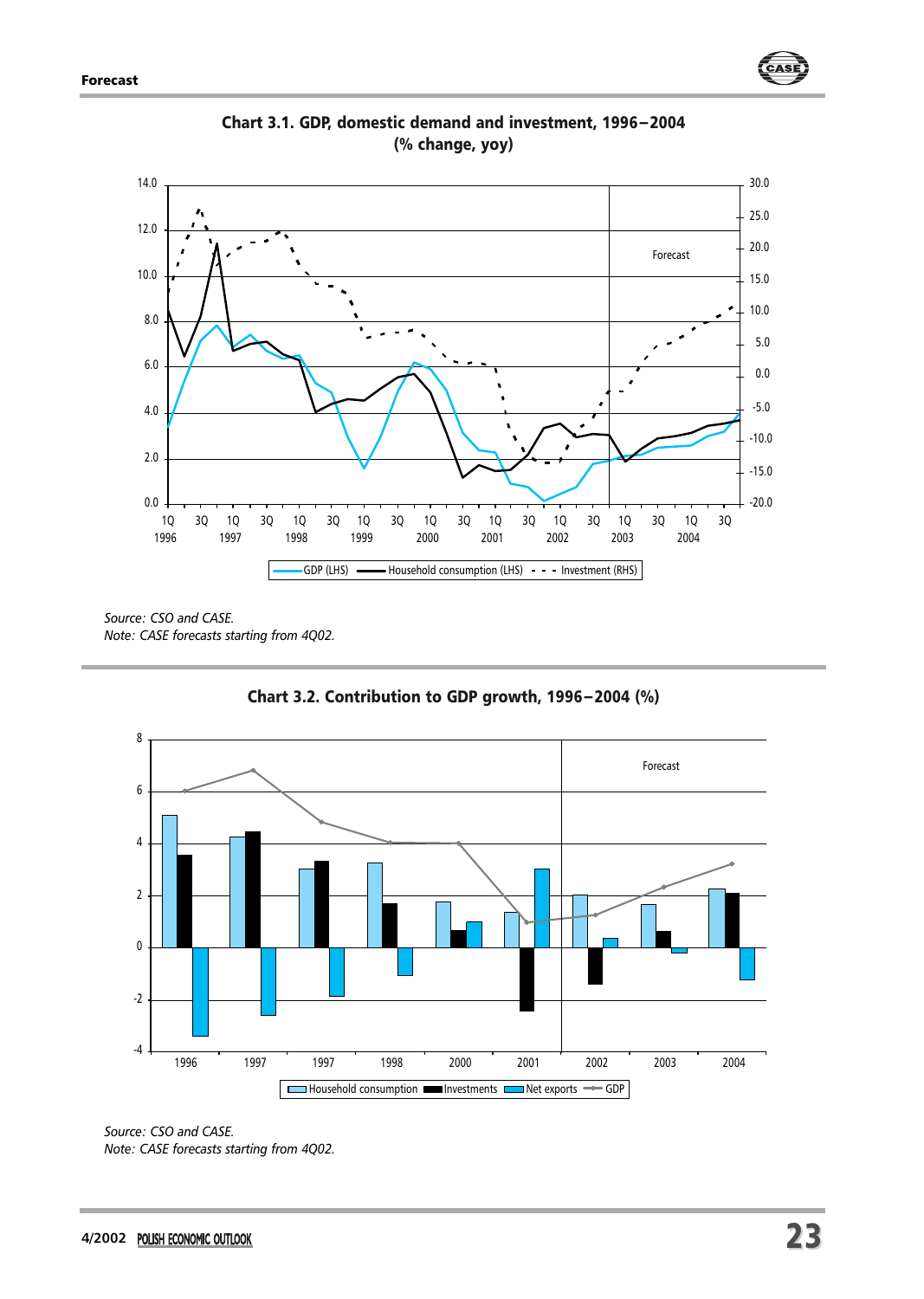**Chart 3.1. GDP, domestic demand and investment, 1996–2004 (% change, yoy)**

*Source: CSO and CASE.*
*Note: CASE forecasts starting from 4Q02.*

**Chart 3.2. Contribution to GDP growth, 1996–2004 (%)**

*Source: CSO and CASE.*
*Note: CASE forecasts starting from 4Q02.*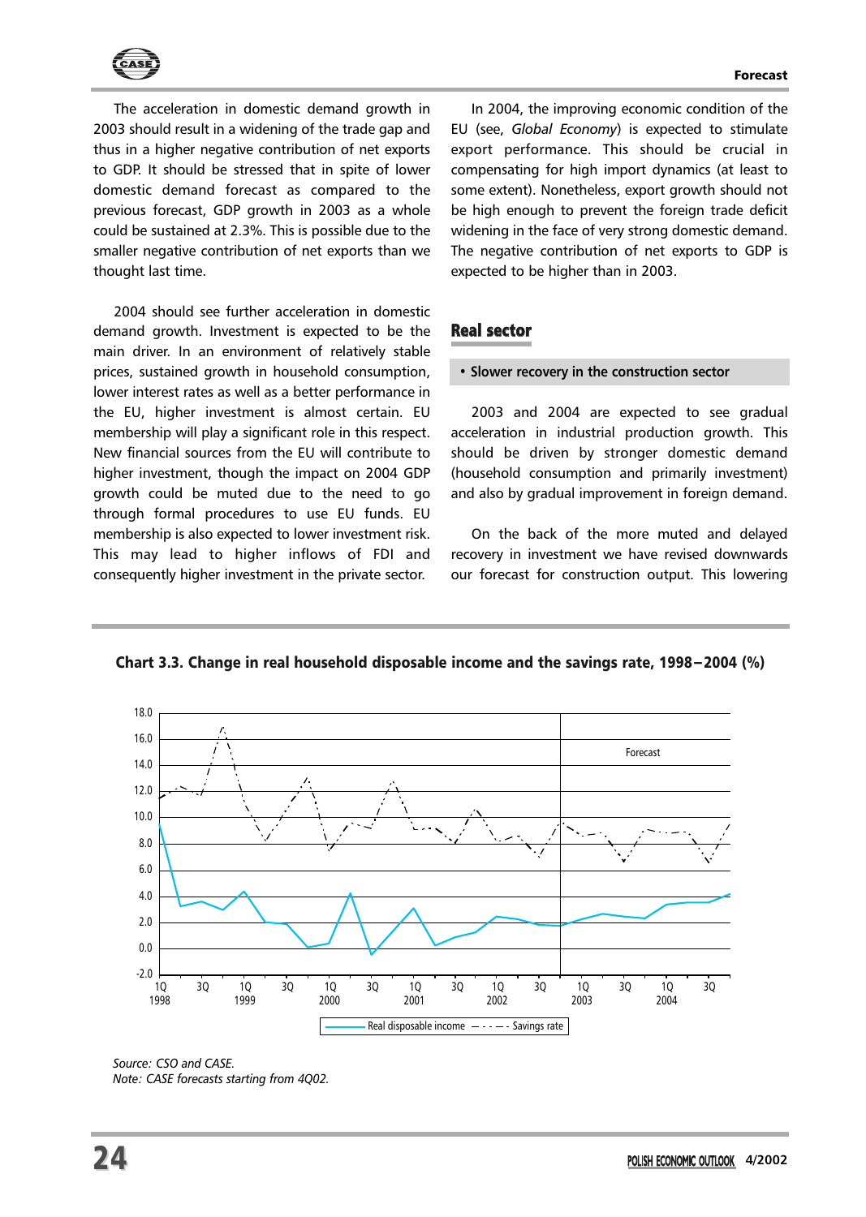The acceleration in domestic demand growth in 2003 should result in a widening of the trade gap and thus in a higher negative contribution of net exports to GDP. It should be stressed that in spite of lower domestic demand forecast as compared to the previous forecast, GDP growth in 2003 as a whole could be sustained at 2.3%. This is possible due to the smaller negative contribution of net exports than we thought last time.

2004 should see further acceleration in domestic demand growth. Investment is expected to be the main driver. In an environment of relatively stable prices, sustained growth in household consumption, lower interest rates as well as a better performance in the EU, higher investment is almost certain. EU membership will play a significant role in this respect. New financial sources from the EU will contribute to higher investment, though the impact on 2004 GDP growth could be muted due to the need to go through formal procedures to use EU funds. EU membership is also expected to lower investment risk. This may lead to higher inflows of FDI and consequently higher investment in the private sector.

In 2004, the improving economic condition of the EU (see, *Global Economy*) is expected to stimulate export performance. This should be crucial in compensating for high import dynamics (at least to some extent). Nonetheless, export growth should not be high enough to prevent the foreign trade deficit widening in the face of very strong domestic demand. The negative contribution of net exports to GDP is expected to be higher than in 2003.

## Real sector

- **Slower recovery in the construction sector**

2003 and 2004 are expected to see gradual acceleration in industrial production growth. This should be driven by stronger domestic demand (household consumption and primarily investment) and also by gradual improvement in foreign demand.

On the back of the more muted and delayed recovery in investment we have revised downwards our forecast for construction output. This lowering

**Chart 3.3. Change in real household disposable income and the savings rate, 1998–2004 (%)**

*Source: CSO and CASE.*
*Note: CASE forecasts starting from 4Q02.*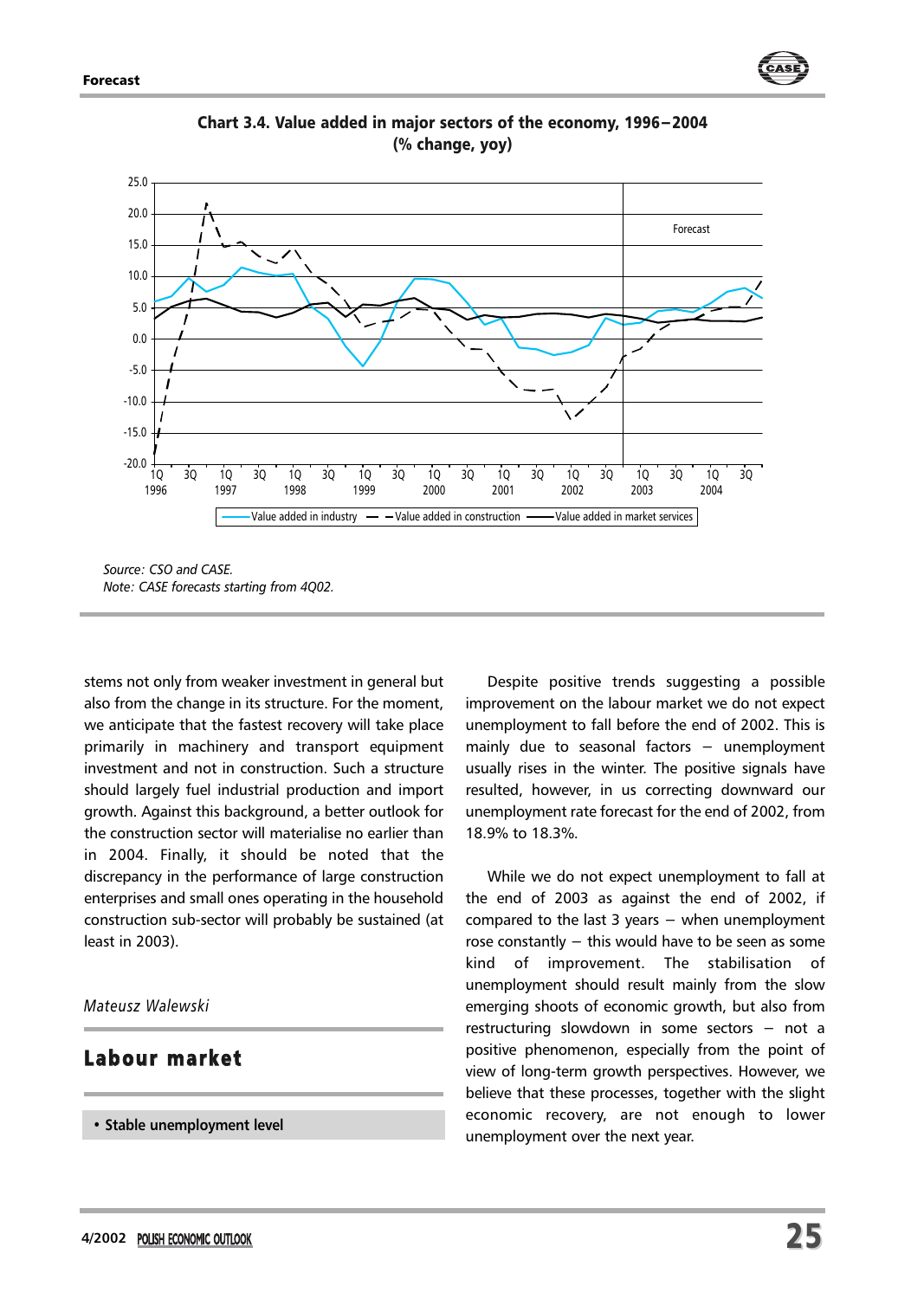**Chart 3.4. Value added in major sectors of the economy, 1996–2004 (% change, yoy)**

Source: *CSO and CASE.*
*Note: CASE forecasts starting from 4Q02.*

stems not only from weaker investment in general but also from the change in its structure. For the moment, we anticipate that the fastest recovery will take place primarily in machinery and transport equipment investment and not in construction. Such a structure should largely fuel industrial production and import growth. Against this background, a better outlook for the construction sector will materialise no earlier than in 2004. Finally, it should be noted that the discrepancy in the performance of large construction enterprises and small ones operating in the household construction sub-sector will probably be sustained (at least in 2003).

*Mateusz Walewski*

## Labour market

- **Stable unemployment level**

Despite positive trends suggesting a possible improvement on the labour market we do not expect unemployment to fall before the end of 2002. This is mainly due to seasonal factors – unemployment usually rises in the winter. The positive signals have resulted, however, in us correcting downward our unemployment rate forecast for the end of 2002, from 18.9% to 18.3%.

While we do not expect unemployment to fall at the end of 2003 as against the end of 2002, if compared to the last 3 years – when unemployment rose constantly – this would have to be seen as some kind of improvement. The stabilisation of unemployment should result mainly from the slow emerging shoots of economic growth, but also from restructuring slowdown in some sectors – not a positive phenomenon, especially from the point of view of long-term growth perspectives. However, we believe that these processes, together with the slight economic recovery, are not enough to lower unemployment over the next year.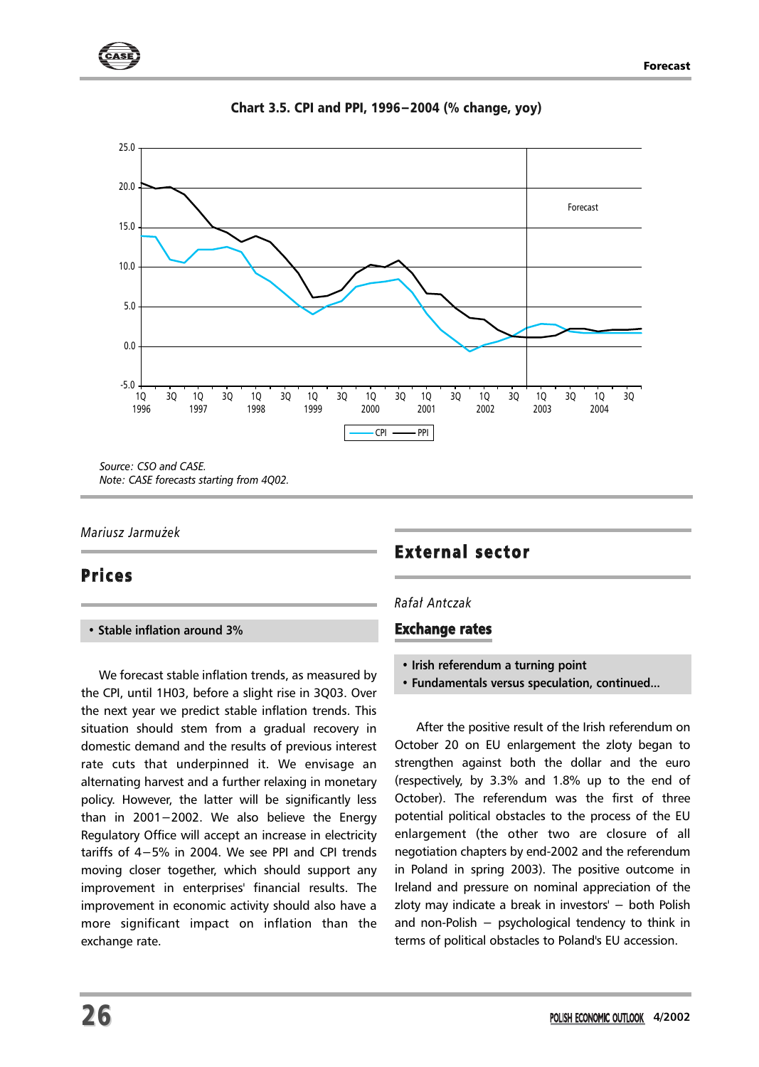**Chart 3.5. CPI and PPI, 1996–2004 (% change, yoy)**

Source: CSO and CASE.
Note: CASE forecasts starting from 4Q02.

*Mariusz Jarmużek*

## Prices

- **Stable inflation around 3%**

We forecast stable inflation trends, as measured by the CPI, until 1H03, before a slight rise in 3Q03. Over the next year we predict stable inflation trends. This situation should stem from a gradual recovery in domestic demand and the results of previous interest rate cuts that underpinned it. We envisage an alternating harvest and a further relaxing in monetary policy. However, the latter will be significantly less than in 2001–2002. We also believe the Energy Regulatory Office will accept an increase in electricity tariffs of 4–5% in 2004. We see PPI and CPI trends moving closer together, which should support any improvement in enterprises' financial results. The improvement in economic activity should also have a more significant impact on inflation than the exchange rate.

## External sector

*Rafał Antczak*

### Exchange rates

- **Irish referendum a turning point**
- **Fundamentals versus speculation, continued...**

After the positive result of the Irish referendum on October 20 on EU enlargement the zloty began to strengthen against both the dollar and the euro (respectively, by 3.3% and 1.8% up to the end of October). The referendum was the first of three potential political obstacles to the process of the EU enlargement (the other two are closure of all negotiation chapters by end-2002 and the referendum in Poland in spring 2003). The positive outcome in Ireland and pressure on nominal appreciation of the zloty may indicate a break in investors' – both Polish and non-Polish – psychological tendency to think in terms of political obstacles to Poland's EU accession.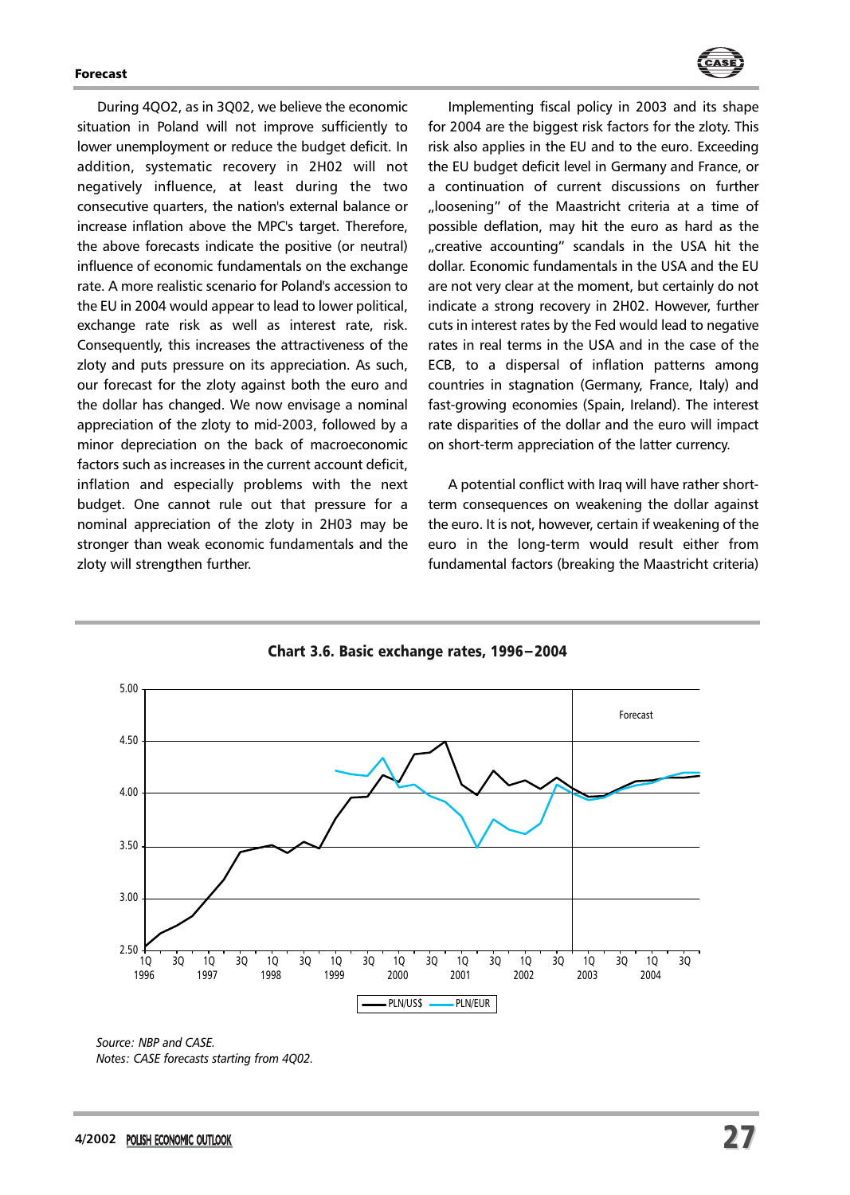During 4Q02, as in 3Q02, we believe the economic situation in Poland will not improve sufficiently to lower unemployment or reduce the budget deficit. In addition, systematic recovery in 2H02 will not negatively influence, at least during the two consecutive quarters, the nation's external balance or increase inflation above the MPC's target. Therefore, the above forecasts indicate the positive (or neutral) influence of economic fundamentals on the exchange rate. A more realistic scenario for Poland's accession to the EU in 2004 would appear to lead to lower political, exchange rate risk as well as interest rate, risk. Consequently, this increases the attractiveness of the zloty and puts pressure on its appreciation. As such, our forecast for the zloty against both the euro and the dollar has changed. We now envisage a nominal appreciation of the zloty to mid-2003, followed by a minor depreciation on the back of macroeconomic factors such as increases in the current account deficit, inflation and especially problems with the next budget. One cannot rule out that pressure for a nominal appreciation of the zloty in 2H03 may be stronger than weak economic fundamentals and the zloty will strengthen further.

Implementing fiscal policy in 2003 and its shape for 2004 are the biggest risk factors for the zloty. This risk also applies in the EU and to the euro. Exceeding the EU budget deficit level in Germany and France, or a continuation of current discussions on further „loosening" of the Maastricht criteria at a time of possible deflation, may hit the euro as hard as the „creative accounting" scandals in the USA hit the dollar. Economic fundamentals in the USA and the EU are not very clear at the moment, but certainly do not indicate a strong recovery in 2H02. However, further cuts in interest rates by the Fed would lead to negative rates in real terms in the USA and in the case of the ECB, to a dispersal of inflation patterns among countries in stagnation (Germany, France, Italy) and fast-growing economies (Spain, Ireland). The interest rate disparities of the dollar and the euro will impact on short-term appreciation of the latter currency.

A potential conflict with Iraq will have rather short-term consequences on weakening the dollar against the euro. It is not, however, certain if weakening of the euro in the long-term would result either from fundamental factors (breaking the Maastricht criteria)

**Chart 3.6. Basic exchange rates, 1996–2004**

*Source: NBP and CASE.*
*Notes: CASE forecasts starting from 4Q02.*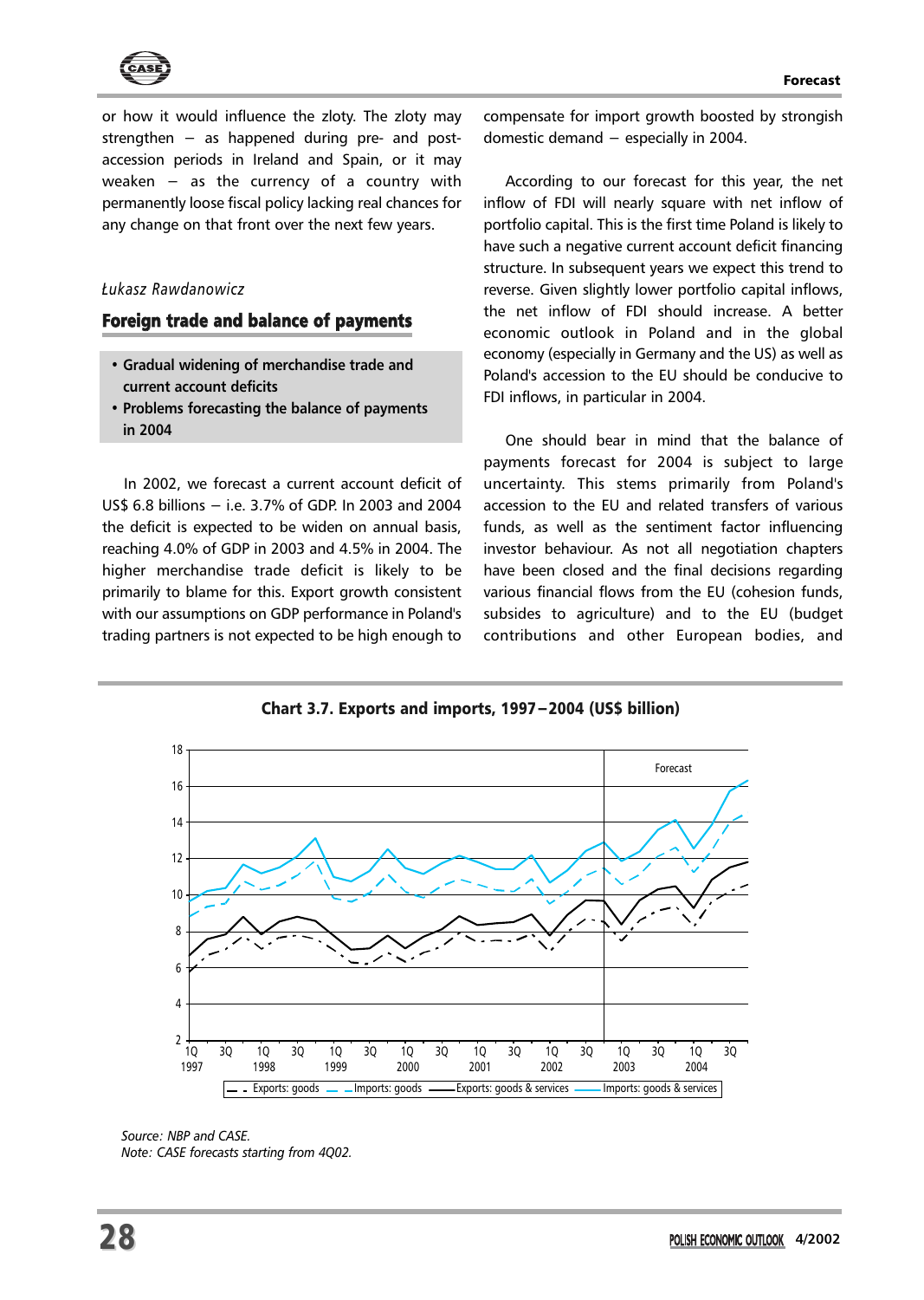or how it would influence the zloty. The zloty may strengthen – as happened during pre- and post-accession periods in Ireland and Spain, or it may weaken – as the currency of a country with permanently loose fiscal policy lacking real chances for any change on that front over the next few years.

*Łukasz Rawdanowicz*

## Foreign trade and balance of payments

- **Gradual widening of merchandise trade and current account deficits**
- **Problems forecasting the balance of payments in 2004**

In 2002, we forecast a current account deficit of US$ 6.8 billions – i.e. 3.7% of GDP. In 2003 and 2004 the deficit is expected to be widen on annual basis, reaching 4.0% of GDP in 2003 and 4.5% in 2004. The higher merchandise trade deficit is likely to be primarily to blame for this. Export growth consistent with our assumptions on GDP performance in Poland's trading partners is not expected to be high enough to compensate for import growth boosted by strongish domestic demand – especially in 2004.

According to our forecast for this year, the net inflow of FDI will nearly square with net inflow of portfolio capital. This is the first time Poland is likely to have such a negative current account deficit financing structure. In subsequent years we expect this trend to reverse. Given slightly lower portfolio capital inflows, the net inflow of FDI should increase. A better economic outlook in Poland and in the global economy (especially in Germany and the US) as well as Poland's accession to the EU should be conducive to FDI inflows, in particular in 2004.

One should bear in mind that the balance of payments forecast for 2004 is subject to large uncertainty. This stems primarily from Poland's accession to the EU and related transfers of various funds, as well as the sentiment factor influencing investor behaviour. As not all negotiation chapters have been closed and the final decisions regarding various financial flows from the EU (cohesion funds, subsides to agriculture) and to the EU (budget contributions and other European bodies, and

**Chart 3.7. Exports and imports, 1997–2004 (US$ billion)**

*Source: NBP and CASE.*
*Note: CASE forecasts starting from 4Q02.*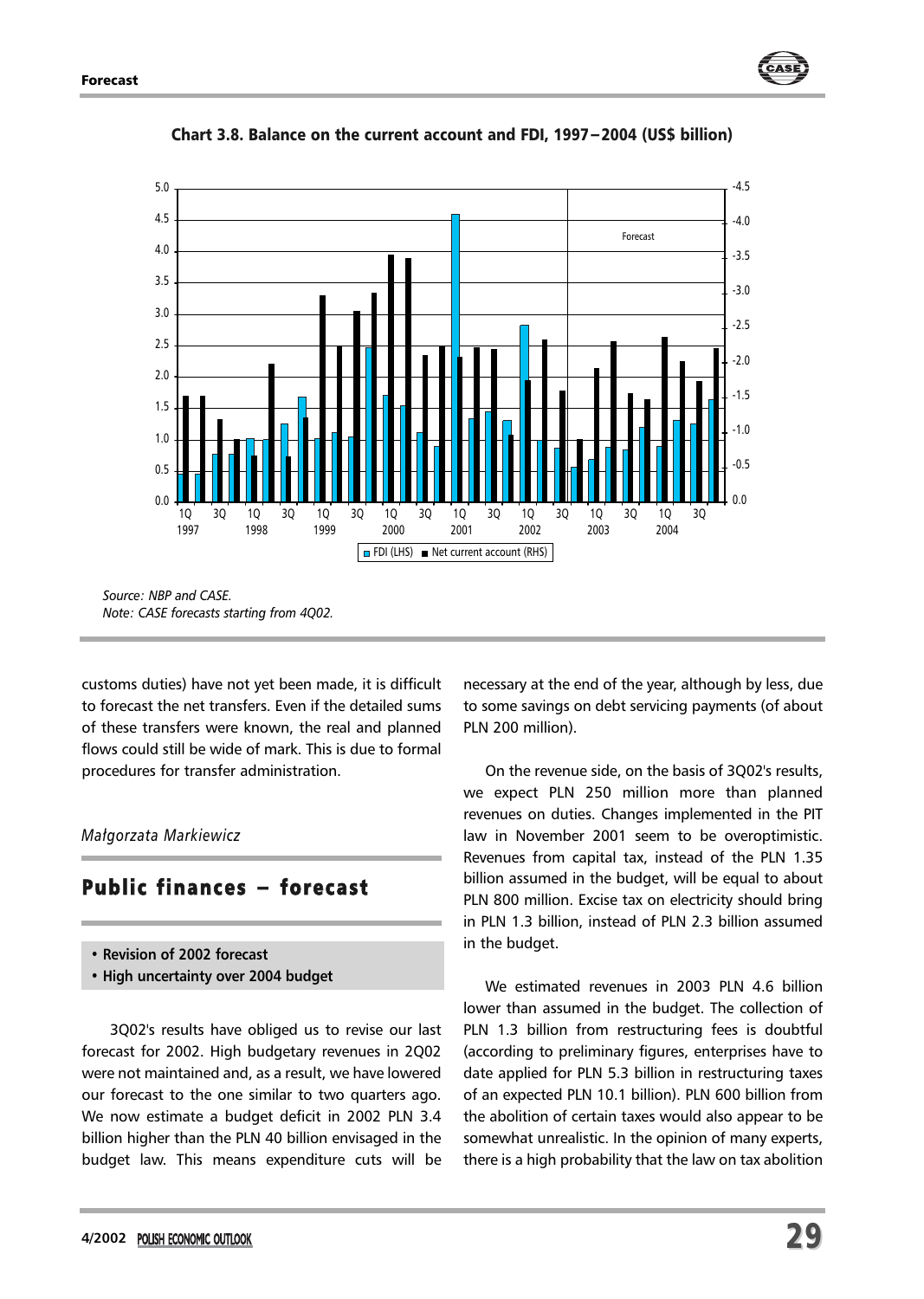**Chart 3.8. Balance on the current account and FDI, 1997–2004 (US$ billion)**

*Source: NBP and CASE.*
*Note: CASE forecasts starting from 4Q02.*

customs duties) have not yet been made, it is difficult to forecast the net transfers. Even if the detailed sums of these transfers were known, the real and planned flows could still be wide of mark. This is due to formal procedures for transfer administration.

*Małgorzata Markiewicz*

## Public finances – forecast

- **Revision of 2002 forecast**
- **High uncertainty over 2004 budget**

3Q02's results have obliged us to revise our last forecast for 2002. High budgetary revenues in 2Q02 were not maintained and, as a result, we have lowered our forecast to the one similar to two quarters ago. We now estimate a budget deficit in 2002 PLN 3.4 billion higher than the PLN 40 billion envisaged in the budget law. This means expenditure cuts will be necessary at the end of the year, although by less, due to some savings on debt servicing payments (of about PLN 200 million).

On the revenue side, on the basis of 3Q02's results, we expect PLN 250 million more than planned revenues on duties. Changes implemented in the PIT law in November 2001 seem to be overoptimistic. Revenues from capital tax, instead of the PLN 1.35 billion assumed in the budget, will be equal to about PLN 800 million. Excise tax on electricity should bring in PLN 1.3 billion, instead of PLN 2.3 billion assumed in the budget.

We estimated revenues in 2003 PLN 4.6 billion lower than assumed in the budget. The collection of PLN 1.3 billion from restructuring fees is doubtful (according to preliminary figures, enterprises have to date applied for PLN 5.3 billion in restructuring taxes of an expected PLN 10.1 billion). PLN 600 billion from the abolition of certain taxes would also appear to be somewhat unrealistic. In the opinion of many experts, there is a high probability that the law on tax abolition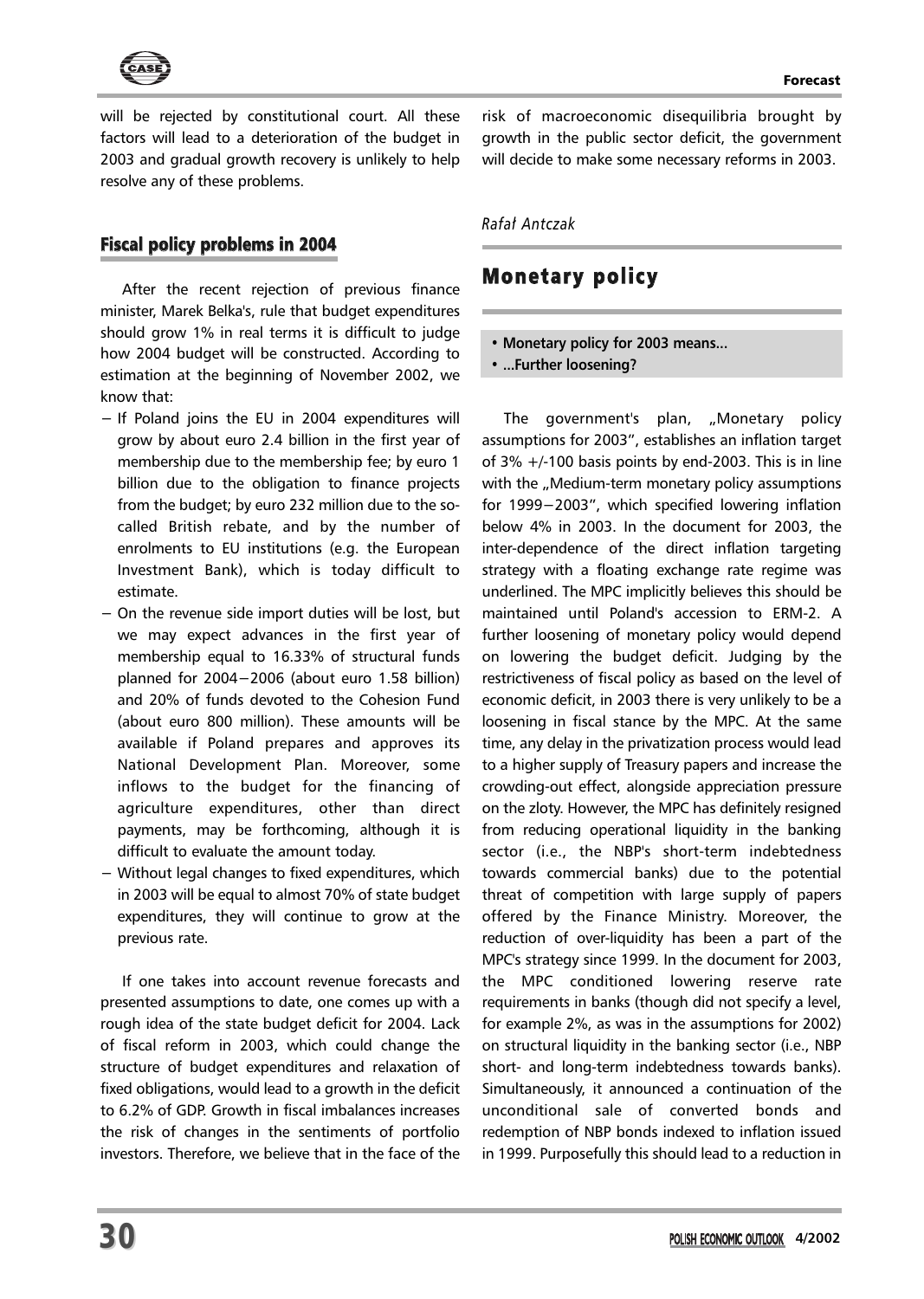will be rejected by constitutional court. All these factors will lead to a deterioration of the budget in 2003 and gradual growth recovery is unlikely to help resolve any of these problems.

### Fiscal policy problems in 2004

After the recent rejection of previous finance minister, Marek Belka's, rule that budget expenditures should grow 1% in real terms it is difficult to judge how 2004 budget will be constructed. According to estimation at the beginning of November 2002, we know that:

- If Poland joins the EU in 2004 expenditures will grow by about euro 2.4 billion in the first year of membership due to the membership fee; by euro 1 billion due to the obligation to finance projects from the budget; by euro 232 million due to the so-called British rebate, and by the number of enrolments to EU institutions (e.g. the European Investment Bank), which is today difficult to estimate.
- On the revenue side import duties will be lost, but we may expect advances in the first year of membership equal to 16.33% of structural funds planned for 2004−2006 (about euro 1.58 billion) and 20% of funds devoted to the Cohesion Fund (about euro 800 million). These amounts will be available if Poland prepares and approves its National Development Plan. Moreover, some inflows to the budget for the financing of agriculture expenditures, other than direct payments, may be forthcoming, although it is difficult to evaluate the amount today.
- Without legal changes to fixed expenditures, which in 2003 will be equal to almost 70% of state budget expenditures, they will continue to grow at the previous rate.

If one takes into account revenue forecasts and presented assumptions to date, one comes up with a rough idea of the state budget deficit for 2004. Lack of fiscal reform in 2003, which could change the structure of budget expenditures and relaxation of fixed obligations, would lead to a growth in the deficit to 6.2% of GDP. Growth in fiscal imbalances increases the risk of changes in the sentiments of portfolio investors. Therefore, we believe that in the face of the risk of macroeconomic disequilibria brought by growth in the public sector deficit, the government will decide to make some necessary reforms in 2003.

*Rafał Antczak*

## Monetary policy

- **Monetary policy for 2003 means...**
- **...Further loosening?**

The government's plan, „Monetary policy assumptions for 2003", establishes an inflation target of 3% +/-100 basis points by end-2003. This is in line with the „Medium-term monetary policy assumptions for 1999−2003", which specified lowering inflation below 4% in 2003. In the document for 2003, the inter-dependence of the direct inflation targeting strategy with a floating exchange rate regime was underlined. The MPC implicitly believes this should be maintained until Poland's accession to ERM-2. A further loosening of monetary policy would depend on lowering the budget deficit. Judging by the restrictiveness of fiscal policy as based on the level of economic deficit, in 2003 there is very unlikely to be a loosening in fiscal stance by the MPC. At the same time, any delay in the privatization process would lead to a higher supply of Treasury papers and increase the crowding-out effect, alongside appreciation pressure on the zloty. However, the MPC has definitely resigned from reducing operational liquidity in the banking sector (i.e., the NBP's short-term indebtedness towards commercial banks) due to the potential threat of competition with large supply of papers offered by the Finance Ministry. Moreover, the reduction of over-liquidity has been a part of the MPC's strategy since 1999. In the document for 2003, the MPC conditioned lowering reserve rate requirements in banks (though did not specify a level, for example 2%, as was in the assumptions for 2002) on structural liquidity in the banking sector (i.e., NBP short- and long-term indebtedness towards banks). Simultaneously, it announced a continuation of the unconditional sale of converted bonds and redemption of NBP bonds indexed to inflation issued in 1999. Purposefully this should lead to a reduction in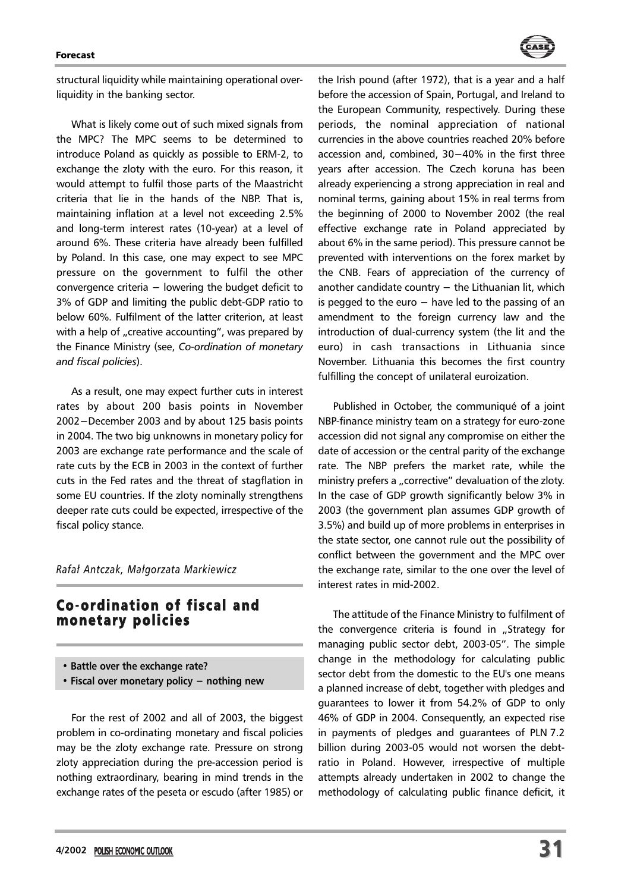structural liquidity while maintaining operational overliquidity in the banking sector.

What is likely come out of such mixed signals from the MPC? The MPC seems to be determined to introduce Poland as quickly as possible to ERM-2, to exchange the zloty with the euro. For this reason, it would attempt to fulfil those parts of the Maastricht criteria that lie in the hands of the NBP. That is, maintaining inflation at a level not exceeding 2.5% and long-term interest rates (10-year) at a level of around 6%. These criteria have already been fulfilled by Poland. In this case, one may expect to see MPC pressure on the government to fulfil the other convergence criteria – lowering the budget deficit to 3% of GDP and limiting the public debt-GDP ratio to below 60%. Fulfilment of the latter criterion, at least with a help of „creative accounting", was prepared by the Finance Ministry (see, *Co-ordination of monetary and fiscal policies*).

As a result, one may expect further cuts in interest rates by about 200 basis points in November 2002–December 2003 and by about 125 basis points in 2004. The two big unknowns in monetary policy for 2003 are exchange rate performance and the scale of rate cuts by the ECB in 2003 in the context of further cuts in the Fed rates and the threat of stagflation in some EU countries. If the zloty nominally strengthens deeper rate cuts could be expected, irrespective of the fiscal policy stance.

*Rafał Antczak, Małgorzata Markiewicz*

## Co-ordination of fiscal and monetary policies

- **Battle over the exchange rate?**
- **Fiscal over monetary policy – nothing new**

For the rest of 2002 and all of 2003, the biggest problem in co-ordinating monetary and fiscal policies may be the zloty exchange rate. Pressure on strong zloty appreciation during the pre-accession period is nothing extraordinary, bearing in mind trends in the exchange rates of the peseta or escudo (after 1985) or the Irish pound (after 1972), that is a year and a half before the accession of Spain, Portugal, and Ireland to the European Community, respectively. During these periods, the nominal appreciation of national currencies in the above countries reached 20% before accession and, combined, 30–40% in the first three years after accession. The Czech koruna has been already experiencing a strong appreciation in real and nominal terms, gaining about 15% in real terms from the beginning of 2000 to November 2002 (the real effective exchange rate in Poland appreciated by about 6% in the same period). This pressure cannot be prevented with interventions on the forex market by the CNB. Fears of appreciation of the currency of another candidate country – the Lithuanian lit, which is pegged to the euro – have led to the passing of an amendment to the foreign currency law and the introduction of dual-currency system (the lit and the euro) in cash transactions in Lithuania since November. Lithuania this becomes the first country fulfilling the concept of unilateral euroization.

Published in October, the communiqué of a joint NBP-finance ministry team on a strategy for euro-zone accession did not signal any compromise on either the date of accession or the central parity of the exchange rate. The NBP prefers the market rate, while the ministry prefers a „corrective" devaluation of the zloty. In the case of GDP growth significantly below 3% in 2003 (the government plan assumes GDP growth of 3.5%) and build up of more problems in enterprises in the state sector, one cannot rule out the possibility of conflict between the government and the MPC over the exchange rate, similar to the one over the level of interest rates in mid-2002.

The attitude of the Finance Ministry to fulfilment of the convergence criteria is found in „Strategy for managing public sector debt, 2003-05". The simple change in the methodology for calculating public sector debt from the domestic to the EU's one means a planned increase of debt, together with pledges and guarantees to lower it from 54.2% of GDP to only 46% of GDP in 2004. Consequently, an expected rise in payments of pledges and guarantees of PLN 7.2 billion during 2003-05 would not worsen the debt-ratio in Poland. However, irrespective of multiple attempts already undertaken in 2002 to change the methodology of calculating public finance deficit, it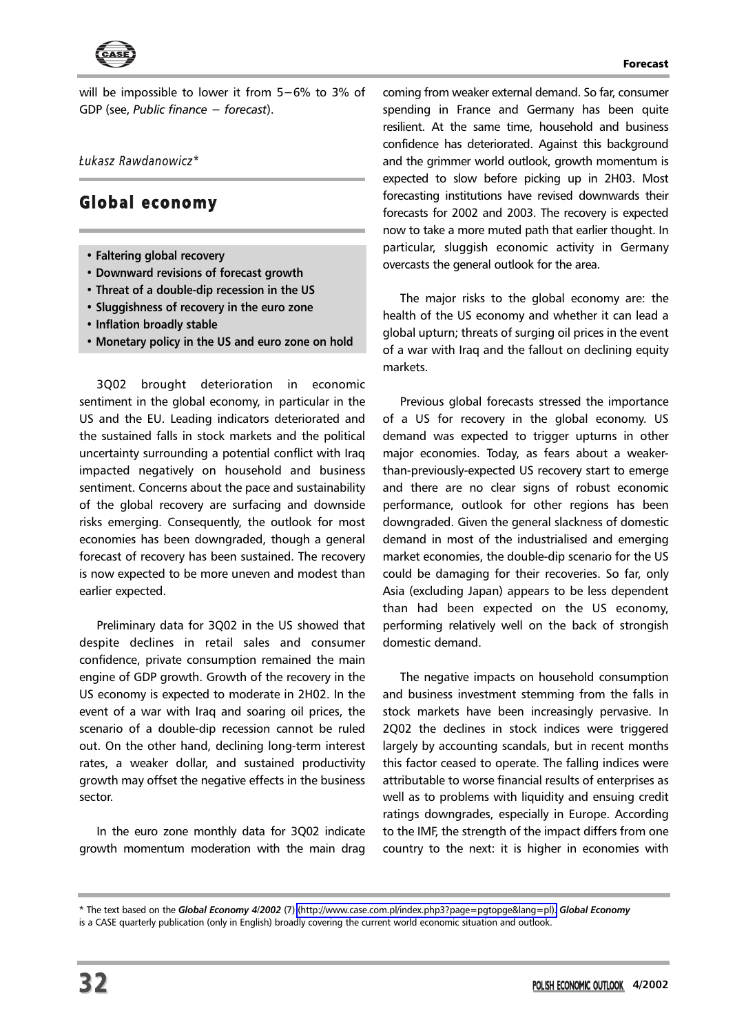will be impossible to lower it from 5–6% to 3% of GDP (see, *Public finance – forecast*).

*Łukasz Rawdanowicz**

## Global economy

- **Faltering global recovery**
- **Downward revisions of forecast growth**
- **Threat of a double-dip recession in the US**
- **Sluggishness of recovery in the euro zone**
- **Inflation broadly stable**
- **Monetary policy in the US and euro zone on hold**

3Q02 brought deterioration in economic sentiment in the global economy, in particular in the US and the EU. Leading indicators deteriorated and the sustained falls in stock markets and the political uncertainty surrounding a potential conflict with Iraq impacted negatively on household and business sentiment. Concerns about the pace and sustainability of the global recovery are surfacing and downside risks emerging. Consequently, the outlook for most economies has been downgraded, though a general forecast of recovery has been sustained. The recovery is now expected to be more uneven and modest than earlier expected.

Preliminary data for 3Q02 in the US showed that despite declines in retail sales and consumer confidence, private consumption remained the main engine of GDP growth. Growth of the recovery in the US economy is expected to moderate in 2H02. In the event of a war with Iraq and soaring oil prices, the scenario of a double-dip recession cannot be ruled out. On the other hand, declining long-term interest rates, a weaker dollar, and sustained productivity growth may offset the negative effects in the business sector.

In the euro zone monthly data for 3Q02 indicate growth momentum moderation with the main drag coming from weaker external demand. So far, consumer spending in France and Germany has been quite resilient. At the same time, household and business confidence has deteriorated. Against this background and the grimmer world outlook, growth momentum is expected to slow before picking up in 2H03. Most forecasting institutions have revised downwards their forecasts for 2002 and 2003. The recovery is expected now to take a more muted path that earlier thought. In particular, sluggish economic activity in Germany overcasts the general outlook for the area.

The major risks to the global economy are: the health of the US economy and whether it can lead a global upturn; threats of surging oil prices in the event of a war with Iraq and the fallout on declining equity markets.

Previous global forecasts stressed the importance of a US for recovery in the global economy. US demand was expected to trigger upturns in other major economies. Today, as fears about a weaker-than-previously-expected US recovery start to emerge and there are no clear signs of robust economic performance, outlook for other regions has been downgraded. Given the general slackness of domestic demand in most of the industrialised and emerging market economies, the double-dip scenario for the US could be damaging for their recoveries. So far, only Asia (excluding Japan) appears to be less dependent than had been expected on the US economy, performing relatively well on the back of strongish domestic demand.

The negative impacts on household consumption and business investment stemming from the falls in stock markets have been increasingly pervasive. In 2Q02 the declines in stock indices were triggered largely by accounting scandals, but in recent months this factor ceased to operate. The falling indices were attributable to worse financial results of enterprises as well as to problems with liquidity and ensuing credit ratings downgrades, especially in Europe. According to the IMF, the strength of the impact differs from one country to the next: it is higher in economies with

* The text based on the ***Global Economy 4/2002*** (7) (http://www.case.com.pl/index.php3?page=pgtopge&lang=pl). ***Global Economy*** is a CASE quarterly publication (only in English) broadly covering the current world economic situation and outlook.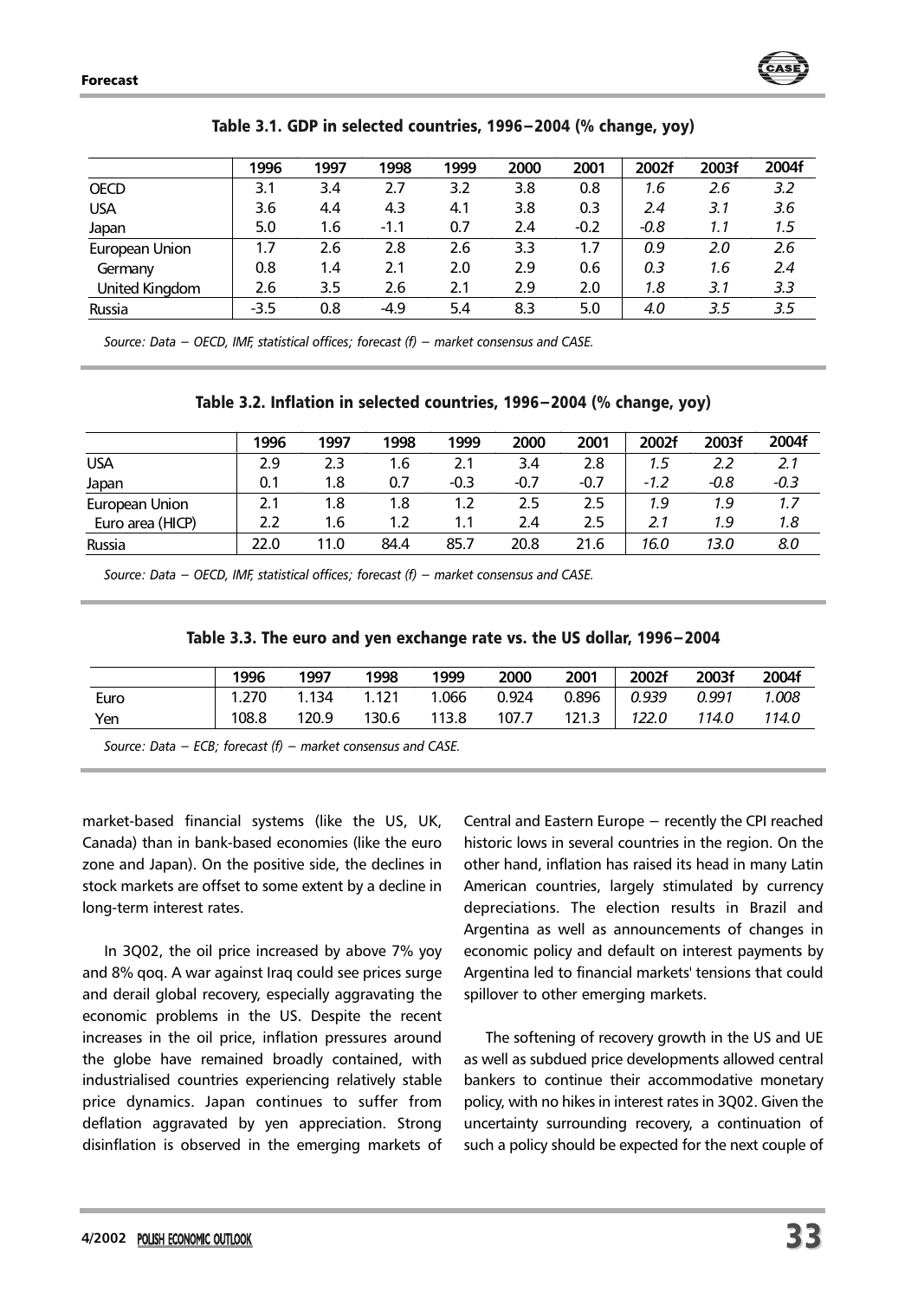**Table 3.1. GDP in selected countries, 1996–2004 (% change, yoy)**

| | 1996 | 1997 | 1998 | 1999 | 2000 | 2001 | 2002f | 2003f | 2004f |
|---|---|---|---|---|---|---|---|---|---|
| OECD | 3.1 | 3.4 | 2.7 | 3.2 | 3.8 | 0.8 | *1.6* | *2.6* | *3.2* |
| USA | 3.6 | 4.4 | 4.3 | 4.1 | 3.8 | 0.3 | *2.4* | *3.1* | *3.6* |
| Japan | 5.0 | 1.6 | -1.1 | 0.7 | 2.4 | -0.2 | *-0.8* | *1.1* | *1.5* |
| European Union | 1.7 | 2.6 | 2.8 | 2.6 | 3.3 | 1.7 | *0.9* | *2.0* | *2.6* |
| Germany | 0.8 | 1.4 | 2.1 | 2.0 | 2.9 | 0.6 | *0.3* | *1.6* | *2.4* |
| United Kingdom | 2.6 | 3.5 | 2.6 | 2.1 | 2.9 | 2.0 | *1.8* | *3.1* | *3.3* |
| Russia | -3.5 | 0.8 | -4.9 | 5.4 | 8.3 | 5.0 | *4.0* | *3.5* | *3.5* |

*Source: Data – OECD, IMF, statistical offices; forecast (f) – market consensus and CASE.*

**Table 3.2. Inflation in selected countries, 1996–2004 (% change, yoy)**

| | 1996 | 1997 | 1998 | 1999 | 2000 | 2001 | 2002f | 2003f | 2004f |
|---|---|---|---|---|---|---|---|---|---|
| USA | 2.9 | 2.3 | 1.6 | 2.1 | 3.4 | 2.8 | *1.5* | *2.2* | *2.1* |
| Japan | 0.1 | 1.8 | 0.7 | -0.3 | -0.7 | -0.7 | *-1.2* | *-0.8* | *-0.3* |
| European Union | 2.1 | 1.8 | 1.8 | 1.2 | 2.5 | 2.5 | *1.9* | *1.9* | *1.7* |
| Euro area (HICP) | 2.2 | 1.6 | 1.2 | 1.1 | 2.4 | 2.5 | *2.1* | *1.9* | *1.8* |
| Russia | 22.0 | 11.0 | 84.4 | 85.7 | 20.8 | 21.6 | *16.0* | *13.0* | *8.0* |

*Source: Data – OECD, IMF, statistical offices; forecast (f) – market consensus and CASE.*

**Table 3.3. The euro and yen exchange rate vs. the US dollar, 1996–2004**

| | 1996 | 1997 | 1998 | 1999 | 2000 | 2001 | 2002f | 2003f | 2004f |
|---|---|---|---|---|---|---|---|---|---|
| Euro | 1.270 | 1.134 | 1.121 | 1.066 | 0.924 | 0.896 | *0.939* | *0.991* | *1.008* |
| Yen | 108.8 | 120.9 | 130.6 | 113.8 | 107.7 | 121.3 | *122.0* | *114.0* | *114.0* |

*Source: Data – ECB; forecast (f) – market consensus and CASE.*

market-based financial systems (like the US, UK, Canada) than in bank-based economies (like the euro zone and Japan). On the positive side, the declines in stock markets are offset to some extent by a decline in long-term interest rates.

In 3Q02, the oil price increased by above 7% yoy and 8% qoq. A war against Iraq could see prices surge and derail global recovery, especially aggravating the economic problems in the US. Despite the recent increases in the oil price, inflation pressures around the globe have remained broadly contained, with industrialised countries experiencing relatively stable price dynamics. Japan continues to suffer from deflation aggravated by yen appreciation. Strong disinflation is observed in the emerging markets of Central and Eastern Europe – recently the CPI reached historic lows in several countries in the region. On the other hand, inflation has raised its head in many Latin American countries, largely stimulated by currency depreciations. The election results in Brazil and Argentina as well as announcements of changes in economic policy and default on interest payments by Argentina led to financial markets' tensions that could spillover to other emerging markets.

The softening of recovery growth in the US and UE as well as subdued price developments allowed central bankers to continue their accommodative monetary policy, with no hikes in interest rates in 3Q02. Given the uncertainty surrounding recovery, a continuation of such a policy should be expected for the next couple of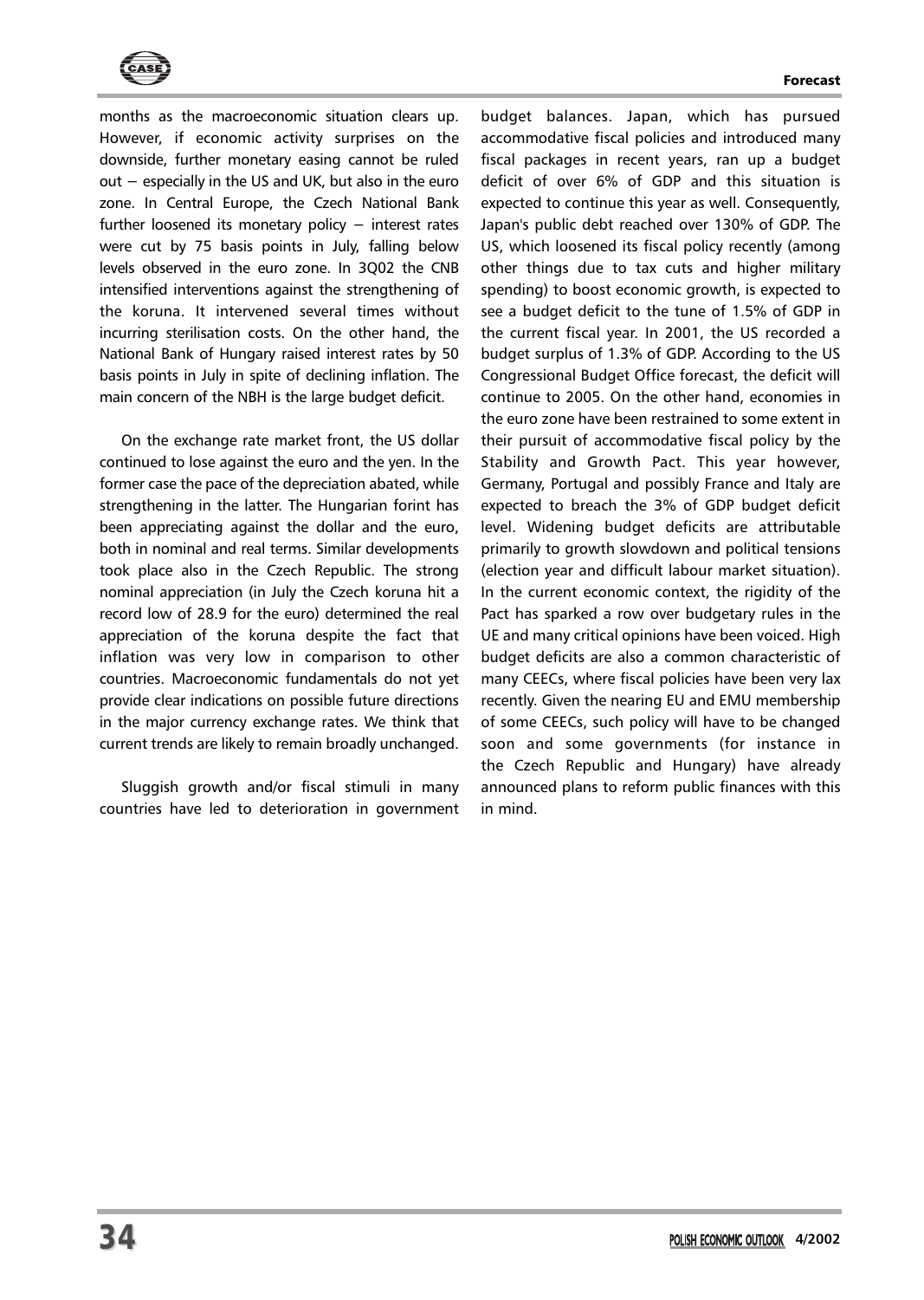months as the macroeconomic situation clears up. However, if economic activity surprises on the downside, further monetary easing cannot be ruled out – especially in the US and UK, but also in the euro zone. In Central Europe, the Czech National Bank further loosened its monetary policy – interest rates were cut by 75 basis points in July, falling below levels observed in the euro zone. In 3Q02 the CNB intensified interventions against the strengthening of the koruna. It intervened several times without incurring sterilisation costs. On the other hand, the National Bank of Hungary raised interest rates by 50 basis points in July in spite of declining inflation. The main concern of the NBH is the large budget deficit.

On the exchange rate market front, the US dollar continued to lose against the euro and the yen. In the former case the pace of the depreciation abated, while strengthening in the latter. The Hungarian forint has been appreciating against the dollar and the euro, both in nominal and real terms. Similar developments took place also in the Czech Republic. The strong nominal appreciation (in July the Czech koruna hit a record low of 28.9 for the euro) determined the real appreciation of the koruna despite the fact that inflation was very low in comparison to other countries. Macroeconomic fundamentals do not yet provide clear indications on possible future directions in the major currency exchange rates. We think that current trends are likely to remain broadly unchanged.

Sluggish growth and/or fiscal stimuli in many countries have led to deterioration in government budget balances. Japan, which has pursued accommodative fiscal policies and introduced many fiscal packages in recent years, ran up a budget deficit of over 6% of GDP and this situation is expected to continue this year as well. Consequently, Japan's public debt reached over 130% of GDP. The US, which loosened its fiscal policy recently (among other things due to tax cuts and higher military spending) to boost economic growth, is expected to see a budget deficit to the tune of 1.5% of GDP in the current fiscal year. In 2001, the US recorded a budget surplus of 1.3% of GDP. According to the US Congressional Budget Office forecast, the deficit will continue to 2005. On the other hand, economies in the euro zone have been restrained to some extent in their pursuit of accommodative fiscal policy by the Stability and Growth Pact. This year however, Germany, Portugal and possibly France and Italy are expected to breach the 3% of GDP budget deficit level. Widening budget deficits are attributable primarily to growth slowdown and political tensions (election year and difficult labour market situation). In the current economic context, the rigidity of the Pact has sparked a row over budgetary rules in the UE and many critical opinions have been voiced. High budget deficits are also a common characteristic of many CEECs, where fiscal policies have been very lax recently. Given the nearing EU and EMU membership of some CEECs, such policy will have to be changed soon and some governments (for instance in the Czech Republic and Hungary) have already announced plans to reform public finances with this in mind.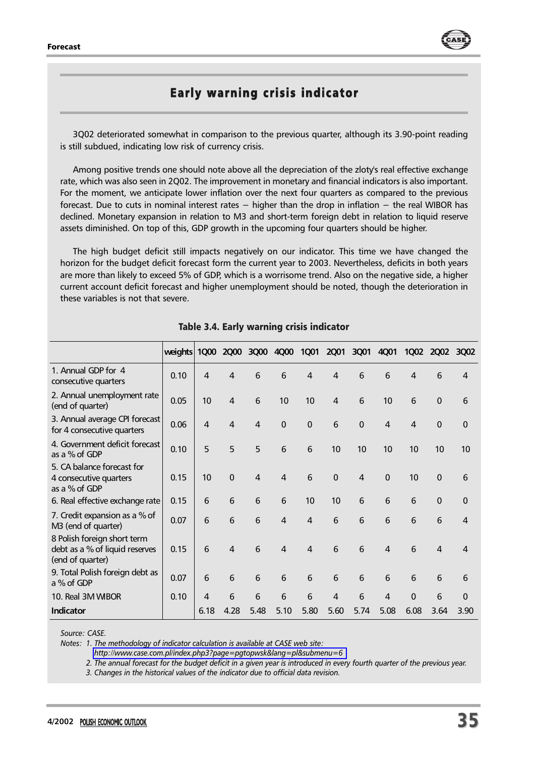## Early warning crisis indicator

3Q02 deteriorated somewhat in comparison to the previous quarter, although its 3.90-point reading is still subdued, indicating low risk of currency crisis.

Among positive trends one should note above all the depreciation of the zloty's real effective exchange rate, which was also seen in 2Q02. The improvement in monetary and financial indicators is also important. For the moment, we anticipate lower inflation over the next four quarters as compared to the previous forecast. Due to cuts in nominal interest rates – higher than the drop in inflation – the real WIBOR has declined. Monetary expansion in relation to M3 and short-term foreign debt in relation to liquid reserve assets diminished. On top of this, GDP growth in the upcoming four quarters should be higher.

The high budget deficit still impacts negatively on our indicator. This time we have changed the horizon for the budget deficit forecast form the current year to 2003. Nevertheless, deficits in both years are more than likely to exceed 5% of GDP, which is a worrisome trend. Also on the negative side, a higher current account deficit forecast and higher unemployment should be noted, though the deterioration in these variables is not that severe.

**Table 3.4. Early warning crisis indicator**

| | weights | 1Q00 | 2Q00 | 3Q00 | 4Q00 | 1Q01 | 2Q01 | 3Q01 | 4Q01 | 1Q02 | 2Q02 | 3Q02 |
|---|---|---|---|---|---|---|---|---|---|---|---|---|
| 1. Annual GDP for 4 consecutive quarters | 0.10 | 4 | 4 | 6 | 6 | 4 | 4 | 6 | 6 | 4 | 6 | 4 |
| 2. Annual unemployment rate (end of quarter) | 0.05 | 10 | 4 | 6 | 10 | 10 | 4 | 6 | 10 | 6 | 0 | 6 |
| 3. Annual average CPI forecast for 4 consecutive quarters | 0.06 | 4 | 4 | 4 | 0 | 0 | 6 | 0 | 4 | 4 | 0 | 0 |
| 4. Government deficit forecast as a % of GDP | 0.10 | 5 | 5 | 5 | 6 | 6 | 10 | 10 | 10 | 10 | 10 | 10 |
| 5. CA balance forecast for 4 consecutive quarters as a % of GDP | 0.15 | 10 | 0 | 4 | 4 | 6 | 0 | 4 | 0 | 10 | 0 | 6 |
| 6. Real effective exchange rate | 0.15 | 6 | 6 | 6 | 6 | 10 | 10 | 6 | 6 | 6 | 0 | 0 |
| 7. Credit expansion as a % of M3 (end of quarter) | 0.07 | 6 | 6 | 6 | 4 | 4 | 6 | 6 | 6 | 6 | 6 | 4 |
| 8 Polish foreign short term debt as a % of liquid reserves (end of quarter) | 0.15 | 6 | 4 | 6 | 4 | 4 | 6 | 6 | 4 | 6 | 4 | 4 |
| 9. Total Polish foreign debt as a % of GDP | 0.07 | 6 | 6 | 6 | 6 | 6 | 6 | 6 | 6 | 6 | 6 | 6 |
| 10. Real 3M WIBOR | 0.10 | 4 | 6 | 6 | 6 | 6 | 4 | 6 | 4 | 0 | 6 | 0 |
| **Indicator** | | 6.18 | 4.28 | 5.48 | 5.10 | 5.80 | 5.60 | 5.74 | 5.08 | 6.08 | 3.64 | 3.90 |

*Source: CASE.*

*Notes: 1. The methodology of indicator calculation is available at CASE web site: http://www.case.com.pl/index.php3?page=pgtopwsk&lang=pl&submenu=6*

*2. The annual forecast for the budget deficit in a given year is introduced in every fourth quarter of the previous year.*

*3. Changes in the historical values of the indicator due to official data revision.*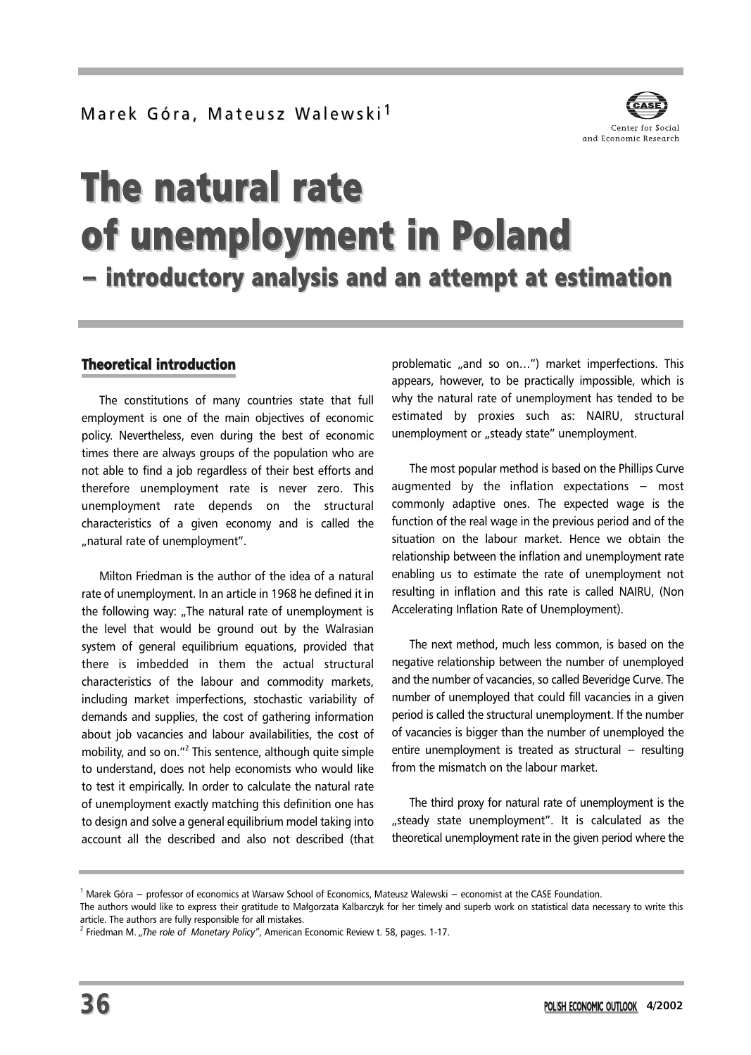Marek Góra, Mateusz Walewski[1]

# The natural rate of unemployment in Poland

## – introductory analysis and an attempt at estimation

### Theoretical introduction

The constitutions of many countries state that full employment is one of the main objectives of economic policy. Nevertheless, even during the best of economic times there are always groups of the population who are not able to find a job regardless of their best efforts and therefore unemployment rate is never zero. This unemployment rate depends on the structural characteristics of a given economy and is called the „natural rate of unemployment".

Milton Friedman is the author of the idea of a natural rate of unemployment. In an article in 1968 he defined it in the following way: „The natural rate of unemployment is the level that would be ground out by the Walrasian system of general equilibrium equations, provided that there is imbedded in them the actual structural characteristics of the labour and commodity markets, including market imperfections, stochastic variability of demands and supplies, the cost of gathering information about job vacancies and labour availabilities, the cost of mobility, and so on."[2] This sentence, although quite simple to understand, does not help economists who would like to test it empirically. In order to calculate the natural rate of unemployment exactly matching this definition one has to design and solve a general equilibrium model taking into account all the described and also not described (that problematic „and so on…") market imperfections. This appears, however, to be practically impossible, which is why the natural rate of unemployment has tended to be estimated by proxies such as: NAIRU, structural unemployment or „steady state" unemployment.

The most popular method is based on the Phillips Curve augmented by the inflation expectations – most commonly adaptive ones. The expected wage is the function of the real wage in the previous period and of the situation on the labour market. Hence we obtain the relationship between the inflation and unemployment rate enabling us to estimate the rate of unemployment not resulting in inflation and this rate is called NAIRU, (Non Accelerating Inflation Rate of Unemployment).

The next method, much less common, is based on the negative relationship between the number of unemployed and the number of vacancies, so called Beveridge Curve. The number of unemployed that could fill vacancies in a given period is called the structural unemployment. If the number of vacancies is bigger than the number of unemployed the entire unemployment is treated as structural – resulting from the mismatch on the labour market.

The third proxy for natural rate of unemployment is the „steady state unemployment". It is calculated as the theoretical unemployment rate in the given period where the

---

[1] Marek Góra – professor of economics at Warsaw School of Economics, Mateusz Walewski – economist at the CASE Foundation.
The authors would like to express their gratitude to Małgorzata Kalbarczyk for her timely and superb work on statistical data necessary to write this article. The authors are fully responsible for all mistakes.

[2] Friedman M. *„The role of Monetary Policy"*, American Economic Review t. 58, pages. 1-17.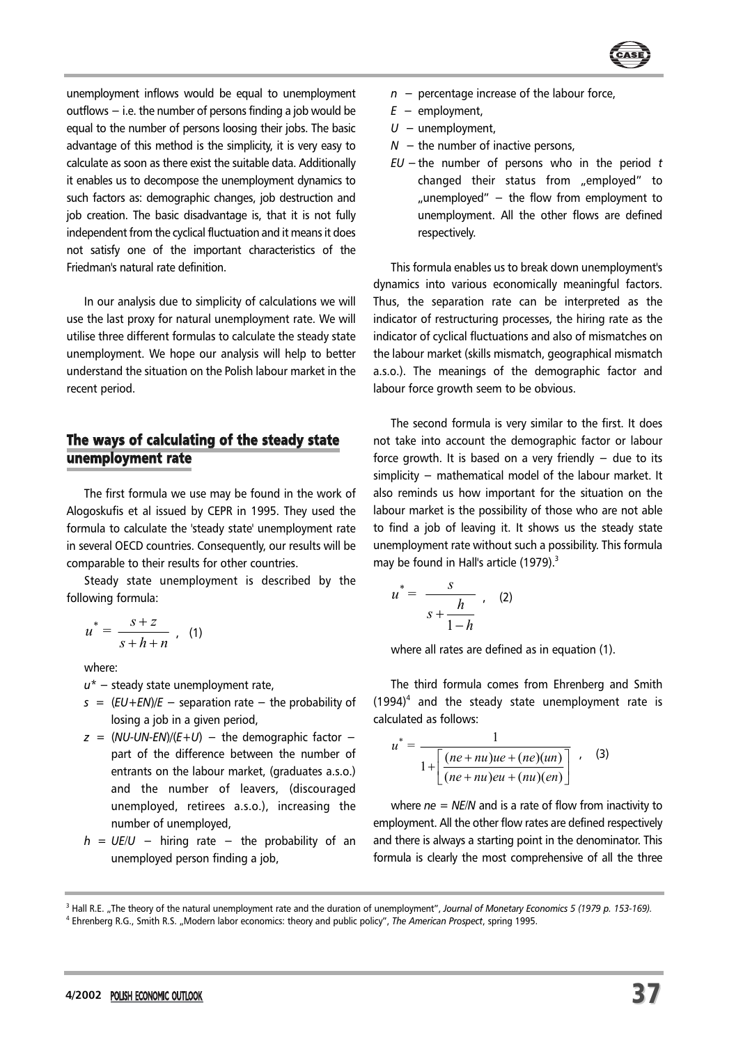unemployment inflows would be equal to unemployment outflows – i.e. the number of persons finding a job would be equal to the number of persons loosing their jobs. The basic advantage of this method is the simplicity, it is very easy to calculate as soon as there exist the suitable data. Additionally it enables us to decompose the unemployment dynamics to such factors as: demographic changes, job destruction and job creation. The basic disadvantage is, that it is not fully independent from the cyclical fluctuation and it means it does not satisfy one of the important characteristics of the Friedman's natural rate definition.

In our analysis due to simplicity of calculations we will use the last proxy for natural unemployment rate. We will utilise three different formulas to calculate the steady state unemployment. We hope our analysis will help to better understand the situation on the Polish labour market in the recent period.

## The ways of calculating of the steady state unemployment rate

The first formula we use may be found in the work of Alogoskufis et al issued by CEPR in 1995. They used the formula to calculate the 'steady state' unemployment rate in several OECD countries. Consequently, our results will be comparable to their results for other countries.

Steady state unemployment is described by the following formula:

$$u^* = \frac{s+z}{s+h+n} \quad , \quad (1)$$

where:

- $u^*$ – steady state unemployment rate,
- $s = (EU+EN)/E$ – separation rate – the probability of losing a job in a given period,
- $z = (NU\text{-}UN\text{-}EN)/(E+U)$ – the demographic factor – part of the difference between the number of entrants on the labour market, (graduates a.s.o.) and the number of leavers, (discouraged unemployed, retirees a.s.o.), increasing the number of unemployed,
- $h = UE/U$ – hiring rate – the probability of an unemployed person finding a job,
- $n$ – percentage increase of the labour force,
- $E$ – employment,
- $U$ – unemployment,
- $N$ – the number of inactive persons,
- $EU$ – the number of persons who in the period $t$ changed their status from „employed" to „unemployed" – the flow from employment to unemployment. All the other flows are defined respectively.

This formula enables us to break down unemployment's dynamics into various economically meaningful factors. Thus, the separation rate can be interpreted as the indicator of restructuring processes, the hiring rate as the indicator of cyclical fluctuations and also of mismatches on the labour market (skills mismatch, geographical mismatch a.s.o.). The meanings of the demographic factor and labour force growth seem to be obvious.

The second formula is very similar to the first. It does not take into account the demographic factor or labour force growth. It is based on a very friendly – due to its simplicity – mathematical model of the labour market. It also reminds us how important for the situation on the labour market is the possibility of those who are not able to find a job of leaving it. It shows us the steady state unemployment rate without such a possibility. This formula may be found in Hall's article (1979).[3]

$$u^* = \frac{s}{s+\dfrac{h}{1-h}} \quad , \quad (2)$$

where all rates are defined as in equation (1).

The third formula comes from Ehrenberg and Smith (1994)[4] and the steady state unemployment rate is calculated as follows:

$$u^* = \frac{1}{1+\left[\dfrac{(ne+nu)ue+(ne)(un)}{(ne+nu)eu+(nu)(en)}\right]} \quad , \quad (3)$$

where $ne = NE/N$ and is a rate of flow from inactivity to employment. All the other flow rates are defined respectively and there is always a starting point in the denominator. This formula is clearly the most comprehensive of all the three

---

[3] Hall R.E. „The theory of the natural unemployment rate and the duration of unemployment", *Journal of Monetary Economics 5 (1979 p. 153-169).*

[4] Ehrenberg R.G., Smith R.S. „Modern labor economics: theory and public policy", *The American Prospect*, spring 1995.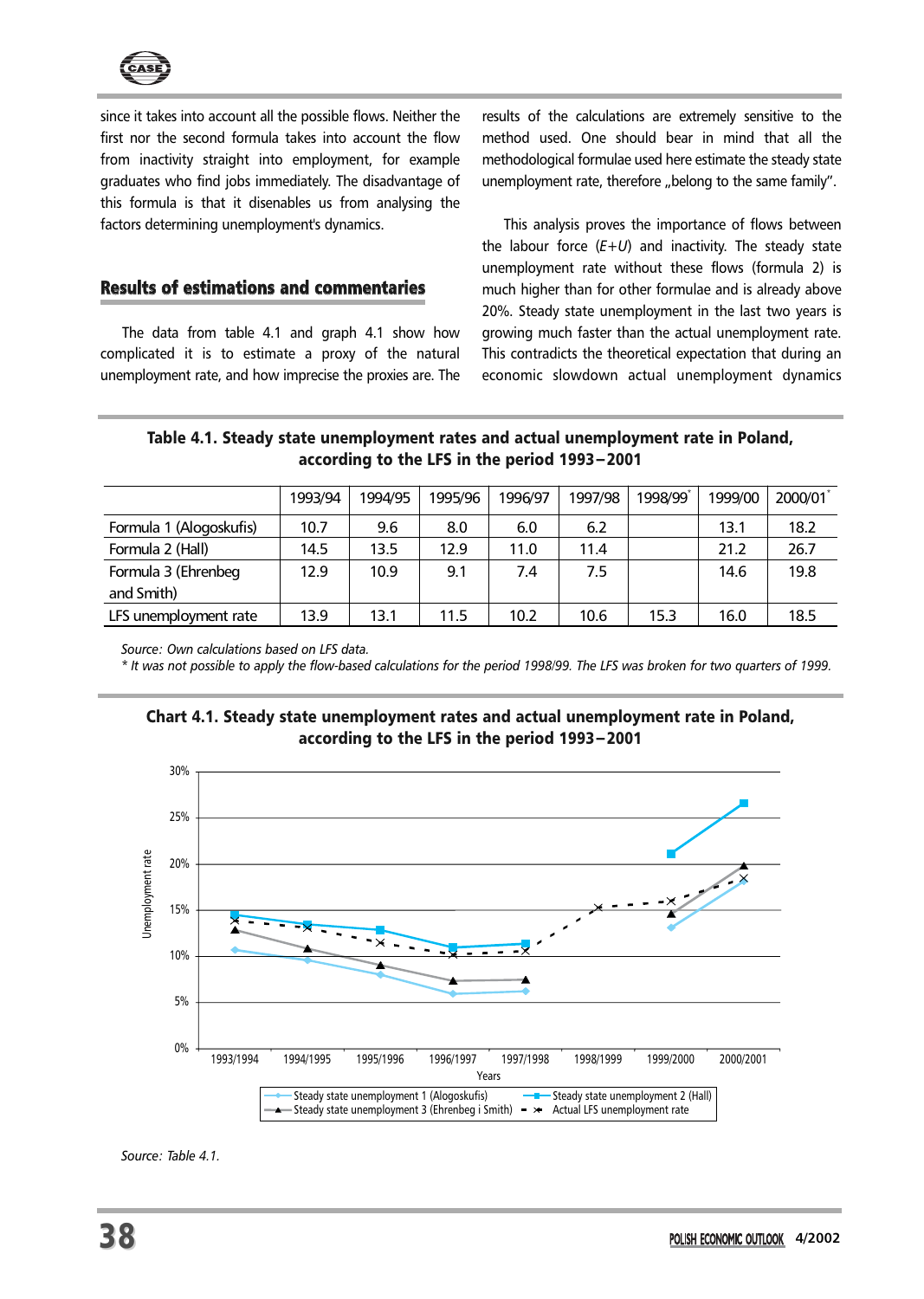since it takes into account all the possible flows. Neither the first nor the second formula takes into account the flow from inactivity straight into employment, for example graduates who find jobs immediately. The disadvantage of this formula is that it disenables us from analysing the factors determining unemployment's dynamics.

## Results of estimations and commentaries

The data from table 4.1 and graph 4.1 show how complicated it is to estimate a proxy of the natural unemployment rate, and how imprecise the proxies are. The results of the calculations are extremely sensitive to the method used. One should bear in mind that all the methodological formulae used here estimate the steady state unemployment rate, therefore „belong to the same family".

This analysis proves the importance of flows between the labour force (*E+U*) and inactivity. The steady state unemployment rate without these flows (formula 2) is much higher than for other formulae and is already above 20%. Steady state unemployment in the last two years is growing much faster than the actual unemployment rate. This contradicts the theoretical expectation that during an economic slowdown actual unemployment dynamics

**Table 4.1. Steady state unemployment rates and actual unemployment rate in Poland, according to the LFS in the period 1993–2001**

| | 1993/94 | 1994/95 | 1995/96 | 1996/97 | 1997/98 | 1998/99* | 1999/00 | 2000/01* |
|---|---|---|---|---|---|---|---|---|
| Formula 1 (Alogoskufis) | 10.7 | 9.6 | 8.0 | 6.0 | 6.2 | | 13.1 | 18.2 |
| Formula 2 (Hall) | 14.5 | 13.5 | 12.9 | 11.0 | 11.4 | | 21.2 | 26.7 |
| Formula 3 (Ehrenbeg and Smith) | 12.9 | 10.9 | 9.1 | 7.4 | 7.5 | | 14.6 | 19.8 |
| LFS unemployment rate | 13.9 | 13.1 | 11.5 | 10.2 | 10.6 | 15.3 | 16.0 | 18.5 |

*Source: Own calculations based on LFS data.*
*\* It was not possible to apply the flow-based calculations for the period 1998/99. The LFS was broken for two quarters of 1999.*

**Chart 4.1. Steady state unemployment rates and actual unemployment rate in Poland, according to the LFS in the period 1993–2001**

*Source: Table 4.1.*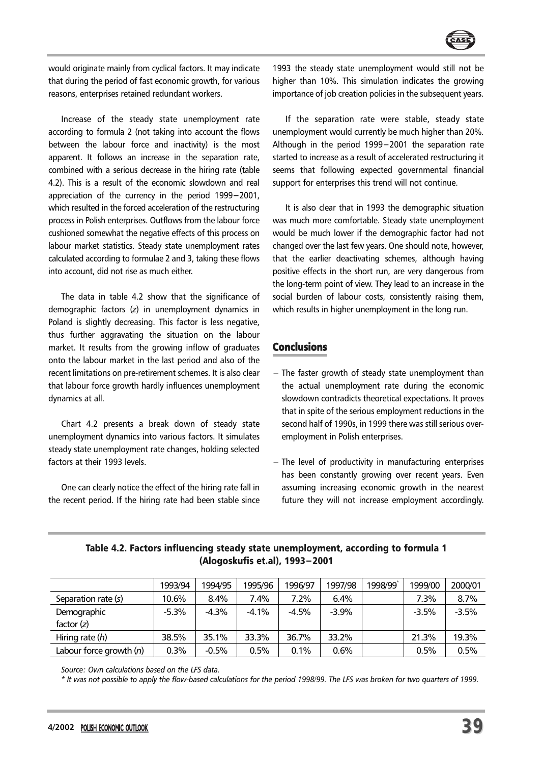would originate mainly from cyclical factors. It may indicate that during the period of fast economic growth, for various reasons, enterprises retained redundant workers.

Increase of the steady state unemployment rate according to formula 2 (not taking into account the flows between the labour force and inactivity) is the most apparent. It follows an increase in the separation rate, combined with a serious decrease in the hiring rate (table 4.2). This is a result of the economic slowdown and real appreciation of the currency in the period 1999–2001, which resulted in the forced acceleration of the restructuring process in Polish enterprises. Outflows from the labour force cushioned somewhat the negative effects of this process on labour market statistics. Steady state unemployment rates calculated according to formulae 2 and 3, taking these flows into account, did not rise as much either.

The data in table 4.2 show that the significance of demographic factors (*z*) in unemployment dynamics in Poland is slightly decreasing. This factor is less negative, thus further aggravating the situation on the labour market. It results from the growing inflow of graduates onto the labour market in the last period and also of the recent limitations on pre-retirement schemes. It is also clear that labour force growth hardly influences unemployment dynamics at all.

Chart 4.2 presents a break down of steady state unemployment dynamics into various factors. It simulates steady state unemployment rate changes, holding selected factors at their 1993 levels.

One can clearly notice the effect of the hiring rate fall in the recent period. If the hiring rate had been stable since 1993 the steady state unemployment would still not be higher than 10%. This simulation indicates the growing importance of job creation policies in the subsequent years.

If the separation rate were stable, steady state unemployment would currently be much higher than 20%. Although in the period 1999–2001 the separation rate started to increase as a result of accelerated restructuring it seems that following expected governmental financial support for enterprises this trend will not continue.

It is also clear that in 1993 the demographic situation was much more comfortable. Steady state unemployment would be much lower if the demographic factor had not changed over the last few years. One should note, however, that the earlier deactivating schemes, although having positive effects in the short run, are very dangerous from the long-term point of view. They lead to an increase in the social burden of labour costs, consistently raising them, which results in higher unemployment in the long run.

## Conclusions

– The faster growth of steady state unemployment than the actual unemployment rate during the economic slowdown contradicts theoretical expectations. It proves that in spite of the serious employment reductions in the second half of 1990s, in 1999 there was still serious over-employment in Polish enterprises.

– The level of productivity in manufacturing enterprises has been constantly growing over recent years. Even assuming increasing economic growth in the nearest future they will not increase employment accordingly.

**Table 4.2. Factors influencing steady state unemployment, according to formula 1 (Alogoskufis et.al), 1993–2001**

| | 1993/94 | 1994/95 | 1995/96 | 1996/97 | 1997/98 | 1998/99* | 1999/00 | 2000/01 |
|---|---|---|---|---|---|---|---|---|
| Separation rate (*s*) | 10.6% | 8.4% | 7.4% | 7.2% | 6.4% | | 7.3% | 8.7% |
| Demographic factor (*z*) | -5.3% | -4.3% | -4.1% | -4.5% | -3.9% | | -3.5% | -3.5% |
| Hiring rate (*h*) | 38.5% | 35.1% | 33.3% | 36.7% | 33.2% | | 21.3% | 19.3% |
| Labour force growth (*n*) | 0.3% | -0.5% | 0.5% | 0.1% | 0.6% | | 0.5% | 0.5% |

*Source: Own calculations based on the LFS data.*

*\* It was not possible to apply the flow-based calculations for the period 1998/99. The LFS was broken for two quarters of 1999.*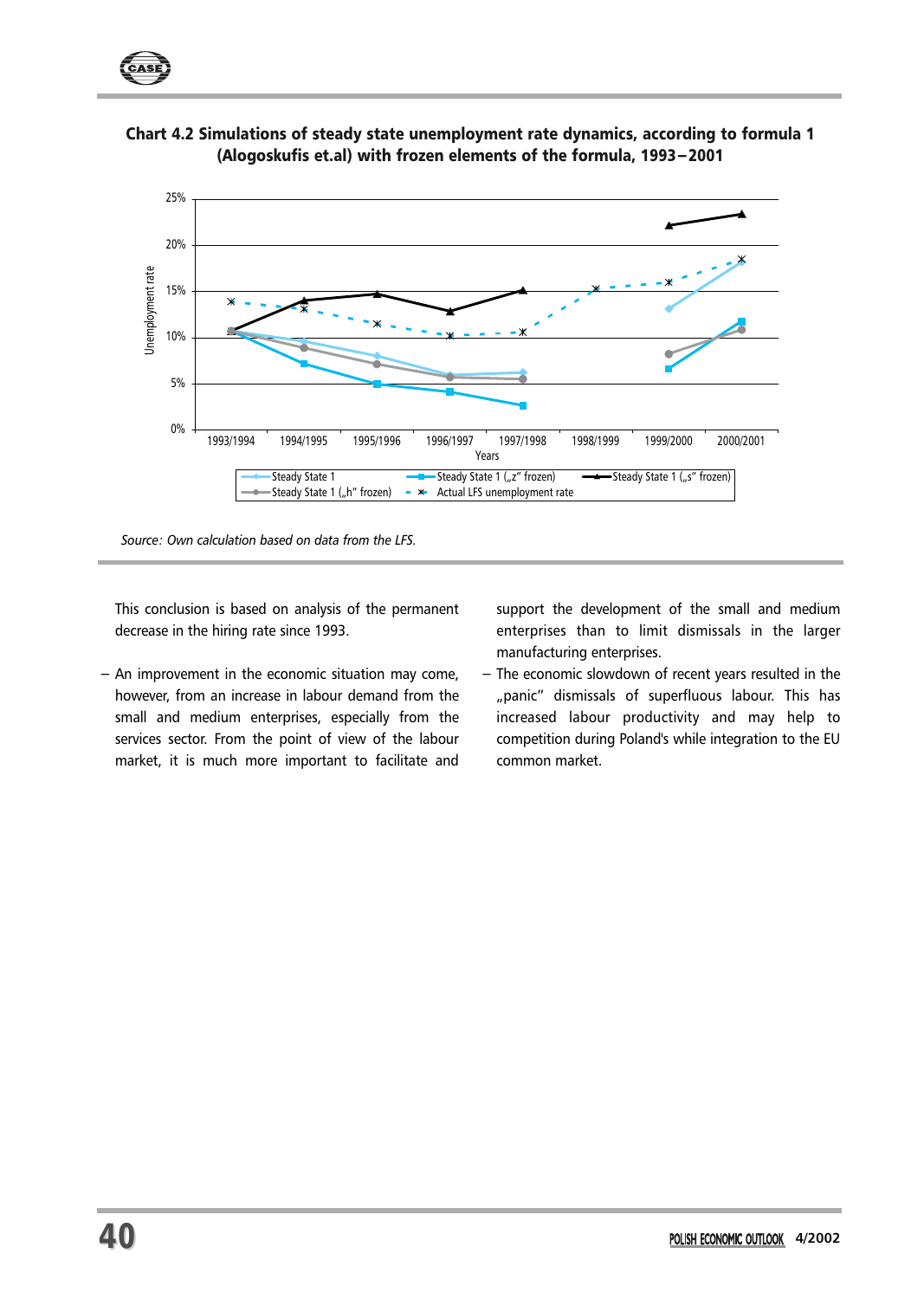**Chart 4.2 Simulations of steady state unemployment rate dynamics, according to formula 1 (Alogoskufis et.al) with frozen elements of the formula, 1993–2001**

25%
20%
15%
10%
5%
0%

Unemployment rate

1993/1994
1994/1995
1995/1996
1996/1997
1997/1998
1998/1999
1999/2000
2000/2001

Years

Steady State 1
Steady State 1 („z" frozen)
Steady State 1 („s" frozen)
Steady State 1 („h" frozen)
Actual LFS unemployment rate

*Source: Own calculation based on data from the LFS.*

This conclusion is based on analysis of the permanent decrease in the hiring rate since 1993.

- An improvement in the economic situation may come, however, from an increase in labour demand from the small and medium enterprises, especially from the services sector. From the point of view of the labour market, it is much more important to facilitate and support the development of the small and medium enterprises than to limit dismissals in the larger manufacturing enterprises.
- The economic slowdown of recent years resulted in the „panic" dismissals of superfluous labour. This has increased labour productivity and may help to competition during Poland's while integration to the EU common market.